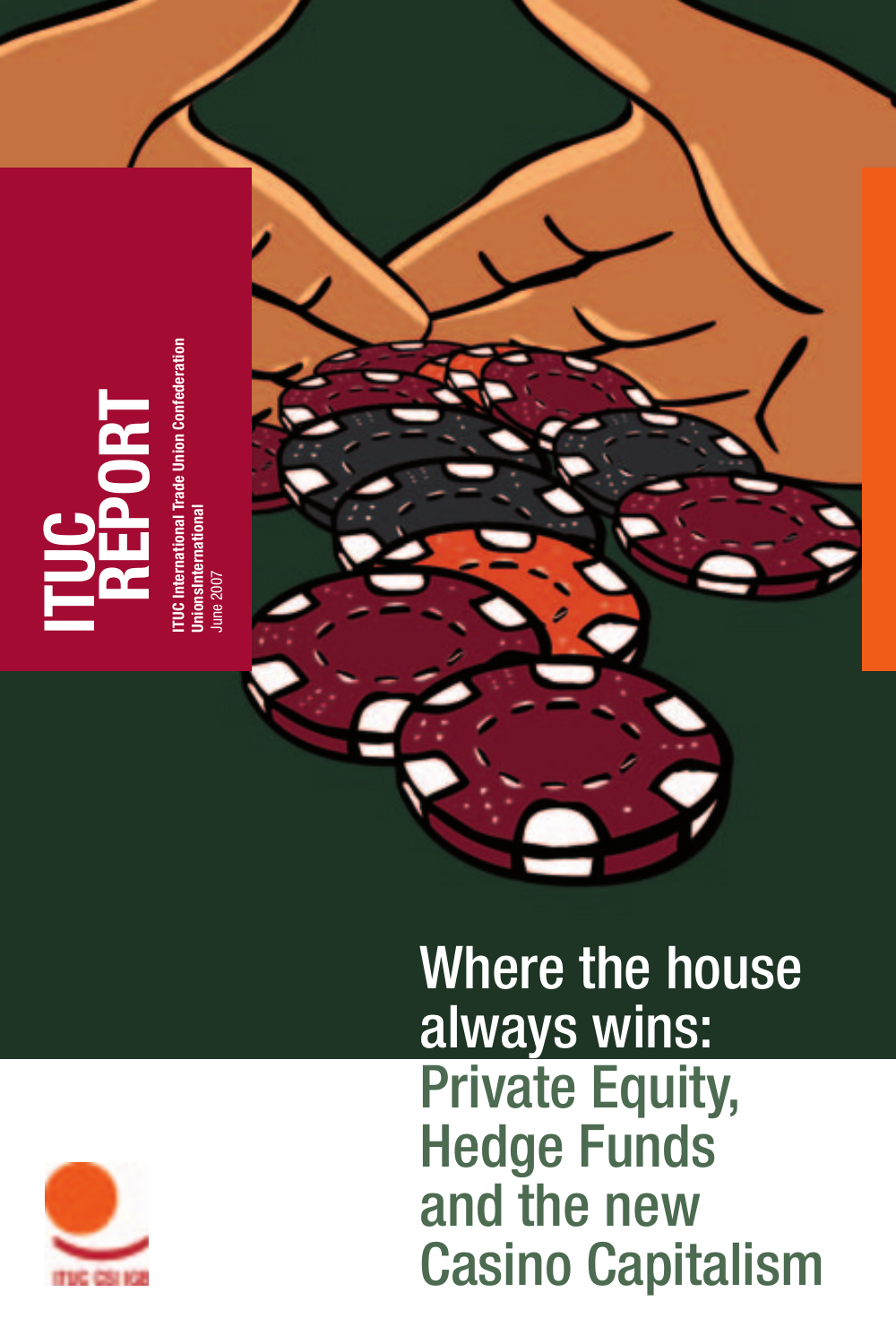# ITUC REPORT

**ITUC International Trade Union Confederation**
**UnionsInternational**
June 2007

# Where the house always wins: Private Equity, Hedge Funds and the new Casino Capitalism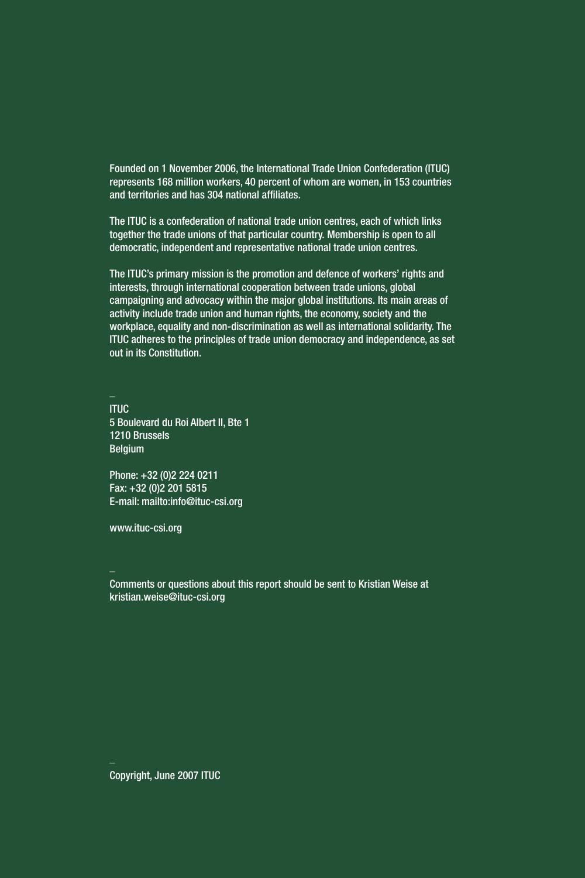Founded on 1 November 2006, the International Trade Union Confederation (ITUC) represents 168 million workers, 40 percent of whom are women, in 153 countries and territories and has 304 national affiliates.

The ITUC is a confederation of national trade union centres, each of which links together the trade unions of that particular country. Membership is open to all democratic, independent and representative national trade union centres.

The ITUC's primary mission is the promotion and defence of workers' rights and interests, through international cooperation between trade unions, global campaigning and advocacy within the major global institutions. Its main areas of activity include trade union and human rights, the economy, society and the workplace, equality and non-discrimination as well as international solidarity. The ITUC adheres to the principles of trade union democracy and independence, as set out in its Constitution.

–

ITUC
5 Boulevard du Roi Albert II, Bte 1
1210 Brussels
Belgium

Phone: +32 (0)2 224 0211
Fax: +32 (0)2 201 5815
E-mail: mailto:info@ituc-csi.org

www.ituc-csi.org

–

Comments or questions about this report should be sent to Kristian Weise at kristian.weise@ituc-csi.org

–

Copyright, June 2007 ITUC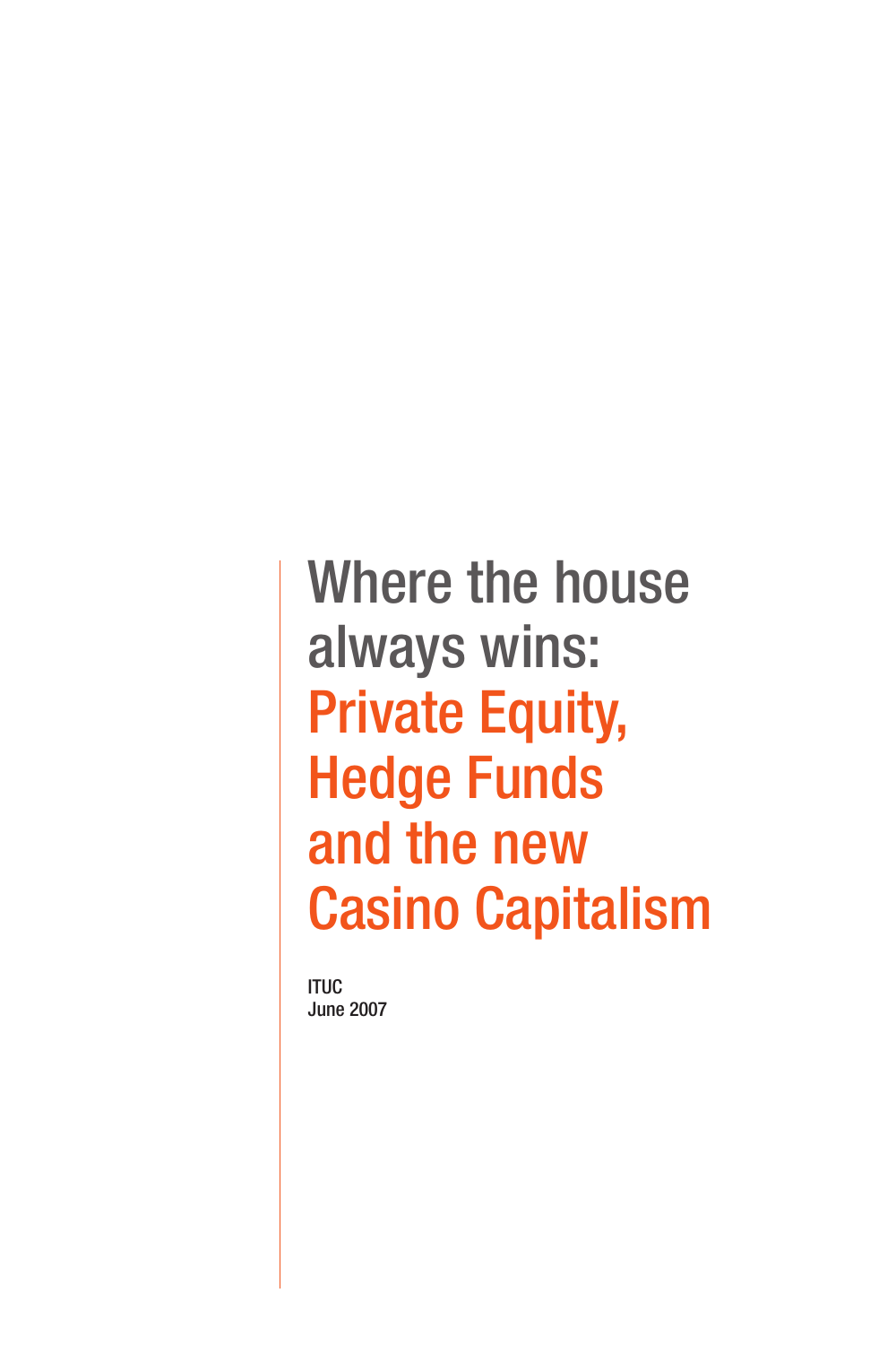# Where the house always wins: Private Equity, Hedge Funds and the new Casino Capitalism

ITUC
June 2007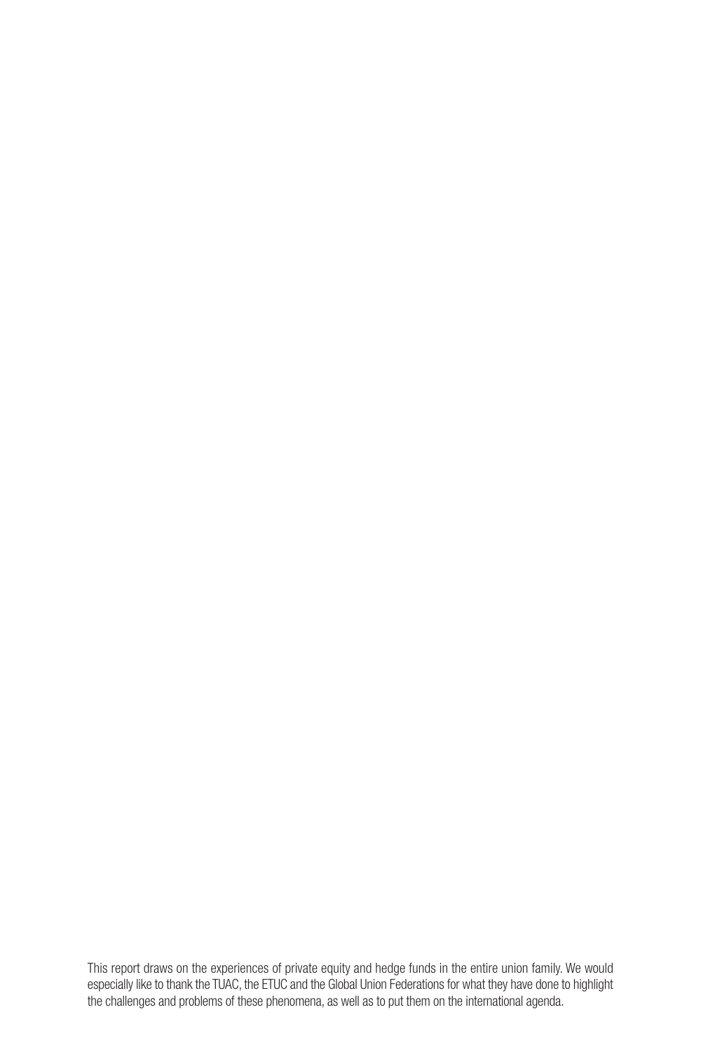This report draws on the experiences of private equity and hedge funds in the entire union family. We would especially like to thank the TUAC, the ETUC and the Global Union Federations for what they have done to highlight the challenges and problems of these phenomena, as well as to put them on the international agenda.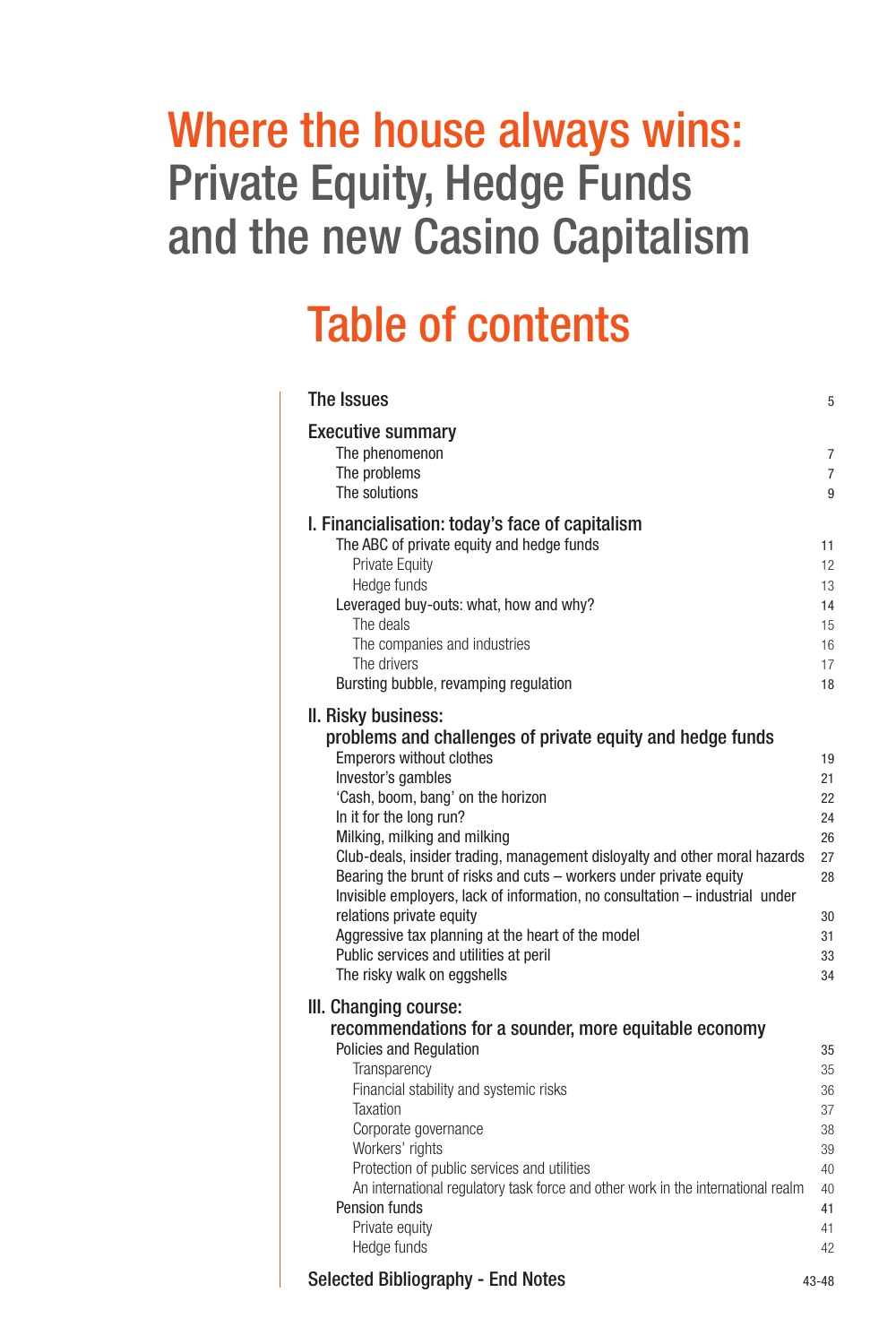# Where the house always wins: Private Equity, Hedge Funds and the new Casino Capitalism

## Table of contents

| | |
|---|---|
| **The Issues** | 5 |
| **Executive summary** | |
| The phenomenon | 7 |
| The problems | 7 |
| The solutions | 9 |
| **I. Financialisation: today's face of capitalism** | |
| The ABC of private equity and hedge funds | 11 |
| Private Equity | 12 |
| Hedge funds | 13 |
| Leveraged buy-outs: what, how and why? | 14 |
| The deals | 15 |
| The companies and industries | 16 |
| The drivers | 17 |
| Bursting bubble, revamping regulation | 18 |
| **II. Risky business: problems and challenges of private equity and hedge funds** | |
| Emperors without clothes | 19 |
| Investor's gambles | 21 |
| 'Cash, boom, bang' on the horizon | 22 |
| In it for the long run? | 24 |
| Milking, milking and milking | 26 |
| Club-deals, insider trading, management disloyalty and other moral hazards | 27 |
| Bearing the brunt of risks and cuts – workers under private equity | 28 |
| Invisible employers, lack of information, no consultation – industrial under relations private equity | 30 |
| Aggressive tax planning at the heart of the model | 31 |
| Public services and utilities at peril | 33 |
| The risky walk on eggshells | 34 |
| **III. Changing course: recommendations for a sounder, more equitable economy** | |
| Policies and Regulation | 35 |
| Transparency | 35 |
| Financial stability and systemic risks | 36 |
| Taxation | 37 |
| Corporate governance | 38 |
| Workers' rights | 39 |
| Protection of public services and utilities | 40 |
| An international regulatory task force and other work in the international realm | 40 |
| Pension funds | 41 |
| Private equity | 41 |
| Hedge funds | 42 |
| **Selected Bibliography - End Notes** | 43-48 |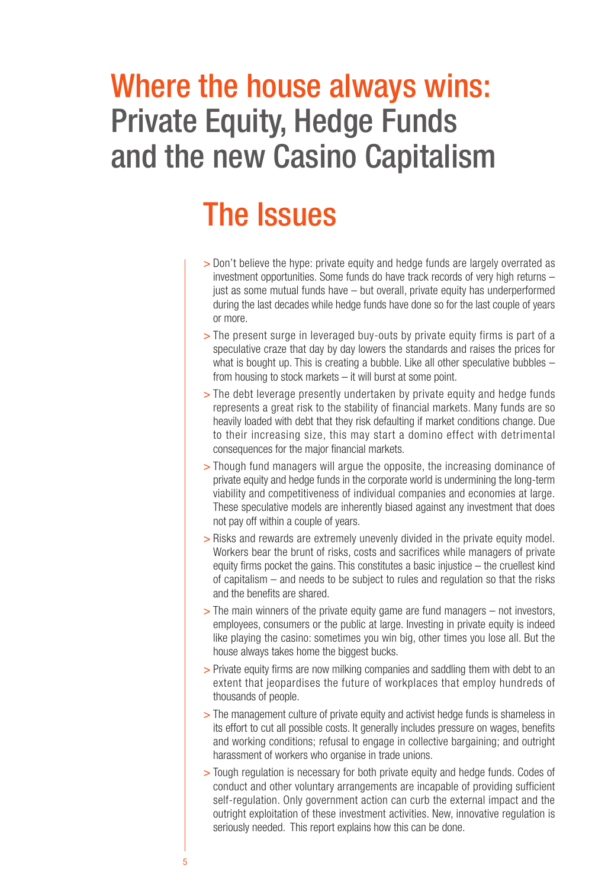# Where the house always wins: Private Equity, Hedge Funds and the new Casino Capitalism

## The Issues

> Don't believe the hype: private equity and hedge funds are largely overrated as investment opportunities. Some funds do have track records of very high returns – just as some mutual funds have – but overall, private equity has underperformed during the last decades while hedge funds have done so for the last couple of years or more.

> The present surge in leveraged buy-outs by private equity firms is part of a speculative craze that day by day lowers the standards and raises the prices for what is bought up. This is creating a bubble. Like all other speculative bubbles – from housing to stock markets – it will burst at some point.

> The debt leverage presently undertaken by private equity and hedge funds represents a great risk to the stability of financial markets. Many funds are so heavily loaded with debt that they risk defaulting if market conditions change. Due to their increasing size, this may start a domino effect with detrimental consequences for the major financial markets.

> Though fund managers will argue the opposite, the increasing dominance of private equity and hedge funds in the corporate world is undermining the long-term viability and competitiveness of individual companies and economies at large. These speculative models are inherently biased against any investment that does not pay off within a couple of years.

> Risks and rewards are extremely unevenly divided in the private equity model. Workers bear the brunt of risks, costs and sacrifices while managers of private equity firms pocket the gains. This constitutes a basic injustice – the cruellest kind of capitalism – and needs to be subject to rules and regulation so that the risks and the benefits are shared.

> The main winners of the private equity game are fund managers – not investors, employees, consumers or the public at large. Investing in private equity is indeed like playing the casino: sometimes you win big, other times you lose all. But the house always takes home the biggest bucks.

> Private equity firms are now milking companies and saddling them with debt to an extent that jeopardises the future of workplaces that employ hundreds of thousands of people.

> The management culture of private equity and activist hedge funds is shameless in its effort to cut all possible costs. It generally includes pressure on wages, benefits and working conditions; refusal to engage in collective bargaining; and outright harassment of workers who organise in trade unions.

> Tough regulation is necessary for both private equity and hedge funds. Codes of conduct and other voluntary arrangements are incapable of providing sufficient self-regulation. Only government action can curb the external impact and the outright exploitation of these investment activities. New, innovative regulation is seriously needed. This report explains how this can be done.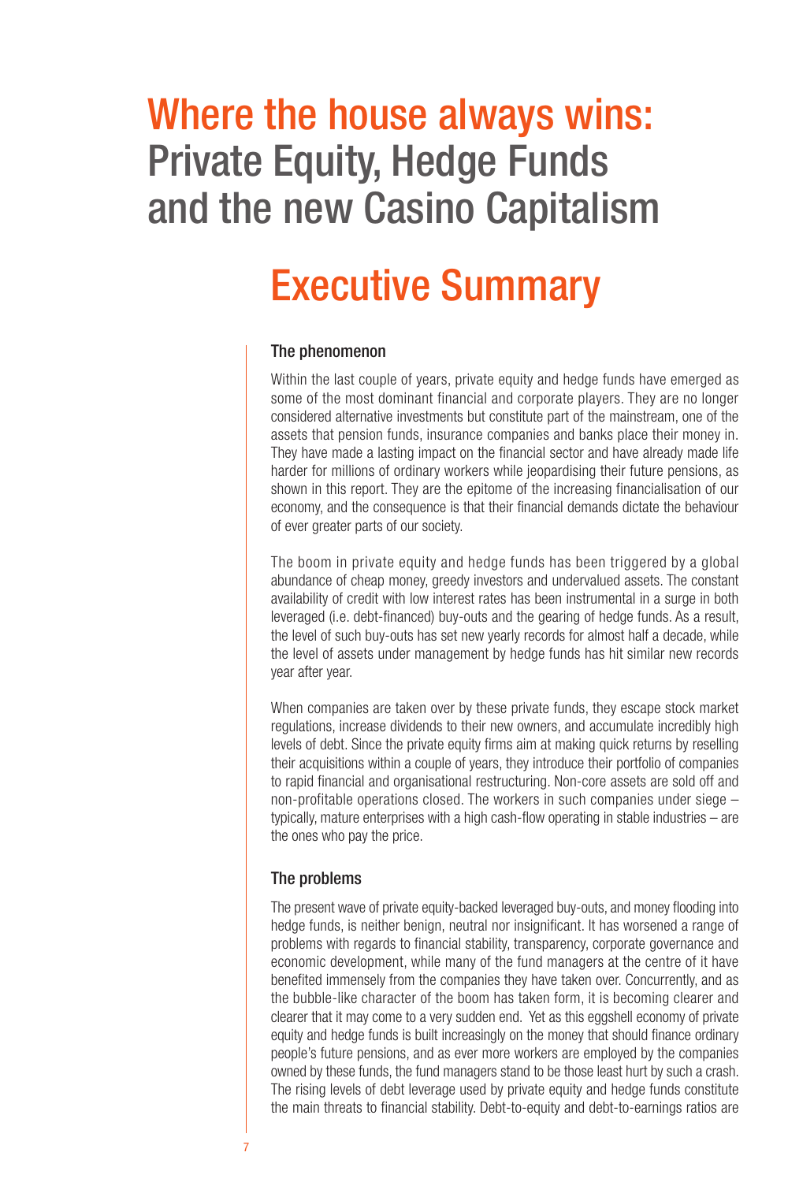# Where the house always wins: Private Equity, Hedge Funds and the new Casino Capitalism

# Executive Summary

### The phenomenon

Within the last couple of years, private equity and hedge funds have emerged as some of the most dominant financial and corporate players. They are no longer considered alternative investments but constitute part of the mainstream, one of the assets that pension funds, insurance companies and banks place their money in. They have made a lasting impact on the financial sector and have already made life harder for millions of ordinary workers while jeopardising their future pensions, as shown in this report. They are the epitome of the increasing financialisation of our economy, and the consequence is that their financial demands dictate the behaviour of ever greater parts of our society.

The boom in private equity and hedge funds has been triggered by a global abundance of cheap money, greedy investors and undervalued assets. The constant availability of credit with low interest rates has been instrumental in a surge in both leveraged (i.e. debt-financed) buy-outs and the gearing of hedge funds. As a result, the level of such buy-outs has set new yearly records for almost half a decade, while the level of assets under management by hedge funds has hit similar new records year after year.

When companies are taken over by these private funds, they escape stock market regulations, increase dividends to their new owners, and accumulate incredibly high levels of debt. Since the private equity firms aim at making quick returns by reselling their acquisitions within a couple of years, they introduce their portfolio of companies to rapid financial and organisational restructuring. Non-core assets are sold off and non-profitable operations closed. The workers in such companies under siege – typically, mature enterprises with a high cash-flow operating in stable industries – are the ones who pay the price.

### The problems

The present wave of private equity-backed leveraged buy-outs, and money flooding into hedge funds, is neither benign, neutral nor insignificant. It has worsened a range of problems with regards to financial stability, transparency, corporate governance and economic development, while many of the fund managers at the centre of it have benefited immensely from the companies they have taken over. Concurrently, and as the bubble-like character of the boom has taken form, it is becoming clearer and clearer that it may come to a very sudden end. Yet as this eggshell economy of private equity and hedge funds is built increasingly on the money that should finance ordinary people's future pensions, and as ever more workers are employed by the companies owned by these funds, the fund managers stand to be those least hurt by such a crash. The rising levels of debt leverage used by private equity and hedge funds constitute the main threats to financial stability. Debt-to-equity and debt-to-earnings ratios are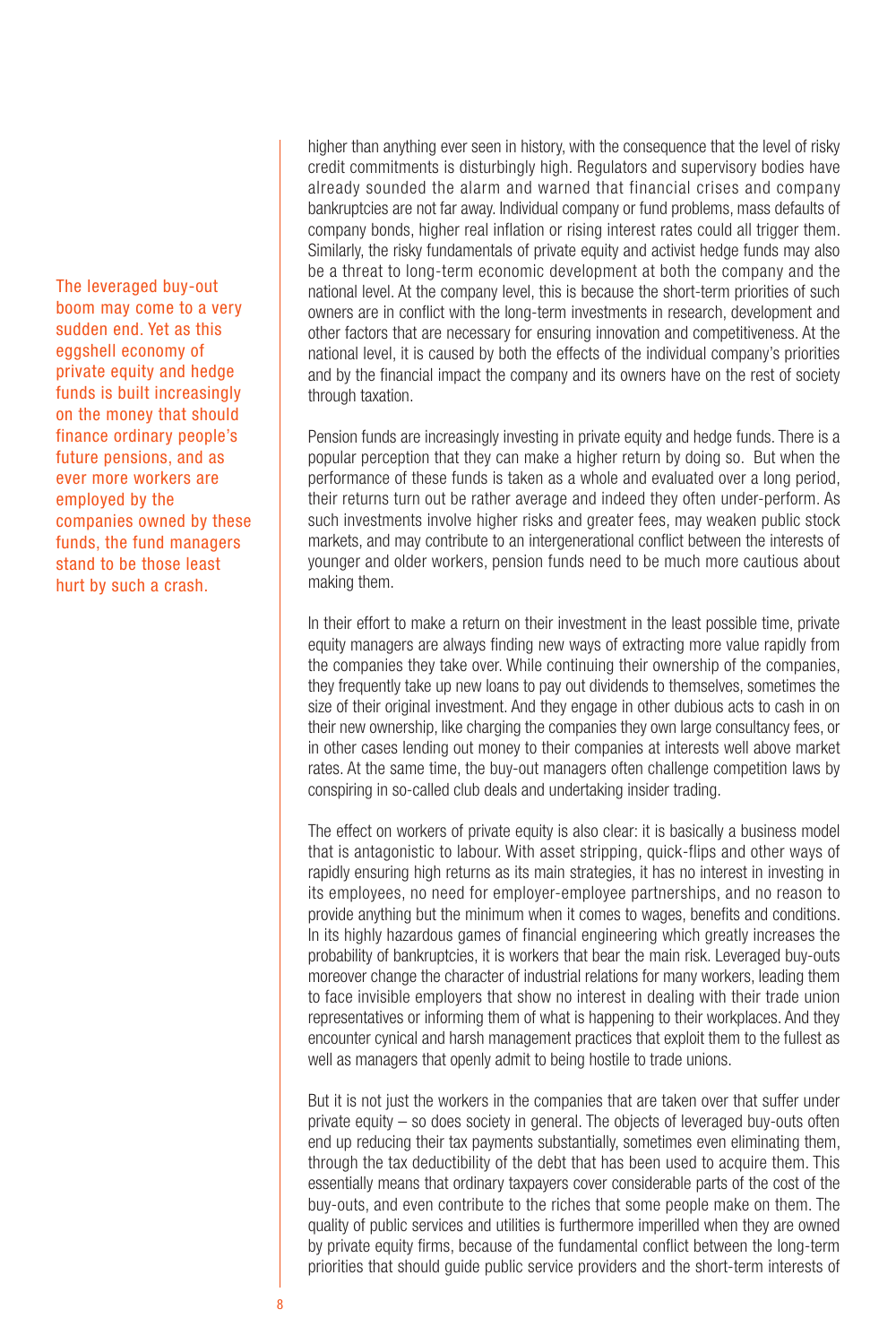> The leveraged buy-out boom may come to a very sudden end. Yet as this eggshell economy of private equity and hedge funds is built increasingly on the money that should finance ordinary people's future pensions, and as ever more workers are employed by the companies owned by these funds, the fund managers stand to be those least hurt by such a crash.

higher than anything ever seen in history, with the consequence that the level of risky credit commitments is disturbingly high. Regulators and supervisory bodies have already sounded the alarm and warned that financial crises and company bankruptcies are not far away. Individual company or fund problems, mass defaults of company bonds, higher real inflation or rising interest rates could all trigger them. Similarly, the risky fundamentals of private equity and activist hedge funds may also be a threat to long-term economic development at both the company and the national level. At the company level, this is because the short-term priorities of such owners are in conflict with the long-term investments in research, development and other factors that are necessary for ensuring innovation and competitiveness. At the national level, it is caused by both the effects of the individual company's priorities and by the financial impact the company and its owners have on the rest of society through taxation.

Pension funds are increasingly investing in private equity and hedge funds. There is a popular perception that they can make a higher return by doing so. But when the performance of these funds is taken as a whole and evaluated over a long period, their returns turn out be rather average and indeed they often under-perform. As such investments involve higher risks and greater fees, may weaken public stock markets, and may contribute to an intergenerational conflict between the interests of younger and older workers, pension funds need to be much more cautious about making them.

In their effort to make a return on their investment in the least possible time, private equity managers are always finding new ways of extracting more value rapidly from the companies they take over. While continuing their ownership of the companies, they frequently take up new loans to pay out dividends to themselves, sometimes the size of their original investment. And they engage in other dubious acts to cash in on their new ownership, like charging the companies they own large consultancy fees, or in other cases lending out money to their companies at interests well above market rates. At the same time, the buy-out managers often challenge competition laws by conspiring in so-called club deals and undertaking insider trading.

The effect on workers of private equity is also clear: it is basically a business model that is antagonistic to labour. With asset stripping, quick-flips and other ways of rapidly ensuring high returns as its main strategies, it has no interest in investing in its employees, no need for employer-employee partnerships, and no reason to provide anything but the minimum when it comes to wages, benefits and conditions. In its highly hazardous games of financial engineering which greatly increases the probability of bankruptcies, it is workers that bear the main risk. Leveraged buy-outs moreover change the character of industrial relations for many workers, leading them to face invisible employers that show no interest in dealing with their trade union representatives or informing them of what is happening to their workplaces. And they encounter cynical and harsh management practices that exploit them to the fullest as well as managers that openly admit to being hostile to trade unions.

But it is not just the workers in the companies that are taken over that suffer under private equity – so does society in general. The objects of leveraged buy-outs often end up reducing their tax payments substantially, sometimes even eliminating them, through the tax deductibility of the debt that has been used to acquire them. This essentially means that ordinary taxpayers cover considerable parts of the cost of the buy-outs, and even contribute to the riches that some people make on them. The quality of public services and utilities is furthermore imperilled when they are owned by private equity firms, because of the fundamental conflict between the long-term priorities that should guide public service providers and the short-term interests of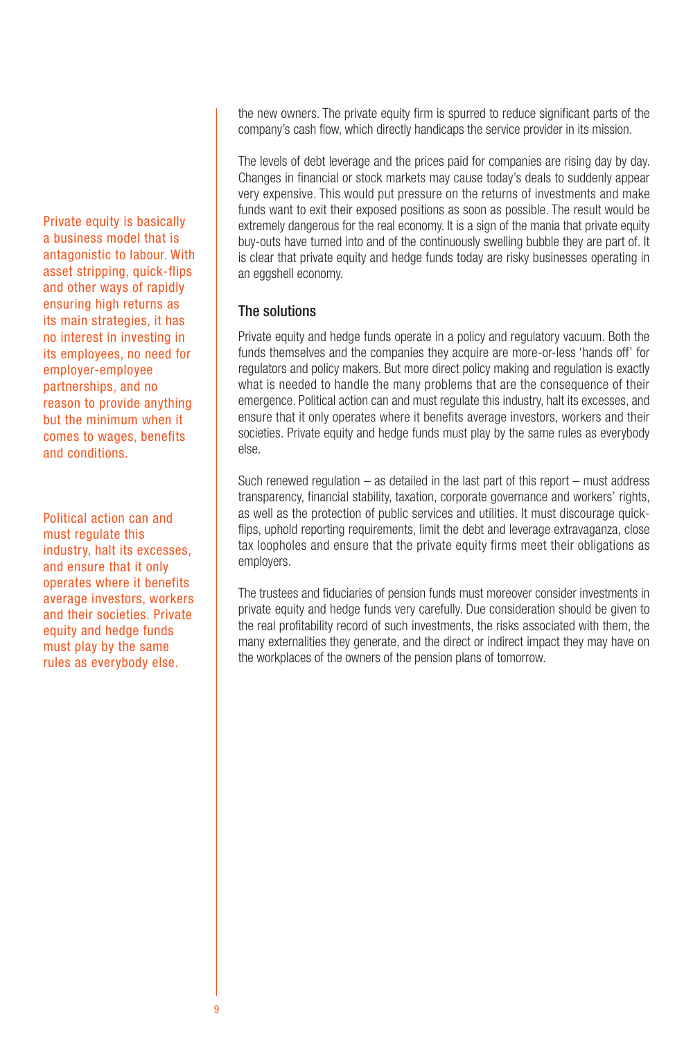the new owners. The private equity firm is spurred to reduce significant parts of the company's cash flow, which directly handicaps the service provider in its mission.

The levels of debt leverage and the prices paid for companies are rising day by day. Changes in financial or stock markets may cause today's deals to suddenly appear very expensive. This would put pressure on the returns of investments and make funds want to exit their exposed positions as soon as possible. The result would be extremely dangerous for the real economy. It is a sign of the mania that private equity buy-outs have turned into and of the continuously swelling bubble they are part of. It is clear that private equity and hedge funds today are risky businesses operating in an eggshell economy.

Private equity is basically a business model that is antagonistic to labour. With asset stripping, quick-flips and other ways of rapidly ensuring high returns as its main strategies, it has no interest in investing in its employees, no need for employer-employee partnerships, and no reason to provide anything but the minimum when it comes to wages, benefits and conditions.

## The solutions

Private equity and hedge funds operate in a policy and regulatory vacuum. Both the funds themselves and the companies they acquire are more-or-less 'hands off' for regulators and policy makers. But more direct policy making and regulation is exactly what is needed to handle the many problems that are the consequence of their emergence. Political action can and must regulate this industry, halt its excesses, and ensure that it only operates where it benefits average investors, workers and their societies. Private equity and hedge funds must play by the same rules as everybody else.

Political action can and must regulate this industry, halt its excesses, and ensure that it only operates where it benefits average investors, workers and their societies. Private equity and hedge funds must play by the same rules as everybody else.

Such renewed regulation – as detailed in the last part of this report – must address transparency, financial stability, taxation, corporate governance and workers' rights, as well as the protection of public services and utilities. It must discourage quick-flips, uphold reporting requirements, limit the debt and leverage extravaganza, close tax loopholes and ensure that the private equity firms meet their obligations as employers.

The trustees and fiduciaries of pension funds must moreover consider investments in private equity and hedge funds very carefully. Due consideration should be given to the real profitability record of such investments, the risks associated with them, the many externalities they generate, and the direct or indirect impact they may have on the workplaces of the owners of the pension plans of tomorrow.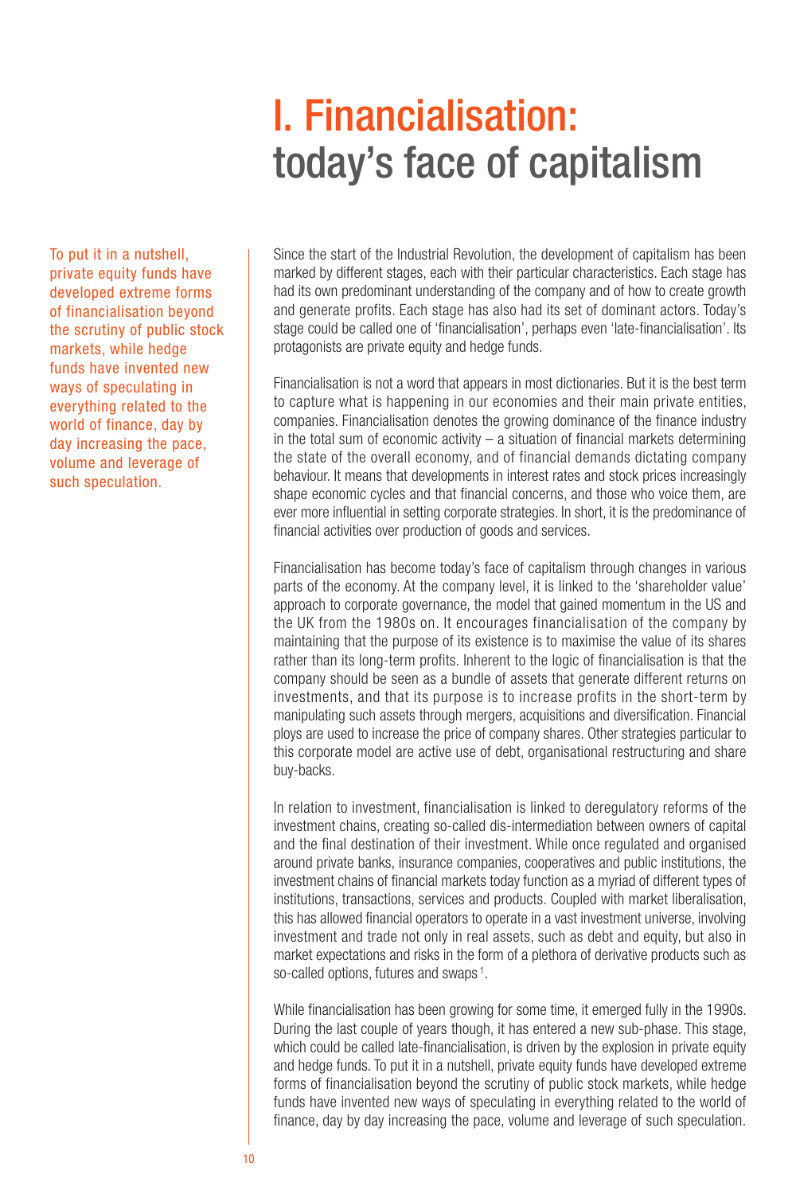# I. Financialisation: today's face of capitalism

To put it in a nutshell, private equity funds have developed extreme forms of financialisation beyond the scrutiny of public stock markets, while hedge funds have invented new ways of speculating in everything related to the world of finance, day by day increasing the pace, volume and leverage of such speculation.

Since the start of the Industrial Revolution, the development of capitalism has been marked by different stages, each with their particular characteristics. Each stage has had its own predominant understanding of the company and of how to create growth and generate profits. Each stage has also had its set of dominant actors. Today's stage could be called one of 'financialisation', perhaps even 'late-financialisation'. Its protagonists are private equity and hedge funds.

Financialisation is not a word that appears in most dictionaries. But it is the best term to capture what is happening in our economies and their main private entities, companies. Financialisation denotes the growing dominance of the finance industry in the total sum of economic activity – a situation of financial markets determining the state of the overall economy, and of financial demands dictating company behaviour. It means that developments in interest rates and stock prices increasingly shape economic cycles and that financial concerns, and those who voice them, are ever more influential in setting corporate strategies. In short, it is the predominance of financial activities over production of goods and services.

Financialisation has become today's face of capitalism through changes in various parts of the economy. At the company level, it is linked to the 'shareholder value' approach to corporate governance, the model that gained momentum in the US and the UK from the 1980s on. It encourages financialisation of the company by maintaining that the purpose of its existence is to maximise the value of its shares rather than its long-term profits. Inherent to the logic of financialisation is that the company should be seen as a bundle of assets that generate different returns on investments, and that its purpose is to increase profits in the short-term by manipulating such assets through mergers, acquisitions and diversification. Financial ploys are used to increase the price of company shares. Other strategies particular to this corporate model are active use of debt, organisational restructuring and share buy-backs.

In relation to investment, financialisation is linked to deregulatory reforms of the investment chains, creating so-called dis-intermediation between owners of capital and the final destination of their investment. While once regulated and organised around private banks, insurance companies, cooperatives and public institutions, the investment chains of financial markets today function as a myriad of different types of institutions, transactions, services and products. Coupled with market liberalisation, this has allowed financial operators to operate in a vast investment universe, involving investment and trade not only in real assets, such as debt and equity, but also in market expectations and risks in the form of a plethora of derivative products such as so-called options, futures and swaps [1].

While financialisation has been growing for some time, it emerged fully in the 1990s. During the last couple of years though, it has entered a new sub-phase. This stage, which could be called late-financialisation, is driven by the explosion in private equity and hedge funds. To put it in a nutshell, private equity funds have developed extreme forms of financialisation beyond the scrutiny of public stock markets, while hedge funds have invented new ways of speculating in everything related to the world of finance, day by day increasing the pace, volume and leverage of such speculation.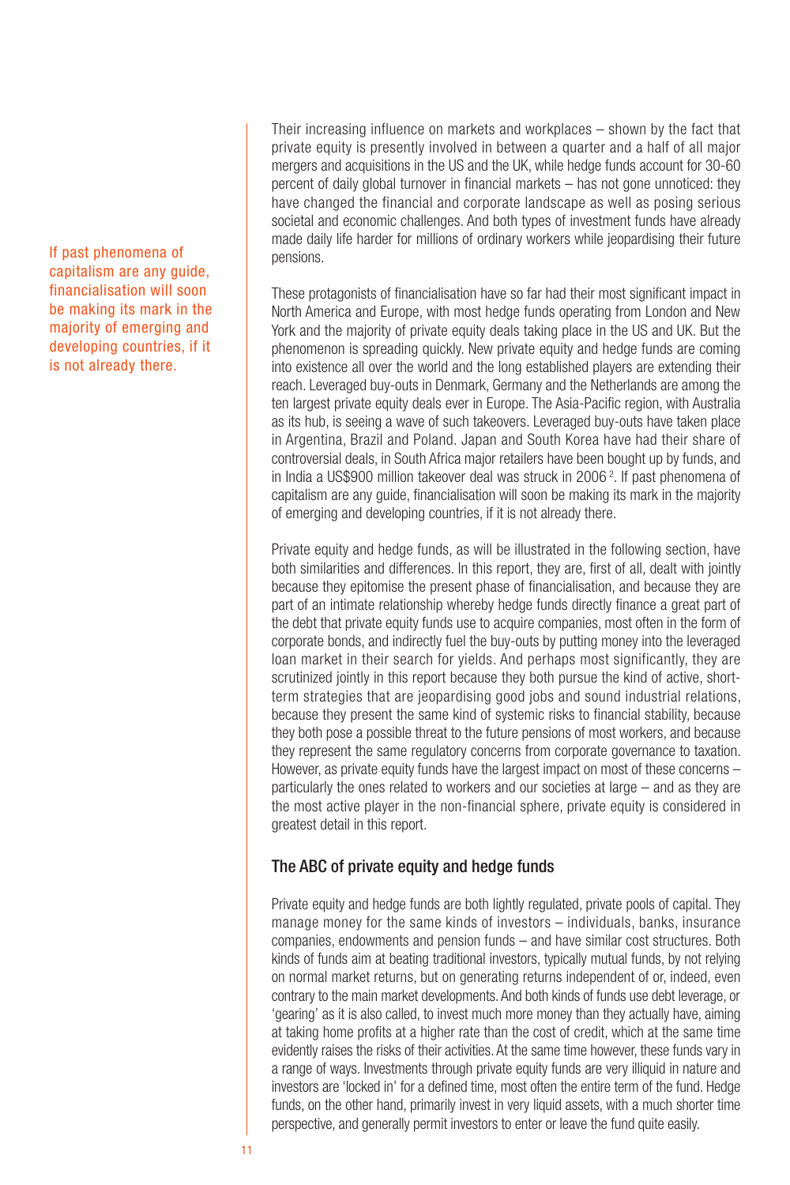Their increasing influence on markets and workplaces – shown by the fact that private equity is presently involved in between a quarter and a half of all major mergers and acquisitions in the US and the UK, while hedge funds account for 30-60 percent of daily global turnover in financial markets – has not gone unnoticed: they have changed the financial and corporate landscape as well as posing serious societal and economic challenges. And both types of investment funds have already made daily life harder for millions of ordinary workers while jeopardising their future pensions.

> If past phenomena of capitalism are any guide, financialisation will soon be making its mark in the majority of emerging and developing countries, if it is not already there.

These protagonists of financialisation have so far had their most significant impact in North America and Europe, with most hedge funds operating from London and New York and the majority of private equity deals taking place in the US and UK. But the phenomenon is spreading quickly. New private equity and hedge funds are coming into existence all over the world and the long established players are extending their reach. Leveraged buy-outs in Denmark, Germany and the Netherlands are among the ten largest private equity deals ever in Europe. The Asia-Pacific region, with Australia as its hub, is seeing a wave of such takeovers. Leveraged buy-outs have taken place in Argentina, Brazil and Poland. Japan and South Korea have had their share of controversial deals, in South Africa major retailers have been bought up by funds, and in India a US$900 million takeover deal was struck in 2006 [2]. If past phenomena of capitalism are any guide, financialisation will soon be making its mark in the majority of emerging and developing countries, if it is not already there.

Private equity and hedge funds, as will be illustrated in the following section, have both similarities and differences. In this report, they are, first of all, dealt with jointly because they epitomise the present phase of financialisation, and because they are part of an intimate relationship whereby hedge funds directly finance a great part of the debt that private equity funds use to acquire companies, most often in the form of corporate bonds, and indirectly fuel the buy-outs by putting money into the leveraged loan market in their search for yields. And perhaps most significantly, they are scrutinized jointly in this report because they both pursue the kind of active, short-term strategies that are jeopardising good jobs and sound industrial relations, because they present the same kind of systemic risks to financial stability, because they both pose a possible threat to the future pensions of most workers, and because they represent the same regulatory concerns from corporate governance to taxation. However, as private equity funds have the largest impact on most of these concerns – particularly the ones related to workers and our societies at large – and as they are the most active player in the non-financial sphere, private equity is considered in greatest detail in this report.

## The ABC of private equity and hedge funds

Private equity and hedge funds are both lightly regulated, private pools of capital. They manage money for the same kinds of investors – individuals, banks, insurance companies, endowments and pension funds – and have similar cost structures. Both kinds of funds aim at beating traditional investors, typically mutual funds, by not relying on normal market returns, but on generating returns independent of or, indeed, even contrary to the main market developments. And both kinds of funds use debt leverage, or 'gearing' as it is also called, to invest much more money than they actually have, aiming at taking home profits at a higher rate than the cost of credit, which at the same time evidently raises the risks of their activities. At the same time however, these funds vary in a range of ways. Investments through private equity funds are very illiquid in nature and investors are 'locked in' for a defined time, most often the entire term of the fund. Hedge funds, on the other hand, primarily invest in very liquid assets, with a much shorter time perspective, and generally permit investors to enter or leave the fund quite easily.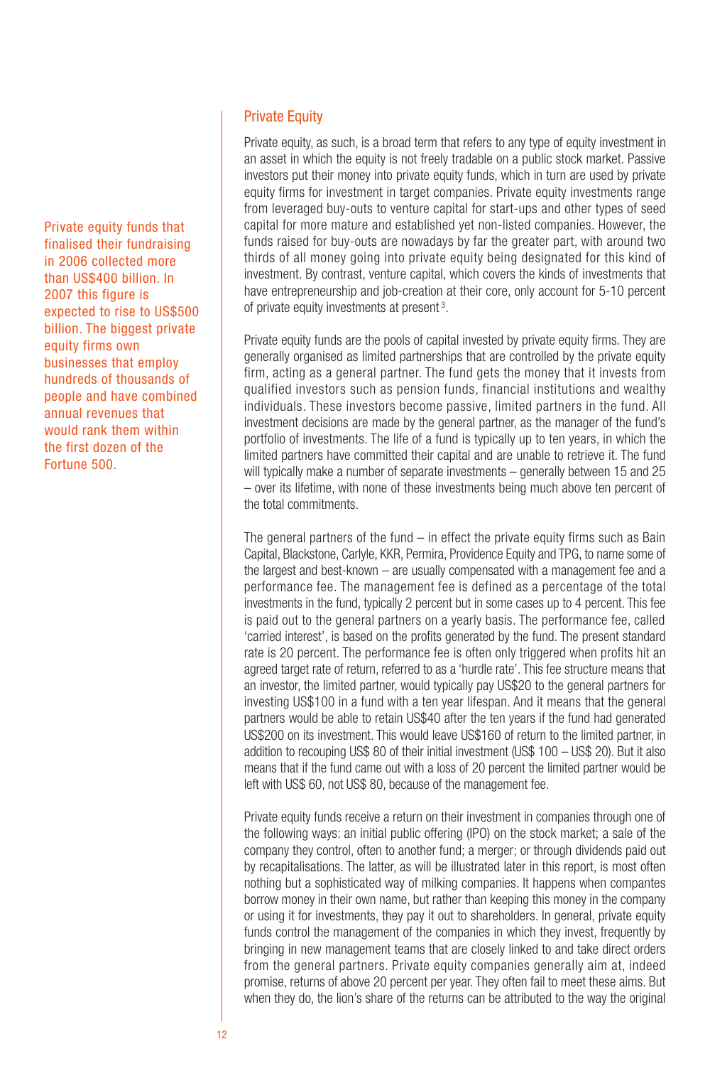Private equity funds that finalised their fundraising in 2006 collected more than US$400 billion. In 2007 this figure is expected to rise to US$500 billion. The biggest private equity firms own businesses that employ hundreds of thousands of people and have combined annual revenues that would rank them within the first dozen of the Fortune 500.

## Private Equity

Private equity, as such, is a broad term that refers to any type of equity investment in an asset in which the equity is not freely tradable on a public stock market. Passive investors put their money into private equity funds, which in turn are used by private equity firms for investment in target companies. Private equity investments range from leveraged buy-outs to venture capital for start-ups and other types of seed capital for more mature and established yet non-listed companies. However, the funds raised for buy-outs are nowadays by far the greater part, with around two thirds of all money going into private equity being designated for this kind of investment. By contrast, venture capital, which covers the kinds of investments that have entrepreneurship and job-creation at their core, only account for 5-10 percent of private equity investments at present [3].

Private equity funds are the pools of capital invested by private equity firms. They are generally organised as limited partnerships that are controlled by the private equity firm, acting as a general partner. The fund gets the money that it invests from qualified investors such as pension funds, financial institutions and wealthy individuals. These investors become passive, limited partners in the fund. All investment decisions are made by the general partner, as the manager of the fund's portfolio of investments. The life of a fund is typically up to ten years, in which the limited partners have committed their capital and are unable to retrieve it. The fund will typically make a number of separate investments – generally between 15 and 25 – over its lifetime, with none of these investments being much above ten percent of the total commitments.

The general partners of the fund – in effect the private equity firms such as Bain Capital, Blackstone, Carlyle, KKR, Permira, Providence Equity and TPG, to name some of the largest and best-known – are usually compensated with a management fee and a performance fee. The management fee is defined as a percentage of the total investments in the fund, typically 2 percent but in some cases up to 4 percent. This fee is paid out to the general partners on a yearly basis. The performance fee, called 'carried interest', is based on the profits generated by the fund. The present standard rate is 20 percent. The performance fee is often only triggered when profits hit an agreed target rate of return, referred to as a 'hurdle rate'. This fee structure means that an investor, the limited partner, would typically pay US$20 to the general partners for investing US$100 in a fund with a ten year lifespan. And it means that the general partners would be able to retain US$40 after the ten years if the fund had generated US$200 on its investment. This would leave US$160 of return to the limited partner, in addition to recouping US$ 80 of their initial investment (US$ 100 – US$ 20). But it also means that if the fund came out with a loss of 20 percent the limited partner would be left with US$ 60, not US$ 80, because of the management fee.

Private equity funds receive a return on their investment in companies through one of the following ways: an initial public offering (IPO) on the stock market; a sale of the company they control, often to another fund; a merger; or through dividends paid out by recapitalisations. The latter, as will be illustrated later in this report, is most often nothing but a sophisticated way of milking companies. It happens when compantes borrow money in their own name, but rather than keeping this money in the company or using it for investments, they pay it out to shareholders. In general, private equity funds control the management of the companies in which they invest, frequently by bringing in new management teams that are closely linked to and take direct orders from the general partners. Private equity companies generally aim at, indeed promise, returns of above 20 percent per year. They often fail to meet these aims. But when they do, the lion's share of the returns can be attributed to the way the original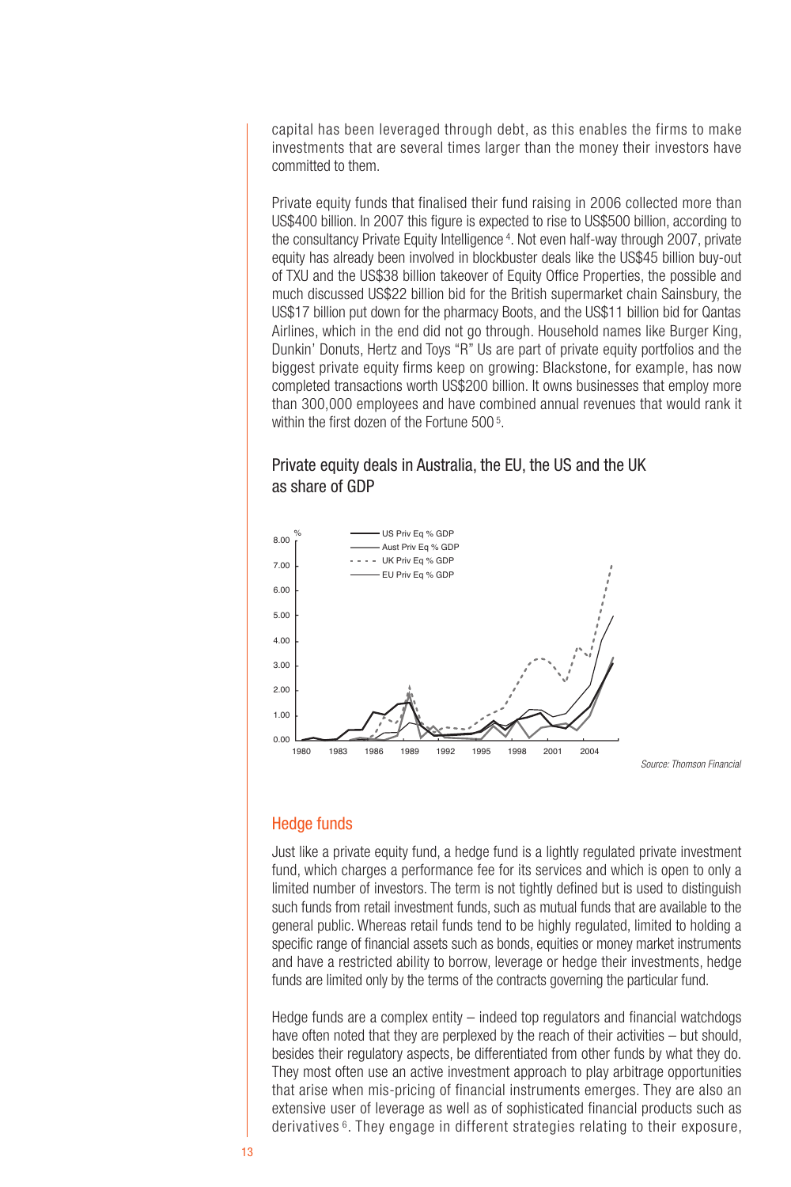capital has been leveraged through debt, as this enables the firms to make investments that are several times larger than the money their investors have committed to them.

Private equity funds that finalised their fund raising in 2006 collected more than US$400 billion. In 2007 this figure is expected to rise to US$500 billion, according to the consultancy Private Equity Intelligence [4]. Not even half-way through 2007, private equity has already been involved in blockbuster deals like the US$45 billion buy-out of TXU and the US$38 billion takeover of Equity Office Properties, the possible and much discussed US$22 billion bid for the British supermarket chain Sainsbury, the US$17 billion put down for the pharmacy Boots, and the US$11 billion bid for Qantas Airlines, which in the end did not go through. Household names like Burger King, Dunkin' Donuts, Hertz and Toys "R" Us are part of private equity portfolios and the biggest private equity firms keep on growing: Blackstone, for example, has now completed transactions worth US$200 billion. It owns businesses that employ more than 300,000 employees and have combined annual revenues that would rank it within the first dozen of the Fortune 500 [5].

## Private equity deals in Australia, the EU, the US and the UK as share of GDP

%
8.00
7.00
6.00
5.00
4.00
3.00
2.00
1.00
0.00
1980 1983 1986 1989 1992 1995 1998 2001 2004

US Priv Eq % GDP
Aust Priv Eq % GDP
UK Priv Eq % GDP
EU Priv Eq % GDP

*Source: Thomson Financial*

## Hedge funds

Just like a private equity fund, a hedge fund is a lightly regulated private investment fund, which charges a performance fee for its services and which is open to only a limited number of investors. The term is not tightly defined but is used to distinguish such funds from retail investment funds, such as mutual funds that are available to the general public. Whereas retail funds tend to be highly regulated, limited to holding a specific range of financial assets such as bonds, equities or money market instruments and have a restricted ability to borrow, leverage or hedge their investments, hedge funds are limited only by the terms of the contracts governing the particular fund.

Hedge funds are a complex entity – indeed top regulators and financial watchdogs have often noted that they are perplexed by the reach of their activities – but should, besides their regulatory aspects, be differentiated from other funds by what they do. They most often use an active investment approach to play arbitrage opportunities that arise when mis-pricing of financial instruments emerges. They are also an extensive user of leverage as well as of sophisticated financial products such as derivatives [6]. They engage in different strategies relating to their exposure,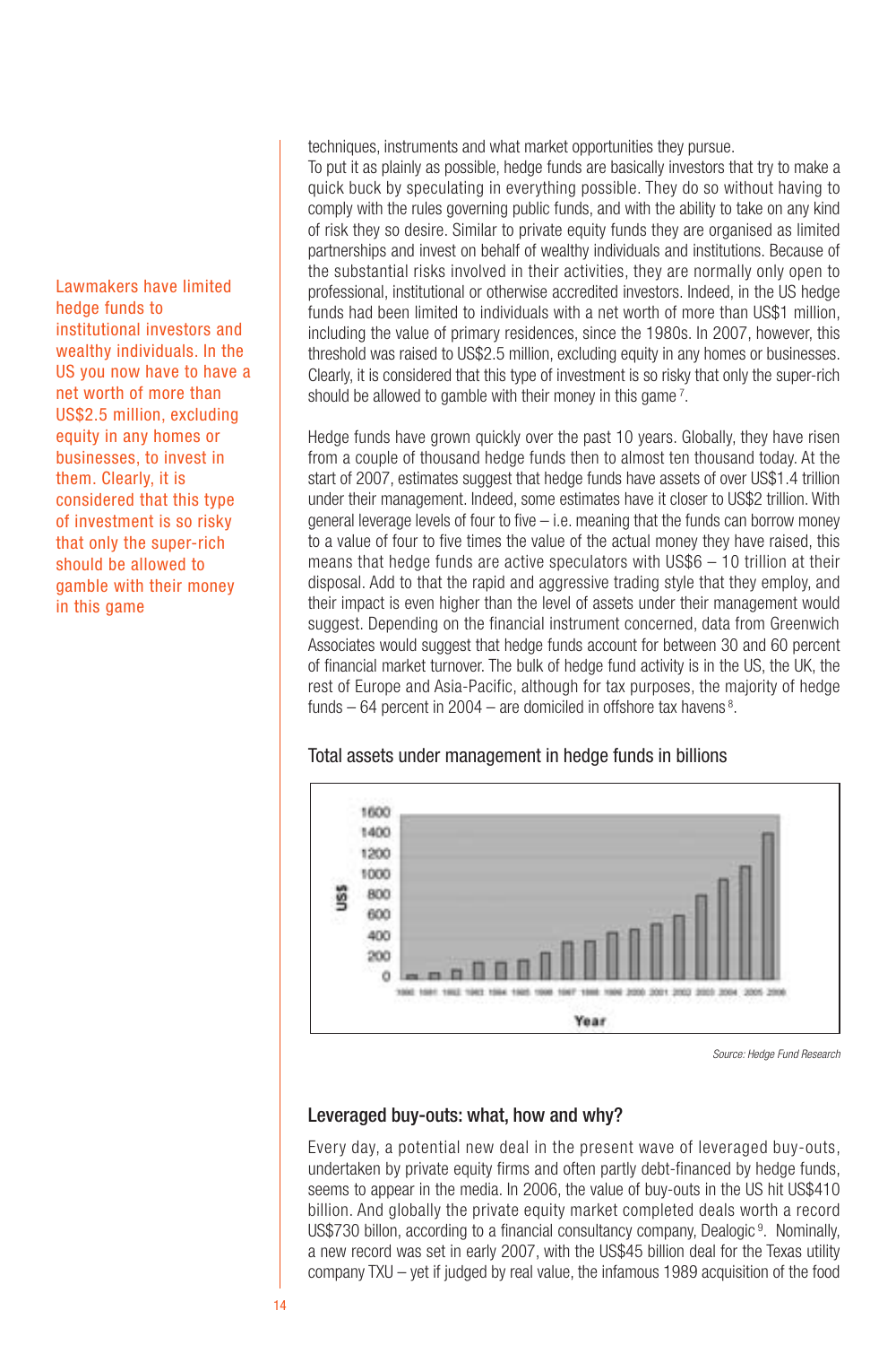techniques, instruments and what market opportunities they pursue.

To put it as plainly as possible, hedge funds are basically investors that try to make a quick buck by speculating in everything possible. They do so without having to comply with the rules governing public funds, and with the ability to take on any kind of risk they so desire. Similar to private equity funds they are organised as limited partnerships and invest on behalf of wealthy individuals and institutions. Because of the substantial risks involved in their activities, they are normally only open to professional, institutional or otherwise accredited investors. Indeed, in the US hedge funds had been limited to individuals with a net worth of more than US$1 million, including the value of primary residences, since the 1980s. In 2007, however, this threshold was raised to US$2.5 million, excluding equity in any homes or businesses. Clearly, it is considered that this type of investment is so risky that only the super-rich should be allowed to gamble with their money in this game [7].

> Lawmakers have limited hedge funds to institutional investors and wealthy individuals. In the US you now have to have a net worth of more than US$2.5 million, excluding equity in any homes or businesses, to invest in them. Clearly, it is considered that this type of investment is so risky that only the super-rich should be allowed to gamble with their money in this game

Hedge funds have grown quickly over the past 10 years. Globally, they have risen from a couple of thousand hedge funds then to almost ten thousand today. At the start of 2007, estimates suggest that hedge funds have assets of over US$1.4 trillion under their management. Indeed, some estimates have it closer to US$2 trillion. With general leverage levels of four to five – i.e. meaning that the funds can borrow money to a value of four to five times the value of the actual money they have raised, this means that hedge funds are active speculators with US$6 – 10 trillion at their disposal. Add to that the rapid and aggressive trading style that they employ, and their impact is even higher than the level of assets under their management would suggest. Depending on the financial instrument concerned, data from Greenwich Associates would suggest that hedge funds account for between 30 and 60 percent of financial market turnover. The bulk of hedge fund activity is in the US, the UK, the rest of Europe and Asia-Pacific, although for tax purposes, the majority of hedge funds – 64 percent in 2004 – are domiciled in offshore tax havens [8].

Total assets under management in hedge funds in billions

US$

1600
1400
1200
1000
800
600
400
200
0

1990 1991 1992 1993 1994 1995 1996 1997 1998 1999 2000 2001 2002 2003 2004 2005 2006

Year

*Source: Hedge Fund Research*

## Leveraged buy-outs: what, how and why?

Every day, a potential new deal in the present wave of leveraged buy-outs, undertaken by private equity firms and often partly debt-financed by hedge funds, seems to appear in the media. In 2006, the value of buy-outs in the US hit US$410 billion. And globally the private equity market completed deals worth a record US$730 billon, according to a financial consultancy company, Dealogic [9]. Nominally, a new record was set in early 2007, with the US$45 billion deal for the Texas utility company TXU – yet if judged by real value, the infamous 1989 acquisition of the food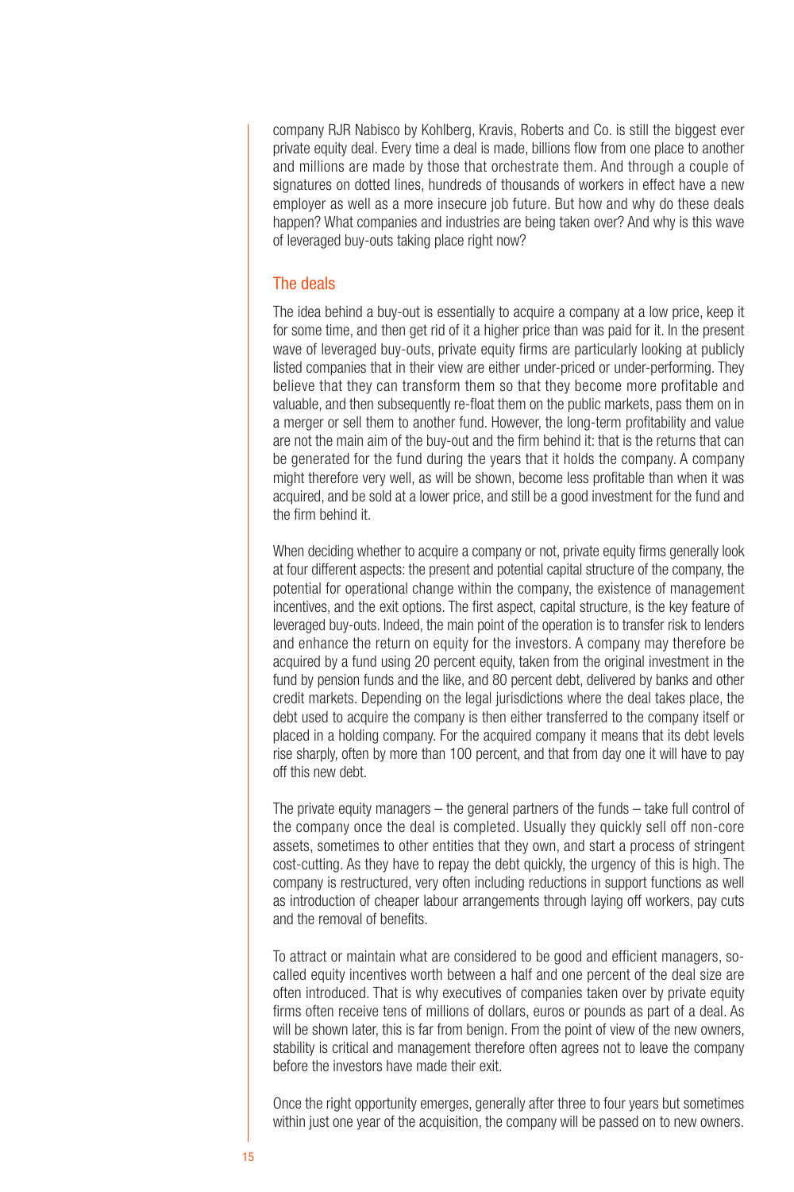company RJR Nabisco by Kohlberg, Kravis, Roberts and Co. is still the biggest ever private equity deal. Every time a deal is made, billions flow from one place to another and millions are made by those that orchestrate them. And through a couple of signatures on dotted lines, hundreds of thousands of workers in effect have a new employer as well as a more insecure job future. But how and why do these deals happen? What companies and industries are being taken over? And why is this wave of leveraged buy-outs taking place right now?

## The deals

The idea behind a buy-out is essentially to acquire a company at a low price, keep it for some time, and then get rid of it a higher price than was paid for it. In the present wave of leveraged buy-outs, private equity firms are particularly looking at publicly listed companies that in their view are either under-priced or under-performing. They believe that they can transform them so that they become more profitable and valuable, and then subsequently re-float them on the public markets, pass them on in a merger or sell them to another fund. However, the long-term profitability and value are not the main aim of the buy-out and the firm behind it: that is the returns that can be generated for the fund during the years that it holds the company. A company might therefore very well, as will be shown, become less profitable than when it was acquired, and be sold at a lower price, and still be a good investment for the fund and the firm behind it.

When deciding whether to acquire a company or not, private equity firms generally look at four different aspects: the present and potential capital structure of the company, the potential for operational change within the company, the existence of management incentives, and the exit options. The first aspect, capital structure, is the key feature of leveraged buy-outs. Indeed, the main point of the operation is to transfer risk to lenders and enhance the return on equity for the investors. A company may therefore be acquired by a fund using 20 percent equity, taken from the original investment in the fund by pension funds and the like, and 80 percent debt, delivered by banks and other credit markets. Depending on the legal jurisdictions where the deal takes place, the debt used to acquire the company is then either transferred to the company itself or placed in a holding company. For the acquired company it means that its debt levels rise sharply, often by more than 100 percent, and that from day one it will have to pay off this new debt.

The private equity managers – the general partners of the funds – take full control of the company once the deal is completed. Usually they quickly sell off non-core assets, sometimes to other entities that they own, and start a process of stringent cost-cutting. As they have to repay the debt quickly, the urgency of this is high. The company is restructured, very often including reductions in support functions as well as introduction of cheaper labour arrangements through laying off workers, pay cuts and the removal of benefits.

To attract or maintain what are considered to be good and efficient managers, so-called equity incentives worth between a half and one percent of the deal size are often introduced. That is why executives of companies taken over by private equity firms often receive tens of millions of dollars, euros or pounds as part of a deal. As will be shown later, this is far from benign. From the point of view of the new owners, stability is critical and management therefore often agrees not to leave the company before the investors have made their exit.

Once the right opportunity emerges, generally after three to four years but sometimes within just one year of the acquisition, the company will be passed on to new owners.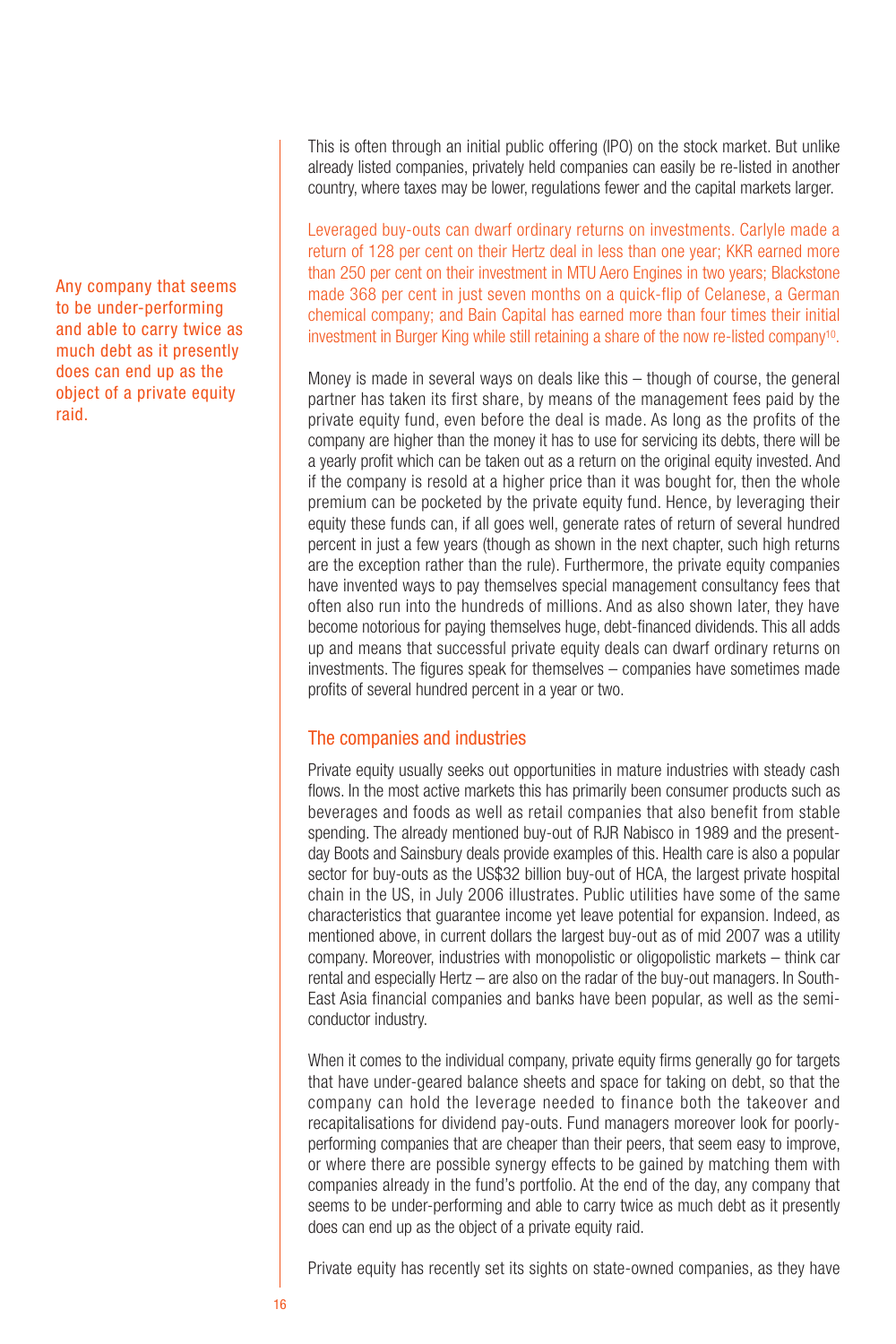This is often through an initial public offering (IPO) on the stock market. But unlike already listed companies, privately held companies can easily be re-listed in another country, where taxes may be lower, regulations fewer and the capital markets larger.

Leveraged buy-outs can dwarf ordinary returns on investments. Carlyle made a return of 128 per cent on their Hertz deal in less than one year; KKR earned more than 250 per cent on their investment in MTU Aero Engines in two years; Blackstone made 368 per cent in just seven months on a quick-flip of Celanese, a German chemical company; and Bain Capital has earned more than four times their initial investment in Burger King while still retaining a share of the now re-listed company[10].

Any company that seems to be under-performing and able to carry twice as much debt as it presently does can end up as the object of a private equity raid.

Money is made in several ways on deals like this – though of course, the general partner has taken its first share, by means of the management fees paid by the private equity fund, even before the deal is made. As long as the profits of the company are higher than the money it has to use for servicing its debts, there will be a yearly profit which can be taken out as a return on the original equity invested. And if the company is resold at a higher price than it was bought for, then the whole premium can be pocketed by the private equity fund. Hence, by leveraging their equity these funds can, if all goes well, generate rates of return of several hundred percent in just a few years (though as shown in the next chapter, such high returns are the exception rather than the rule). Furthermore, the private equity companies have invented ways to pay themselves special management consultancy fees that often also run into the hundreds of millions. And as also shown later, they have become notorious for paying themselves huge, debt-financed dividends. This all adds up and means that successful private equity deals can dwarf ordinary returns on investments. The figures speak for themselves – companies have sometimes made profits of several hundred percent in a year or two.

## The companies and industries

Private equity usually seeks out opportunities in mature industries with steady cash flows. In the most active markets this has primarily been consumer products such as beverages and foods as well as retail companies that also benefit from stable spending. The already mentioned buy-out of RJR Nabisco in 1989 and the present-day Boots and Sainsbury deals provide examples of this. Health care is also a popular sector for buy-outs as the US$32 billion buy-out of HCA, the largest private hospital chain in the US, in July 2006 illustrates. Public utilities have some of the same characteristics that guarantee income yet leave potential for expansion. Indeed, as mentioned above, in current dollars the largest buy-out as of mid 2007 was a utility company. Moreover, industries with monopolistic or oligopolistic markets – think car rental and especially Hertz – are also on the radar of the buy-out managers. In South-East Asia financial companies and banks have been popular, as well as the semi-conductor industry.

When it comes to the individual company, private equity firms generally go for targets that have under-geared balance sheets and space for taking on debt, so that the company can hold the leverage needed to finance both the takeover and recapitalisations for dividend pay-outs. Fund managers moreover look for poorly-performing companies that are cheaper than their peers, that seem easy to improve, or where there are possible synergy effects to be gained by matching them with companies already in the fund's portfolio. At the end of the day, any company that seems to be under-performing and able to carry twice as much debt as it presently does can end up as the object of a private equity raid.

Private equity has recently set its sights on state-owned companies, as they have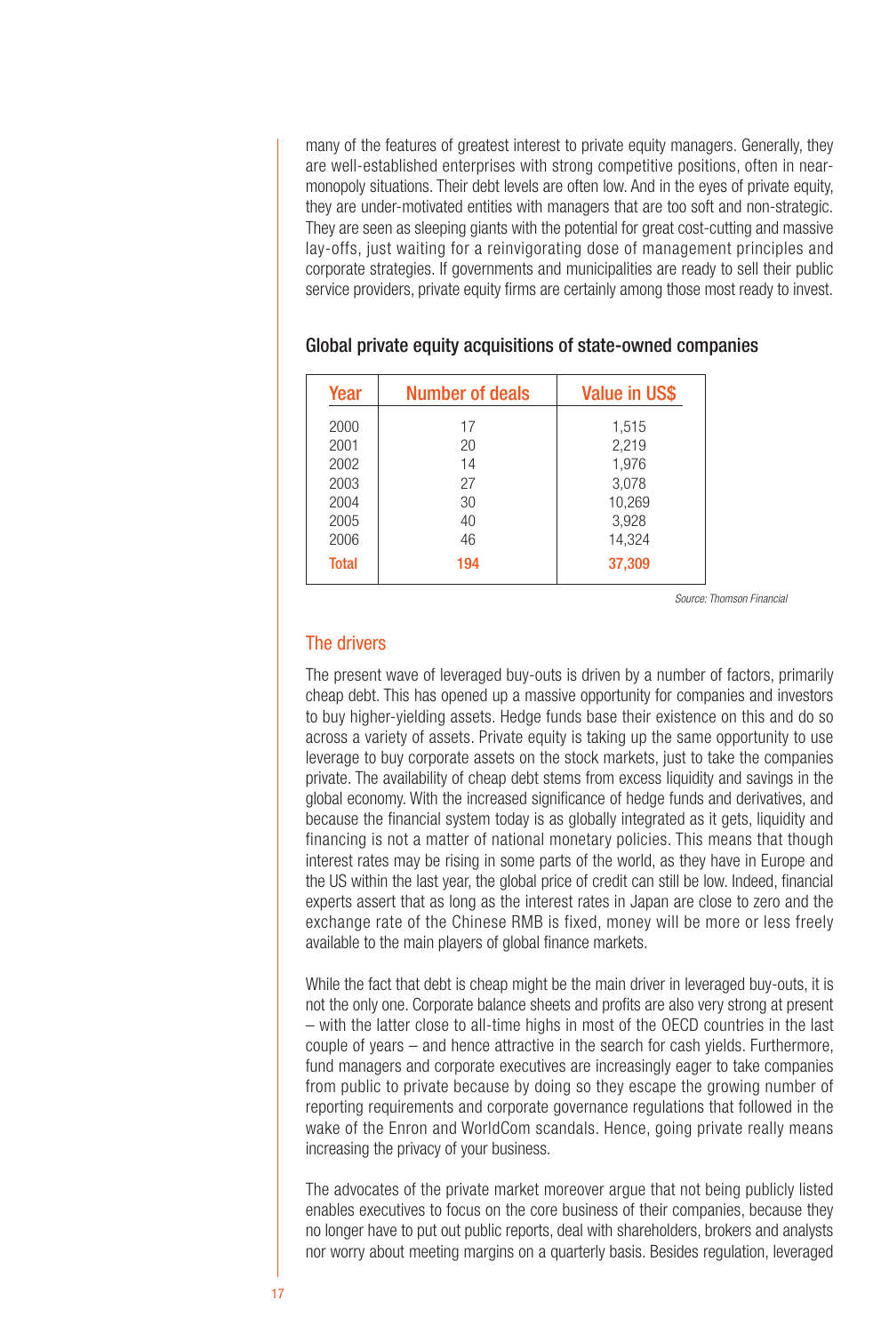many of the features of greatest interest to private equity managers. Generally, they are well-established enterprises with strong competitive positions, often in near-monopoly situations. Their debt levels are often low. And in the eyes of private equity, they are under-motivated entities with managers that are too soft and non-strategic. They are seen as sleeping giants with the potential for great cost-cutting and massive lay-offs, just waiting for a reinvigorating dose of management principles and corporate strategies. If governments and municipalities are ready to sell their public service providers, private equity firms are certainly among those most ready to invest.

**Global private equity acquisitions of state-owned companies**

| Year | Number of deals | Value in US$ |
|---|---|---|
| 2000 | 17 | 1,515 |
| 2001 | 20 | 2,219 |
| 2002 | 14 | 1,976 |
| 2003 | 27 | 3,078 |
| 2004 | 30 | 10,269 |
| 2005 | 40 | 3,928 |
| 2006 | 46 | 14,324 |
| **Total** | **194** | **37,309** |

*Source: Thomson Financial*

## The drivers

The present wave of leveraged buy-outs is driven by a number of factors, primarily cheap debt. This has opened up a massive opportunity for companies and investors to buy higher-yielding assets. Hedge funds base their existence on this and do so across a variety of assets. Private equity is taking up the same opportunity to use leverage to buy corporate assets on the stock markets, just to take the companies private. The availability of cheap debt stems from excess liquidity and savings in the global economy. With the increased significance of hedge funds and derivatives, and because the financial system today is as globally integrated as it gets, liquidity and financing is not a matter of national monetary policies. This means that though interest rates may be rising in some parts of the world, as they have in Europe and the US within the last year, the global price of credit can still be low. Indeed, financial experts assert that as long as the interest rates in Japan are close to zero and the exchange rate of the Chinese RMB is fixed, money will be more or less freely available to the main players of global finance markets.

While the fact that debt is cheap might be the main driver in leveraged buy-outs, it is not the only one. Corporate balance sheets and profits are also very strong at present – with the latter close to all-time highs in most of the OECD countries in the last couple of years – and hence attractive in the search for cash yields. Furthermore, fund managers and corporate executives are increasingly eager to take companies from public to private because by doing so they escape the growing number of reporting requirements and corporate governance regulations that followed in the wake of the Enron and WorldCom scandals. Hence, going private really means increasing the privacy of your business.

The advocates of the private market moreover argue that not being publicly listed enables executives to focus on the core business of their companies, because they no longer have to put out public reports, deal with shareholders, brokers and analysts nor worry about meeting margins on a quarterly basis. Besides regulation, leveraged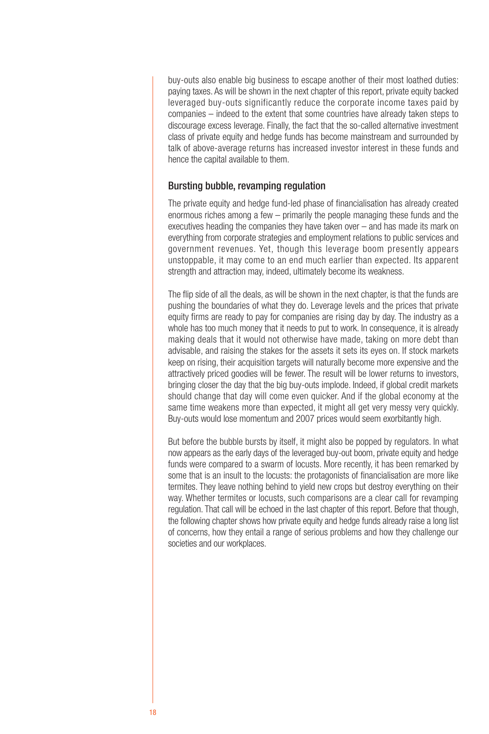buy-outs also enable big business to escape another of their most loathed duties: paying taxes. As will be shown in the next chapter of this report, private equity backed leveraged buy-outs significantly reduce the corporate income taxes paid by companies – indeed to the extent that some countries have already taken steps to discourage excess leverage. Finally, the fact that the so-called alternative investment class of private equity and hedge funds has become mainstream and surrounded by talk of above-average returns has increased investor interest in these funds and hence the capital available to them.

## Bursting bubble, revamping regulation

The private equity and hedge fund-led phase of financialisation has already created enormous riches among a few – primarily the people managing these funds and the executives heading the companies they have taken over – and has made its mark on everything from corporate strategies and employment relations to public services and government revenues. Yet, though this leverage boom presently appears unstoppable, it may come to an end much earlier than expected. Its apparent strength and attraction may, indeed, ultimately become its weakness.

The flip side of all the deals, as will be shown in the next chapter, is that the funds are pushing the boundaries of what they do. Leverage levels and the prices that private equity firms are ready to pay for companies are rising day by day. The industry as a whole has too much money that it needs to put to work. In consequence, it is already making deals that it would not otherwise have made, taking on more debt than advisable, and raising the stakes for the assets it sets its eyes on. If stock markets keep on rising, their acquisition targets will naturally become more expensive and the attractively priced goodies will be fewer. The result will be lower returns to investors, bringing closer the day that the big buy-outs implode. Indeed, if global credit markets should change that day will come even quicker. And if the global economy at the same time weakens more than expected, it might all get very messy very quickly. Buy-outs would lose momentum and 2007 prices would seem exorbitantly high.

But before the bubble bursts by itself, it might also be popped by regulators. In what now appears as the early days of the leveraged buy-out boom, private equity and hedge funds were compared to a swarm of locusts. More recently, it has been remarked by some that is an insult to the locusts: the protagonists of financialisation are more like termites. They leave nothing behind to yield new crops but destroy everything on their way. Whether termites or locusts, such comparisons are a clear call for revamping regulation. That call will be echoed in the last chapter of this report. Before that though, the following chapter shows how private equity and hedge funds already raise a long list of concerns, how they entail a range of serious problems and how they challenge our societies and our workplaces.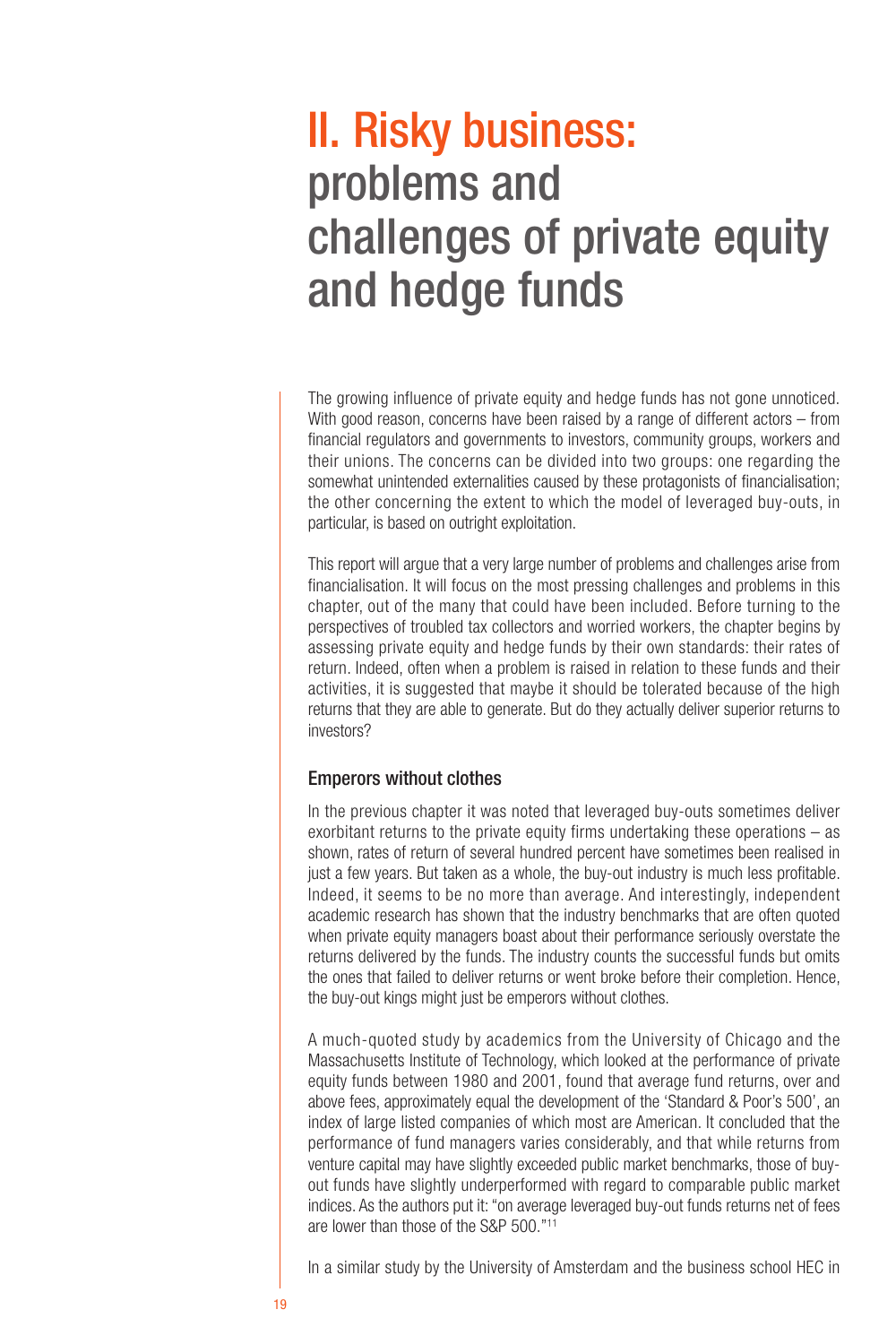# II. Risky business: problems and challenges of private equity and hedge funds

The growing influence of private equity and hedge funds has not gone unnoticed. With good reason, concerns have been raised by a range of different actors – from financial regulators and governments to investors, community groups, workers and their unions. The concerns can be divided into two groups: one regarding the somewhat unintended externalities caused by these protagonists of financialisation; the other concerning the extent to which the model of leveraged buy-outs, in particular, is based on outright exploitation.

This report will argue that a very large number of problems and challenges arise from financialisation. It will focus on the most pressing challenges and problems in this chapter, out of the many that could have been included. Before turning to the perspectives of troubled tax collectors and worried workers, the chapter begins by assessing private equity and hedge funds by their own standards: their rates of return. Indeed, often when a problem is raised in relation to these funds and their activities, it is suggested that maybe it should be tolerated because of the high returns that they are able to generate. But do they actually deliver superior returns to investors?

## Emperors without clothes

In the previous chapter it was noted that leveraged buy-outs sometimes deliver exorbitant returns to the private equity firms undertaking these operations – as shown, rates of return of several hundred percent have sometimes been realised in just a few years. But taken as a whole, the buy-out industry is much less profitable. Indeed, it seems to be no more than average. And interestingly, independent academic research has shown that the industry benchmarks that are often quoted when private equity managers boast about their performance seriously overstate the returns delivered by the funds. The industry counts the successful funds but omits the ones that failed to deliver returns or went broke before their completion. Hence, the buy-out kings might just be emperors without clothes.

A much-quoted study by academics from the University of Chicago and the Massachusetts Institute of Technology, which looked at the performance of private equity funds between 1980 and 2001, found that average fund returns, over and above fees, approximately equal the development of the 'Standard & Poor's 500', an index of large listed companies of which most are American. It concluded that the performance of fund managers varies considerably, and that while returns from venture capital may have slightly exceeded public market benchmarks, those of buy-out funds have slightly underperformed with regard to comparable public market indices. As the authors put it: "on average leveraged buy-out funds returns net of fees are lower than those of the S&P 500."[11]

In a similar study by the University of Amsterdam and the business school HEC in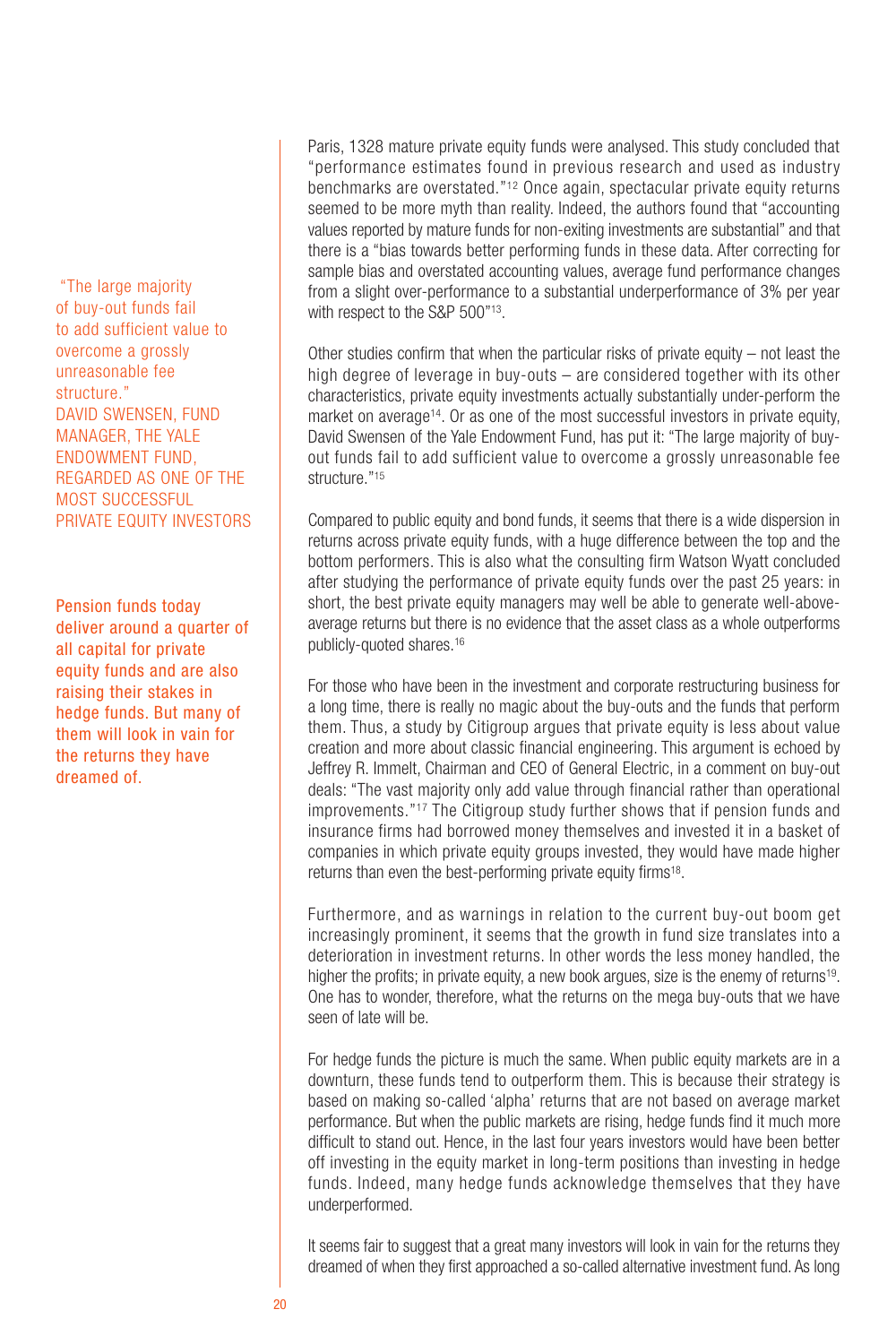> "The large majority of buy-out funds fail to add sufficient value to overcome a grossly unreasonable fee structure."
> DAVID SWENSEN, FUND MANAGER, THE YALE ENDOWMENT FUND, REGARDED AS ONE OF THE MOST SUCCESSFUL PRIVATE EQUITY INVESTORS

> Pension funds today deliver around a quarter of all capital for private equity funds and are also raising their stakes in hedge funds. But many of them will look in vain for the returns they have dreamed of.

Paris, 1328 mature private equity funds were analysed. This study concluded that "performance estimates found in previous research and used as industry benchmarks are overstated."[12] Once again, spectacular private equity returns seemed to be more myth than reality. Indeed, the authors found that "accounting values reported by mature funds for non-exiting investments are substantial" and that there is a "bias towards better performing funds in these data. After correcting for sample bias and overstated accounting values, average fund performance changes from a slight over-performance to a substantial underperformance of 3% per year with respect to the S&P 500"[13].

Other studies confirm that when the particular risks of private equity – not least the high degree of leverage in buy-outs – are considered together with its other characteristics, private equity investments actually substantially under-perform the market on average[14]. Or as one of the most successful investors in private equity, David Swensen of the Yale Endowment Fund, has put it: "The large majority of buy-out funds fail to add sufficient value to overcome a grossly unreasonable fee structure."[15]

Compared to public equity and bond funds, it seems that there is a wide dispersion in returns across private equity funds, with a huge difference between the top and the bottom performers. This is also what the consulting firm Watson Wyatt concluded after studying the performance of private equity funds over the past 25 years: in short, the best private equity managers may well be able to generate well-above-average returns but there is no evidence that the asset class as a whole outperforms publicly-quoted shares.[16]

For those who have been in the investment and corporate restructuring business for a long time, there is really no magic about the buy-outs and the funds that perform them. Thus, a study by Citigroup argues that private equity is less about value creation and more about classic financial engineering. This argument is echoed by Jeffrey R. Immelt, Chairman and CEO of General Electric, in a comment on buy-out deals: "The vast majority only add value through financial rather than operational improvements."[17] The Citigroup study further shows that if pension funds and insurance firms had borrowed money themselves and invested it in a basket of companies in which private equity groups invested, they would have made higher returns than even the best-performing private equity firms[18].

Furthermore, and as warnings in relation to the current buy-out boom get increasingly prominent, it seems that the growth in fund size translates into a deterioration in investment returns. In other words the less money handled, the higher the profits; in private equity, a new book argues, size is the enemy of returns[19]. One has to wonder, therefore, what the returns on the mega buy-outs that we have seen of late will be.

For hedge funds the picture is much the same. When public equity markets are in a downturn, these funds tend to outperform them. This is because their strategy is based on making so-called 'alpha' returns that are not based on average market performance. But when the public markets are rising, hedge funds find it much more difficult to stand out. Hence, in the last four years investors would have been better off investing in the equity market in long-term positions than investing in hedge funds. Indeed, many hedge funds acknowledge themselves that they have underperformed.

It seems fair to suggest that a great many investors will look in vain for the returns they dreamed of when they first approached a so-called alternative investment fund. As long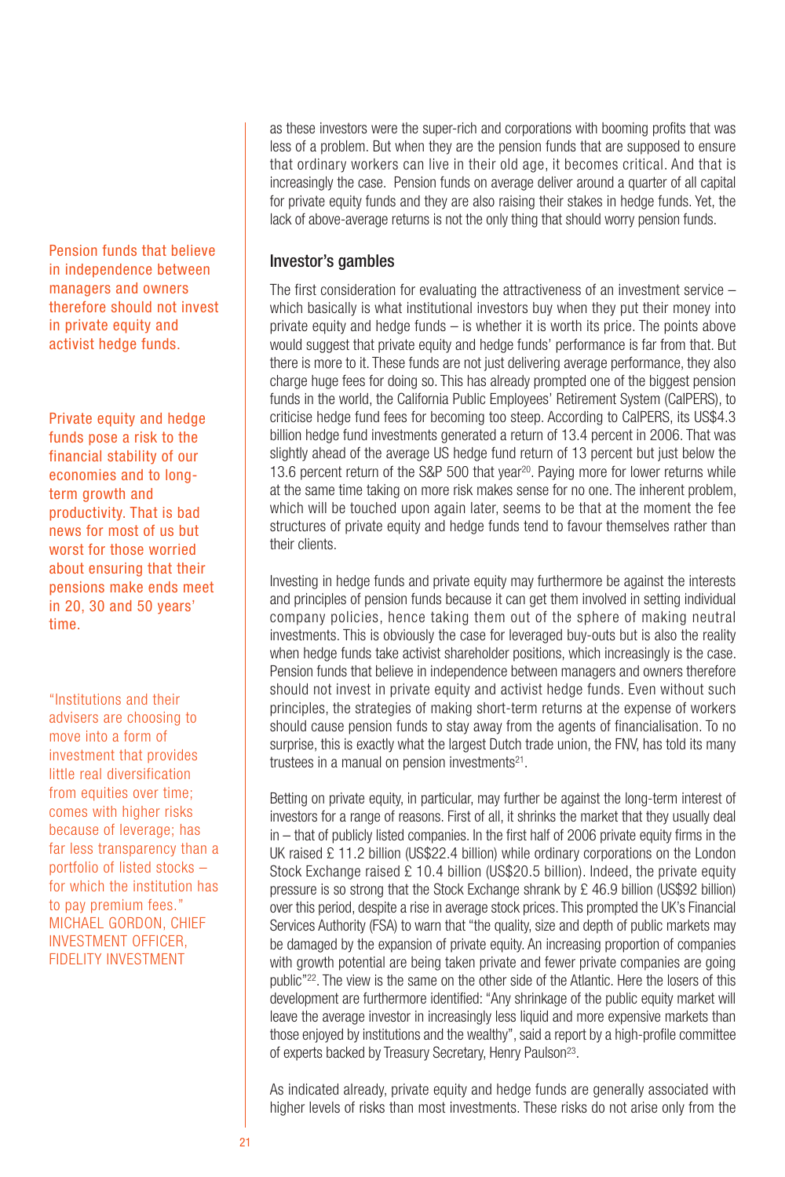as these investors were the super-rich and corporations with booming profits that was less of a problem. But when they are the pension funds that are supposed to ensure that ordinary workers can live in their old age, it becomes critical. And that is increasingly the case. Pension funds on average deliver around a quarter of all capital for private equity funds and they are also raising their stakes in hedge funds. Yet, the lack of above-average returns is not the only thing that should worry pension funds.

Pension funds that believe in independence between managers and owners therefore should not invest in private equity and activist hedge funds.

## Investor's gambles

The first consideration for evaluating the attractiveness of an investment service – which basically is what institutional investors buy when they put their money into private equity and hedge funds – is whether it is worth its price. The points above would suggest that private equity and hedge funds' performance is far from that. But there is more to it. These funds are not just delivering average performance, they also charge huge fees for doing so. This has already prompted one of the biggest pension funds in the world, the California Public Employees' Retirement System (CalPERS), to criticise hedge fund fees for becoming too steep. According to CalPERS, its US$4.3 billion hedge fund investments generated a return of 13.4 percent in 2006. That was slightly ahead of the average US hedge fund return of 13 percent but just below the 13.6 percent return of the S&P 500 that year[20]. Paying more for lower returns while at the same time taking on more risk makes sense for no one. The inherent problem, which will be touched upon again later, seems to be that at the moment the fee structures of private equity and hedge funds tend to favour themselves rather than their clients.

Private equity and hedge funds pose a risk to the financial stability of our economies and to long-term growth and productivity. That is bad news for most of us but worst for those worried about ensuring that their pensions make ends meet in 20, 30 and 50 years' time.

Investing in hedge funds and private equity may furthermore be against the interests and principles of pension funds because it can get them involved in setting individual company policies, hence taking them out of the sphere of making neutral investments. This is obviously the case for leveraged buy-outs but is also the reality when hedge funds take activist shareholder positions, which increasingly is the case. Pension funds that believe in independence between managers and owners therefore should not invest in private equity and activist hedge funds. Even without such principles, the strategies of making short-term returns at the expense of workers should cause pension funds to stay away from the agents of financialisation. To no surprise, this is exactly what the largest Dutch trade union, the FNV, has told its many trustees in a manual on pension investments[21].

"Institutions and their advisers are choosing to move into a form of investment that provides little real diversification from equities over time; comes with higher risks because of leverage; has far less transparency than a portfolio of listed stocks – for which the institution has to pay premium fees." MICHAEL GORDON, CHIEF INVESTMENT OFFICER, FIDELITY INVESTMENT

Betting on private equity, in particular, may further be against the long-term interest of investors for a range of reasons. First of all, it shrinks the market that they usually deal in – that of publicly listed companies. In the first half of 2006 private equity firms in the UK raised £ 11.2 billion (US$22.4 billion) while ordinary corporations on the London Stock Exchange raised £ 10.4 billion (US$20.5 billion). Indeed, the private equity pressure is so strong that the Stock Exchange shrank by £ 46.9 billion (US$92 billion) over this period, despite a rise in average stock prices. This prompted the UK's Financial Services Authority (FSA) to warn that "the quality, size and depth of public markets may be damaged by the expansion of private equity. An increasing proportion of companies with growth potential are being taken private and fewer private companies are going public"[22]. The view is the same on the other side of the Atlantic. Here the losers of this development are furthermore identified: "Any shrinkage of the public equity market will leave the average investor in increasingly less liquid and more expensive markets than those enjoyed by institutions and the wealthy", said a report by a high-profile committee of experts backed by Treasury Secretary, Henry Paulson[23].

As indicated already, private equity and hedge funds are generally associated with higher levels of risks than most investments. These risks do not arise only from the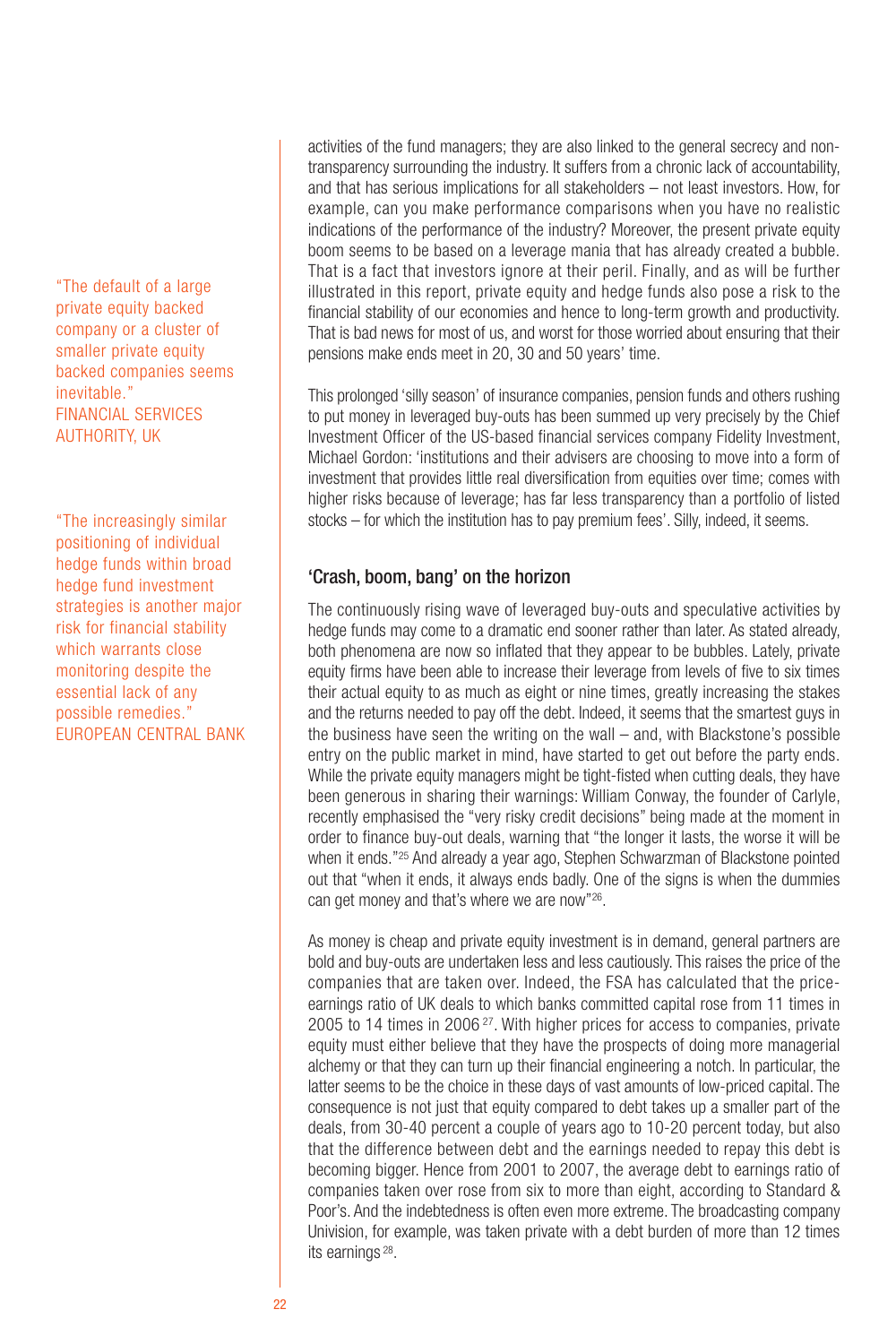activities of the fund managers; they are also linked to the general secrecy and non-transparency surrounding the industry. It suffers from a chronic lack of accountability, and that has serious implications for all stakeholders – not least investors. How, for example, can you make performance comparisons when you have no realistic indications of the performance of the industry? Moreover, the present private equity boom seems to be based on a leverage mania that has already created a bubble. That is a fact that investors ignore at their peril. Finally, and as will be further illustrated in this report, private equity and hedge funds also pose a risk to the financial stability of our economies and hence to long-term growth and productivity. That is bad news for most of us, and worst for those worried about ensuring that their pensions make ends meet in 20, 30 and 50 years' time.

"The default of a large private equity backed company or a cluster of smaller private equity backed companies seems inevitable."
FINANCIAL SERVICES AUTHORITY, UK

This prolonged 'silly season' of insurance companies, pension funds and others rushing to put money in leveraged buy-outs has been summed up very precisely by the Chief Investment Officer of the US-based financial services company Fidelity Investment, Michael Gordon: 'institutions and their advisers are choosing to move into a form of investment that provides little real diversification from equities over time; comes with higher risks because of leverage; has far less transparency than a portfolio of listed stocks – for which the institution has to pay premium fees'. Silly, indeed, it seems.

"The increasingly similar positioning of individual hedge funds within broad hedge fund investment strategies is another major risk for financial stability which warrants close monitoring despite the essential lack of any possible remedies."
EUROPEAN CENTRAL BANK

## 'Crash, boom, bang' on the horizon

The continuously rising wave of leveraged buy-outs and speculative activities by hedge funds may come to a dramatic end sooner rather than later. As stated already, both phenomena are now so inflated that they appear to be bubbles. Lately, private equity firms have been able to increase their leverage from levels of five to six times their actual equity to as much as eight or nine times, greatly increasing the stakes and the returns needed to pay off the debt. Indeed, it seems that the smartest guys in the business have seen the writing on the wall – and, with Blackstone's possible entry on the public market in mind, have started to get out before the party ends. While the private equity managers might be tight-fisted when cutting deals, they have been generous in sharing their warnings: William Conway, the founder of Carlyle, recently emphasised the "very risky credit decisions" being made at the moment in order to finance buy-out deals, warning that "the longer it lasts, the worse it will be when it ends."[25] And already a year ago, Stephen Schwarzman of Blackstone pointed out that "when it ends, it always ends badly. One of the signs is when the dummies can get money and that's where we are now"[26].

As money is cheap and private equity investment is in demand, general partners are bold and buy-outs are undertaken less and less cautiously. This raises the price of the companies that are taken over. Indeed, the FSA has calculated that the price-earnings ratio of UK deals to which banks committed capital rose from 11 times in 2005 to 14 times in 2006[27]. With higher prices for access to companies, private equity must either believe that they have the prospects of doing more managerial alchemy or that they can turn up their financial engineering a notch. In particular, the latter seems to be the choice in these days of vast amounts of low-priced capital. The consequence is not just that equity compared to debt takes up a smaller part of the deals, from 30-40 percent a couple of years ago to 10-20 percent today, but also that the difference between debt and the earnings needed to repay this debt is becoming bigger. Hence from 2001 to 2007, the average debt to earnings ratio of companies taken over rose from six to more than eight, according to Standard & Poor's. And the indebtedness is often even more extreme. The broadcasting company Univision, for example, was taken private with a debt burden of more than 12 times its earnings[28].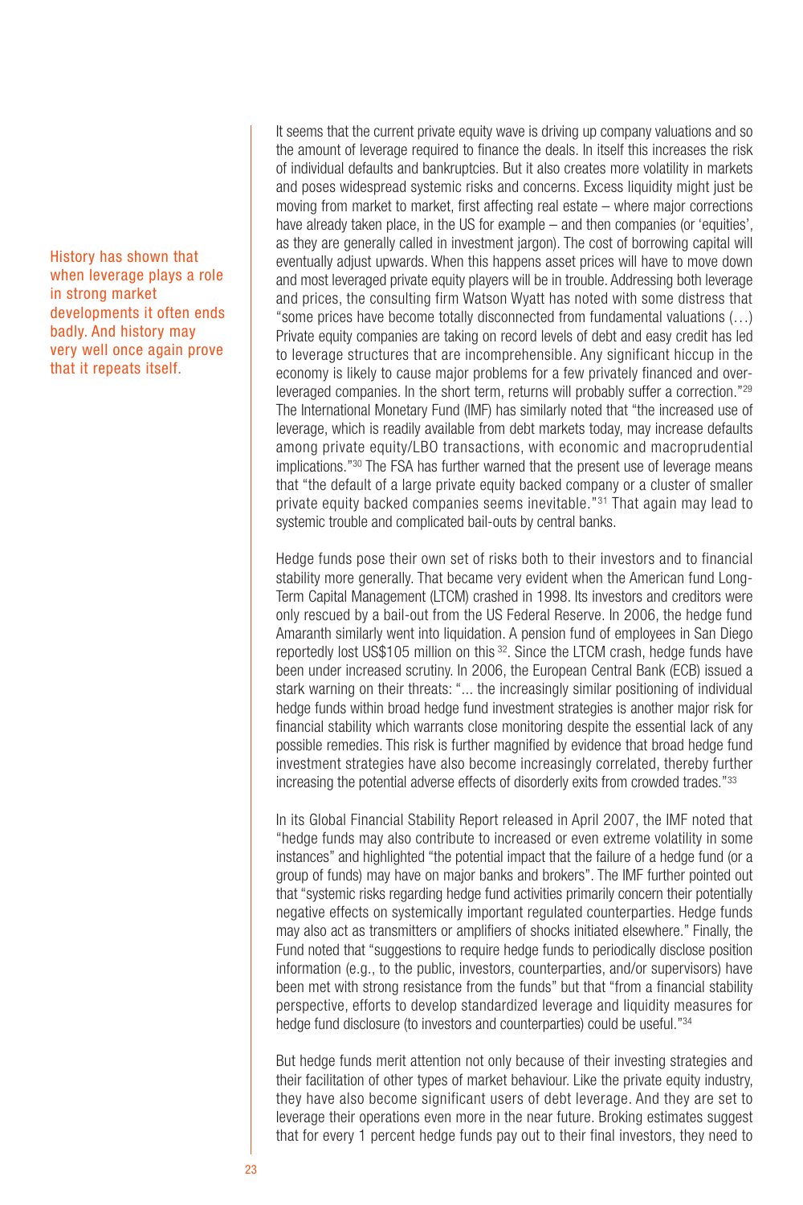History has shown that when leverage plays a role in strong market developments it often ends badly. And history may very well once again prove that it repeats itself.

It seems that the current private equity wave is driving up company valuations and so the amount of leverage required to finance the deals. In itself this increases the risk of individual defaults and bankruptcies. But it also creates more volatility in markets and poses widespread systemic risks and concerns. Excess liquidity might just be moving from market to market, first affecting real estate – where major corrections have already taken place, in the US for example – and then companies (or 'equities', as they are generally called in investment jargon). The cost of borrowing capital will eventually adjust upwards. When this happens asset prices will have to move down and most leveraged private equity players will be in trouble. Addressing both leverage and prices, the consulting firm Watson Wyatt has noted with some distress that "some prices have become totally disconnected from fundamental valuations (…) Private equity companies are taking on record levels of debt and easy credit has led to leverage structures that are incomprehensible. Any significant hiccup in the economy is likely to cause major problems for a few privately financed and over-leveraged companies. In the short term, returns will probably suffer a correction."[29] The International Monetary Fund (IMF) has similarly noted that "the increased use of leverage, which is readily available from debt markets today, may increase defaults among private equity/LBO transactions, with economic and macroprudential implications."[30] The FSA has further warned that the present use of leverage means that "the default of a large private equity backed company or a cluster of smaller private equity backed companies seems inevitable."[31] That again may lead to systemic trouble and complicated bail-outs by central banks.

Hedge funds pose their own set of risks both to their investors and to financial stability more generally. That became very evident when the American fund Long-Term Capital Management (LTCM) crashed in 1998. Its investors and creditors were only rescued by a bail-out from the US Federal Reserve. In 2006, the hedge fund Amaranth similarly went into liquidation. A pension fund of employees in San Diego reportedly lost US$105 million on this[32]. Since the LTCM crash, hedge funds have been under increased scrutiny. In 2006, the European Central Bank (ECB) issued a stark warning on their threats: "... the increasingly similar positioning of individual hedge funds within broad hedge fund investment strategies is another major risk for financial stability which warrants close monitoring despite the essential lack of any possible remedies. This risk is further magnified by evidence that broad hedge fund investment strategies have also become increasingly correlated, thereby further increasing the potential adverse effects of disorderly exits from crowded trades."[33]

In its Global Financial Stability Report released in April 2007, the IMF noted that "hedge funds may also contribute to increased or even extreme volatility in some instances" and highlighted "the potential impact that the failure of a hedge fund (or a group of funds) may have on major banks and brokers". The IMF further pointed out that "systemic risks regarding hedge fund activities primarily concern their potentially negative effects on systemically important regulated counterparties. Hedge funds may also act as transmitters or amplifiers of shocks initiated elsewhere." Finally, the Fund noted that "suggestions to require hedge funds to periodically disclose position information (e.g., to the public, investors, counterparties, and/or supervisors) have been met with strong resistance from the funds" but that "from a financial stability perspective, efforts to develop standardized leverage and liquidity measures for hedge fund disclosure (to investors and counterparties) could be useful."[34]

But hedge funds merit attention not only because of their investing strategies and their facilitation of other types of market behaviour. Like the private equity industry, they have also become significant users of debt leverage. And they are set to leverage their operations even more in the near future. Broking estimates suggest that for every 1 percent hedge funds pay out to their final investors, they need to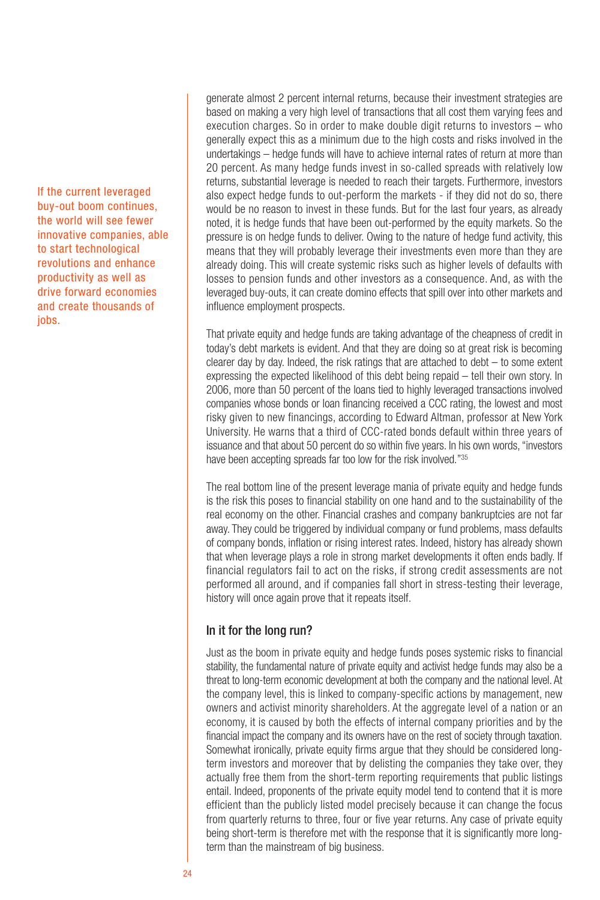If the current leveraged buy-out boom continues, the world will see fewer innovative companies, able to start technological revolutions and enhance productivity as well as drive forward economies and create thousands of jobs.

generate almost 2 percent internal returns, because their investment strategies are based on making a very high level of transactions that all cost them varying fees and execution charges. So in order to make double digit returns to investors – who generally expect this as a minimum due to the high costs and risks involved in the undertakings – hedge funds will have to achieve internal rates of return at more than 20 percent. As many hedge funds invest in so-called spreads with relatively low returns, substantial leverage is needed to reach their targets. Furthermore, investors also expect hedge funds to out-perform the markets - if they did not do so, there would be no reason to invest in these funds. But for the last four years, as already noted, it is hedge funds that have been out-performed by the equity markets. So the pressure is on hedge funds to deliver. Owing to the nature of hedge fund activity, this means that they will probably leverage their investments even more than they are already doing. This will create systemic risks such as higher levels of defaults with losses to pension funds and other investors as a consequence. And, as with the leveraged buy-outs, it can create domino effects that spill over into other markets and influence employment prospects.

That private equity and hedge funds are taking advantage of the cheapness of credit in today's debt markets is evident. And that they are doing so at great risk is becoming clearer day by day. Indeed, the risk ratings that are attached to debt – to some extent expressing the expected likelihood of this debt being repaid – tell their own story. In 2006, more than 50 percent of the loans tied to highly leveraged transactions involved companies whose bonds or loan financing received a CCC rating, the lowest and most risky given to new financings, according to Edward Altman, professor at New York University. He warns that a third of CCC-rated bonds default within three years of issuance and that about 50 percent do so within five years. In his own words, "investors have been accepting spreads far too low for the risk involved."[35]

The real bottom line of the present leverage mania of private equity and hedge funds is the risk this poses to financial stability on one hand and to the sustainability of the real economy on the other. Financial crashes and company bankruptcies are not far away. They could be triggered by individual company or fund problems, mass defaults of company bonds, inflation or rising interest rates. Indeed, history has already shown that when leverage plays a role in strong market developments it often ends badly. If financial regulators fail to act on the risks, if strong credit assessments are not performed all around, and if companies fall short in stress-testing their leverage, history will once again prove that it repeats itself.

## In it for the long run?

Just as the boom in private equity and hedge funds poses systemic risks to financial stability, the fundamental nature of private equity and activist hedge funds may also be a threat to long-term economic development at both the company and the national level. At the company level, this is linked to company-specific actions by management, new owners and activist minority shareholders. At the aggregate level of a nation or an economy, it is caused by both the effects of internal company priorities and by the financial impact the company and its owners have on the rest of society through taxation. Somewhat ironically, private equity firms argue that they should be considered long-term investors and moreover that by delisting the companies they take over, they actually free them from the short-term reporting requirements that public listings entail. Indeed, proponents of the private equity model tend to contend that it is more efficient than the publicly listed model precisely because it can change the focus from quarterly returns to three, four or five year returns. Any case of private equity being short-term is therefore met with the response that it is significantly more long-term than the mainstream of big business.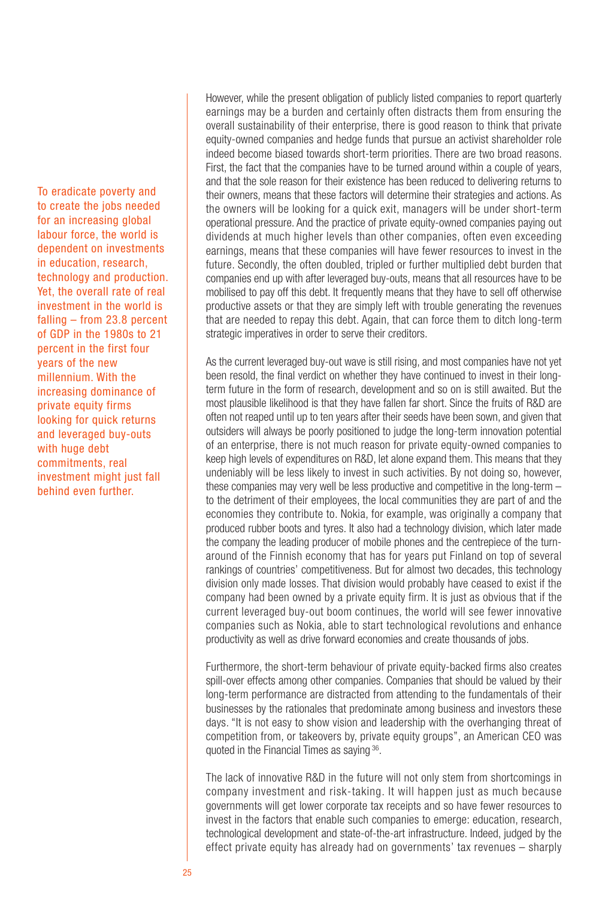To eradicate poverty and to create the jobs needed for an increasing global labour force, the world is dependent on investments in education, research, technology and production. Yet, the overall rate of real investment in the world is falling – from 23.8 percent of GDP in the 1980s to 21 percent in the first four years of the new millennium. With the increasing dominance of private equity firms looking for quick returns and leveraged buy-outs with huge debt commitments, real investment might just fall behind even further.

However, while the present obligation of publicly listed companies to report quarterly earnings may be a burden and certainly often distracts them from ensuring the overall sustainability of their enterprise, there is good reason to think that private equity-owned companies and hedge funds that pursue an activist shareholder role indeed become biased towards short-term priorities. There are two broad reasons. First, the fact that the companies have to be turned around within a couple of years, and that the sole reason for their existence has been reduced to delivering returns to their owners, means that these factors will determine their strategies and actions. As the owners will be looking for a quick exit, managers will be under short-term operational pressure. And the practice of private equity-owned companies paying out dividends at much higher levels than other companies, often even exceeding earnings, means that these companies will have fewer resources to invest in the future. Secondly, the often doubled, tripled or further multiplied debt burden that companies end up with after leveraged buy-outs, means that all resources have to be mobilised to pay off this debt. It frequently means that they have to sell off otherwise productive assets or that they are simply left with trouble generating the revenues that are needed to repay this debt. Again, that can force them to ditch long-term strategic imperatives in order to serve their creditors.

As the current leveraged buy-out wave is still rising, and most companies have not yet been resold, the final verdict on whether they have continued to invest in their long-term future in the form of research, development and so on is still awaited. But the most plausible likelihood is that they have fallen far short. Since the fruits of R&D are often not reaped until up to ten years after their seeds have been sown, and given that outsiders will always be poorly positioned to judge the long-term innovation potential of an enterprise, there is not much reason for private equity-owned companies to keep high levels of expenditures on R&D, let alone expand them. This means that they undeniably will be less likely to invest in such activities. By not doing so, however, these companies may very well be less productive and competitive in the long-term – to the detriment of their employees, the local communities they are part of and the economies they contribute to. Nokia, for example, was originally a company that produced rubber boots and tyres. It also had a technology division, which later made the company the leading producer of mobile phones and the centrepiece of the turn-around of the Finnish economy that has for years put Finland on top of several rankings of countries' competitiveness. But for almost two decades, this technology division only made losses. That division would probably have ceased to exist if the company had been owned by a private equity firm. It is just as obvious that if the current leveraged buy-out boom continues, the world will see fewer innovative companies such as Nokia, able to start technological revolutions and enhance productivity as well as drive forward economies and create thousands of jobs.

Furthermore, the short-term behaviour of private equity-backed firms also creates spill-over effects among other companies. Companies that should be valued by their long-term performance are distracted from attending to the fundamentals of their businesses by the rationales that predominate among business and investors these days. "It is not easy to show vision and leadership with the overhanging threat of competition from, or takeovers by, private equity groups", an American CEO was quoted in the Financial Times as saying [36].

The lack of innovative R&D in the future will not only stem from shortcomings in company investment and risk-taking. It will happen just as much because governments will get lower corporate tax receipts and so have fewer resources to invest in the factors that enable such companies to emerge: education, research, technological development and state-of-the-art infrastructure. Indeed, judged by the effect private equity has already had on governments' tax revenues – sharply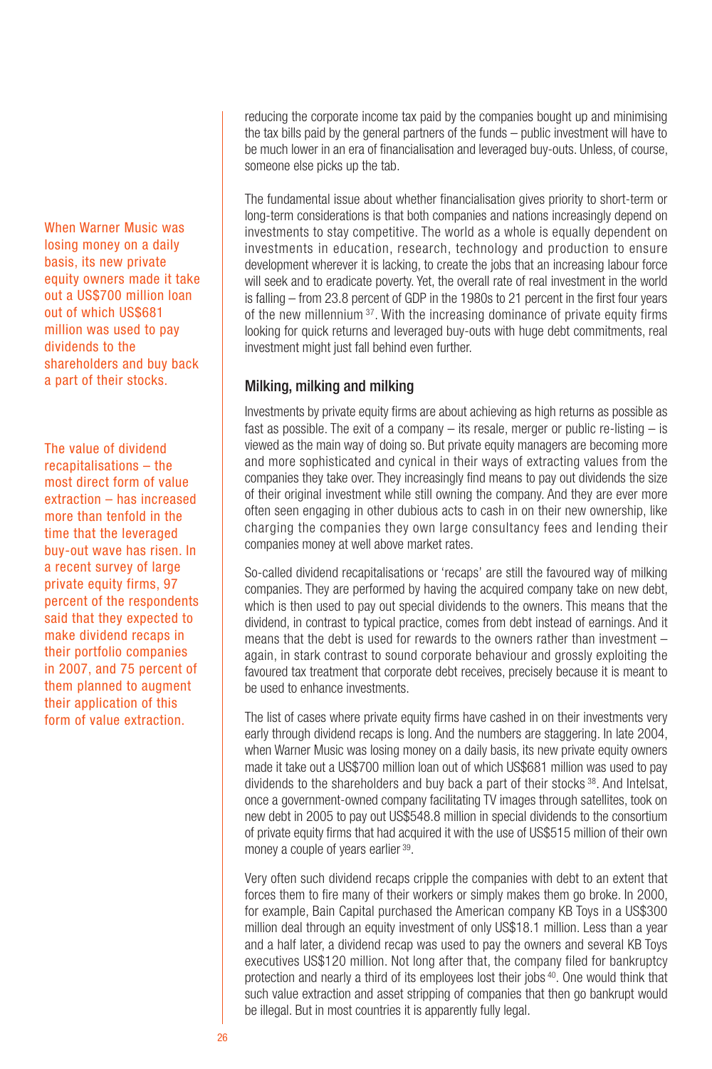reducing the corporate income tax paid by the companies bought up and minimising the tax bills paid by the general partners of the funds – public investment will have to be much lower in an era of financialisation and leveraged buy-outs. Unless, of course, someone else picks up the tab.

The fundamental issue about whether financialisation gives priority to short-term or long-term considerations is that both companies and nations increasingly depend on investments to stay competitive. The world as a whole is equally dependent on investments in education, research, technology and production to ensure development wherever it is lacking, to create the jobs that an increasing labour force will seek and to eradicate poverty. Yet, the overall rate of real investment in the world is falling – from 23.8 percent of GDP in the 1980s to 21 percent in the first four years of the new millennium [37]. With the increasing dominance of private equity firms looking for quick returns and leveraged buy-outs with huge debt commitments, real investment might just fall behind even further.

When Warner Music was losing money on a daily basis, its new private equity owners made it take out a US$700 million loan out of which US$681 million was used to pay dividends to the shareholders and buy back a part of their stocks.

## Milking, milking and milking

Investments by private equity firms are about achieving as high returns as possible as fast as possible. The exit of a company – its resale, merger or public re-listing – is viewed as the main way of doing so. But private equity managers are becoming more and more sophisticated and cynical in their ways of extracting values from the companies they take over. They increasingly find means to pay out dividends the size of their original investment while still owning the company. And they are ever more often seen engaging in other dubious acts to cash in on their new ownership, like charging the companies they own large consultancy fees and lending their companies money at well above market rates.

The value of dividend recapitalisations – the most direct form of value extraction – has increased more than tenfold in the time that the leveraged buy-out wave has risen. In a recent survey of large private equity firms, 97 percent of the respondents said that they expected to make dividend recaps in their portfolio companies in 2007, and 75 percent of them planned to augment their application of this form of value extraction.

So-called dividend recapitalisations or 'recaps' are still the favoured way of milking companies. They are performed by having the acquired company take on new debt, which is then used to pay out special dividends to the owners. This means that the dividend, in contrast to typical practice, comes from debt instead of earnings. And it means that the debt is used for rewards to the owners rather than investment – again, in stark contrast to sound corporate behaviour and grossly exploiting the favoured tax treatment that corporate debt receives, precisely because it is meant to be used to enhance investments.

The list of cases where private equity firms have cashed in on their investments very early through dividend recaps is long. And the numbers are staggering. In late 2004, when Warner Music was losing money on a daily basis, its new private equity owners made it take out a US$700 million loan out of which US$681 million was used to pay dividends to the shareholders and buy back a part of their stocks [38]. And Intelsat, once a government-owned company facilitating TV images through satellites, took on new debt in 2005 to pay out US$548.8 million in special dividends to the consortium of private equity firms that had acquired it with the use of US$515 million of their own money a couple of years earlier [39].

Very often such dividend recaps cripple the companies with debt to an extent that forces them to fire many of their workers or simply makes them go broke. In 2000, for example, Bain Capital purchased the American company KB Toys in a US$300 million deal through an equity investment of only US$18.1 million. Less than a year and a half later, a dividend recap was used to pay the owners and several KB Toys executives US$120 million. Not long after that, the company filed for bankruptcy protection and nearly a third of its employees lost their jobs [40]. One would think that such value extraction and asset stripping of companies that then go bankrupt would be illegal. But in most countries it is apparently fully legal.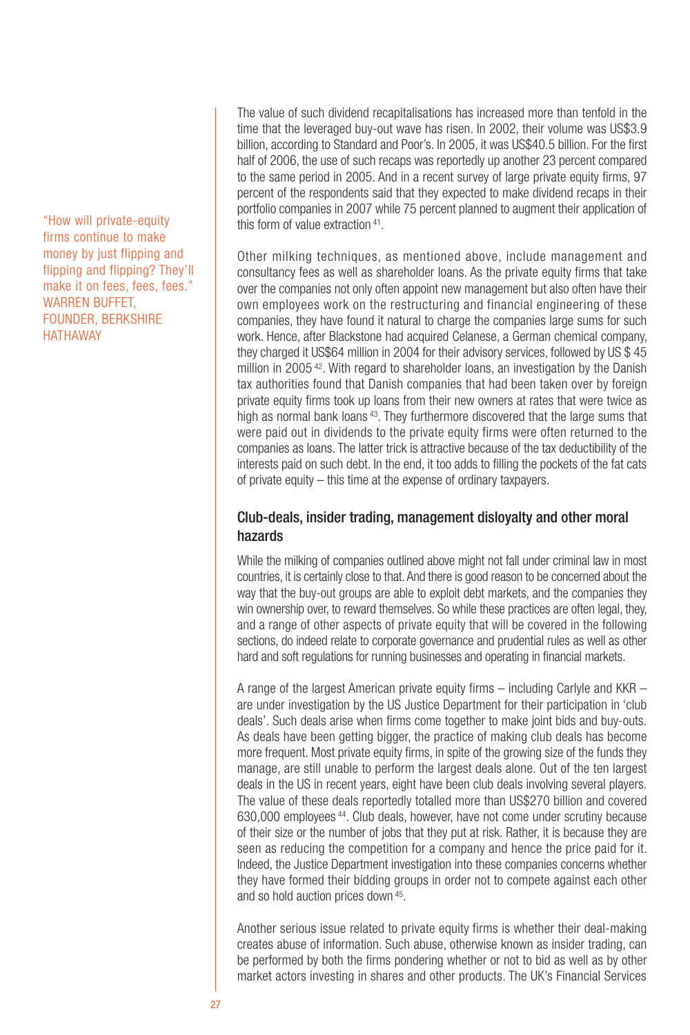"How will private-equity firms continue to make money by just flipping and flipping and flipping? They'll make it on fees, fees, fees."
WARREN BUFFET, FOUNDER, BERKSHIRE HATHAWAY

The value of such dividend recapitalisations has increased more than tenfold in the time that the leveraged buy-out wave has risen. In 2002, their volume was US$3.9 billion, according to Standard and Poor's. In 2005, it was US$40.5 billion. For the first half of 2006, the use of such recaps was reportedly up another 23 percent compared to the same period in 2005. And in a recent survey of large private equity firms, 97 percent of the respondents said that they expected to make dividend recaps in their portfolio companies in 2007 while 75 percent planned to augment their application of this form of value extraction [41].

Other milking techniques, as mentioned above, include management and consultancy fees as well as shareholder loans. As the private equity firms that take over the companies not only often appoint new management but also often have their own employees work on the restructuring and financial engineering of these companies, they have found it natural to charge the companies large sums for such work. Hence, after Blackstone had acquired Celanese, a German chemical company, they charged it US$64 million in 2004 for their advisory services, followed by US $ 45 million in 2005 [42]. With regard to shareholder loans, an investigation by the Danish tax authorities found that Danish companies that had been taken over by foreign private equity firms took up loans from their new owners at rates that were twice as high as normal bank loans [43]. They furthermore discovered that the large sums that were paid out in dividends to the private equity firms were often returned to the companies as loans. The latter trick is attractive because of the tax deductibility of the interests paid on such debt. In the end, it too adds to filling the pockets of the fat cats of private equity – this time at the expense of ordinary taxpayers.

### Club-deals, insider trading, management disloyalty and other moral hazards

While the milking of companies outlined above might not fall under criminal law in most countries, it is certainly close to that. And there is good reason to be concerned about the way that the buy-out groups are able to exploit debt markets, and the companies they win ownership over, to reward themselves. So while these practices are often legal, they, and a range of other aspects of private equity that will be covered in the following sections, do indeed relate to corporate governance and prudential rules as well as other hard and soft regulations for running businesses and operating in financial markets.

A range of the largest American private equity firms – including Carlyle and KKR – are under investigation by the US Justice Department for their participation in 'club deals'. Such deals arise when firms come together to make joint bids and buy-outs. As deals have been getting bigger, the practice of making club deals has become more frequent. Most private equity firms, in spite of the growing size of the funds they manage, are still unable to perform the largest deals alone. Out of the ten largest deals in the US in recent years, eight have been club deals involving several players. The value of these deals reportedly totalled more than US$270 billion and covered 630,000 employees [44]. Club deals, however, have not come under scrutiny because of their size or the number of jobs that they put at risk. Rather, it is because they are seen as reducing the competition for a company and hence the price paid for it. Indeed, the Justice Department investigation into these companies concerns whether they have formed their bidding groups in order not to compete against each other and so hold auction prices down [45].

Another serious issue related to private equity firms is whether their deal-making creates abuse of information. Such abuse, otherwise known as insider trading, can be performed by both the firms pondering whether or not to bid as well as by other market actors investing in shares and other products. The UK's Financial Services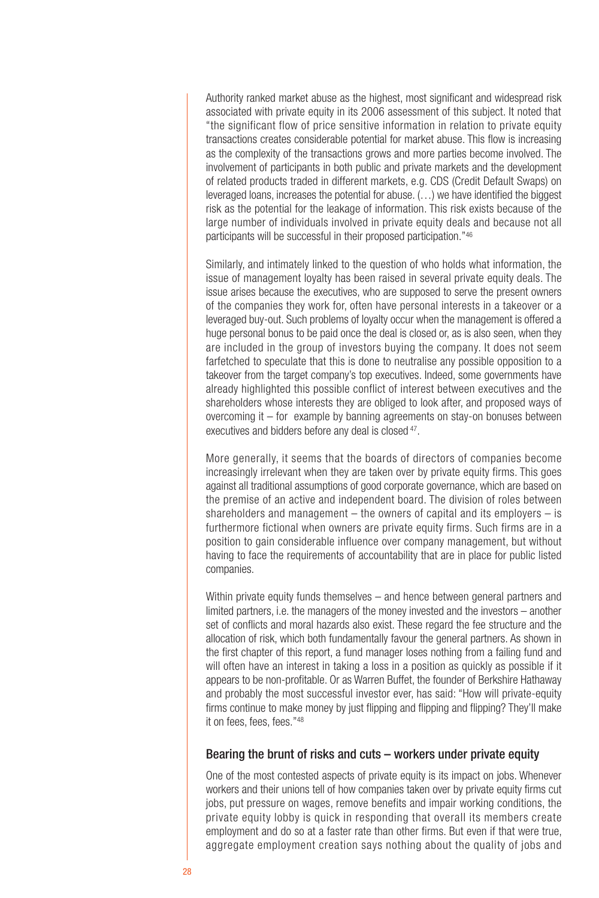Authority ranked market abuse as the highest, most significant and widespread risk associated with private equity in its 2006 assessment of this subject. It noted that "the significant flow of price sensitive information in relation to private equity transactions creates considerable potential for market abuse. This flow is increasing as the complexity of the transactions grows and more parties become involved. The involvement of participants in both public and private markets and the development of related products traded in different markets, e.g. CDS (Credit Default Swaps) on leveraged loans, increases the potential for abuse. (…) we have identified the biggest risk as the potential for the leakage of information. This risk exists because of the large number of individuals involved in private equity deals and because not all participants will be successful in their proposed participation."[46]

Similarly, and intimately linked to the question of who holds what information, the issue of management loyalty has been raised in several private equity deals. The issue arises because the executives, who are supposed to serve the present owners of the companies they work for, often have personal interests in a takeover or a leveraged buy-out. Such problems of loyalty occur when the management is offered a huge personal bonus to be paid once the deal is closed or, as is also seen, when they are included in the group of investors buying the company. It does not seem farfetched to speculate that this is done to neutralise any possible opposition to a takeover from the target company's top executives. Indeed, some governments have already highlighted this possible conflict of interest between executives and the shareholders whose interests they are obliged to look after, and proposed ways of overcoming it – for example by banning agreements on stay-on bonuses between executives and bidders before any deal is closed[47].

More generally, it seems that the boards of directors of companies become increasingly irrelevant when they are taken over by private equity firms. This goes against all traditional assumptions of good corporate governance, which are based on the premise of an active and independent board. The division of roles between shareholders and management – the owners of capital and its employers – is furthermore fictional when owners are private equity firms. Such firms are in a position to gain considerable influence over company management, but without having to face the requirements of accountability that are in place for public listed companies.

Within private equity funds themselves – and hence between general partners and limited partners, i.e. the managers of the money invested and the investors – another set of conflicts and moral hazards also exist. These regard the fee structure and the allocation of risk, which both fundamentally favour the general partners. As shown in the first chapter of this report, a fund manager loses nothing from a failing fund and will often have an interest in taking a loss in a position as quickly as possible if it appears to be non-profitable. Or as Warren Buffet, the founder of Berkshire Hathaway and probably the most successful investor ever, has said: "How will private-equity firms continue to make money by just flipping and flipping and flipping? They'll make it on fees, fees, fees."[48]

### Bearing the brunt of risks and cuts – workers under private equity

One of the most contested aspects of private equity is its impact on jobs. Whenever workers and their unions tell of how companies taken over by private equity firms cut jobs, put pressure on wages, remove benefits and impair working conditions, the private equity lobby is quick in responding that overall its members create employment and do so at a faster rate than other firms. But even if that were true, aggregate employment creation says nothing about the quality of jobs and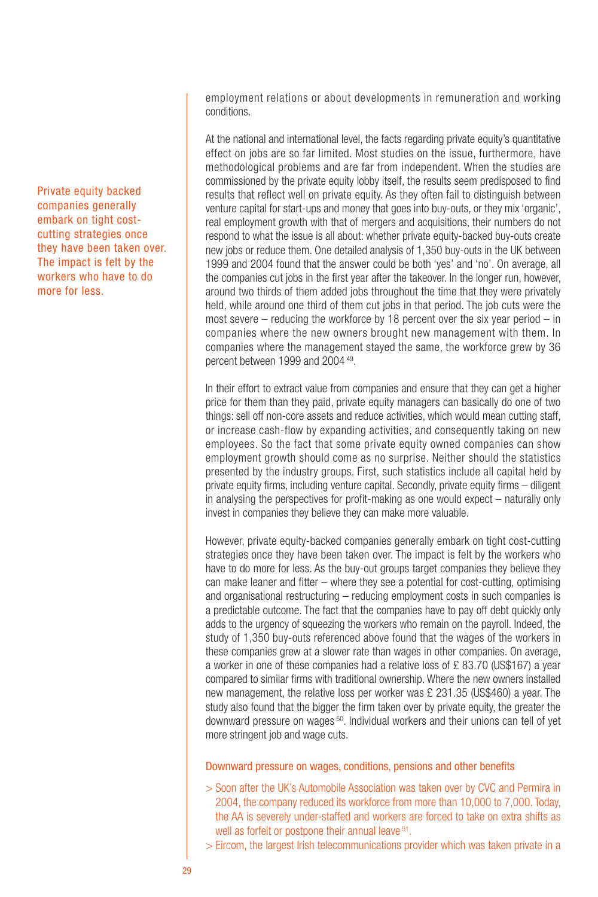Private equity backed companies generally embark on tight cost-cutting strategies once they have been taken over. The impact is felt by the workers who have to do more for less.

employment relations or about developments in remuneration and working conditions.

At the national and international level, the facts regarding private equity's quantitative effect on jobs are so far limited. Most studies on the issue, furthermore, have methodological problems and are far from independent. When the studies are commissioned by the private equity lobby itself, the results seem predisposed to find results that reflect well on private equity. As they often fail to distinguish between venture capital for start-ups and money that goes into buy-outs, or they mix 'organic', real employment growth with that of mergers and acquisitions, their numbers do not respond to what the issue is all about: whether private equity-backed buy-outs create new jobs or reduce them. One detailed analysis of 1,350 buy-outs in the UK between 1999 and 2004 found that the answer could be both 'yes' and 'no'. On average, all the companies cut jobs in the first year after the takeover. In the longer run, however, around two thirds of them added jobs throughout the time that they were privately held, while around one third of them cut jobs in that period. The job cuts were the most severe – reducing the workforce by 18 percent over the six year period – in companies where the new owners brought new management with them. In companies where the management stayed the same, the workforce grew by 36 percent between 1999 and 2004 [49].

In their effort to extract value from companies and ensure that they can get a higher price for them than they paid, private equity managers can basically do one of two things: sell off non-core assets and reduce activities, which would mean cutting staff, or increase cash-flow by expanding activities, and consequently taking on new employees. So the fact that some private equity owned companies can show employment growth should come as no surprise. Neither should the statistics presented by the industry groups. First, such statistics include all capital held by private equity firms, including venture capital. Secondly, private equity firms – diligent in analysing the perspectives for profit-making as one would expect – naturally only invest in companies they believe they can make more valuable.

However, private equity-backed companies generally embark on tight cost-cutting strategies once they have been taken over. The impact is felt by the workers who have to do more for less. As the buy-out groups target companies they believe they can make leaner and fitter – where they see a potential for cost-cutting, optimising and organisational restructuring – reducing employment costs in such companies is a predictable outcome. The fact that the companies have to pay off debt quickly only adds to the urgency of squeezing the workers who remain on the payroll. Indeed, the study of 1,350 buy-outs referenced above found that the wages of the workers in these companies grew at a slower rate than wages in other companies. On average, a worker in one of these companies had a relative loss of £ 83.70 (US$167) a year compared to similar firms with traditional ownership. Where the new owners installed new management, the relative loss per worker was £ 231.35 (US$460) a year. The study also found that the bigger the firm taken over by private equity, the greater the downward pressure on wages [50]. Individual workers and their unions can tell of yet more stringent job and wage cuts.

### Downward pressure on wages, conditions, pensions and other benefits

> Soon after the UK's Automobile Association was taken over by CVC and Permira in 2004, the company reduced its workforce from more than 10,000 to 7,000. Today, the AA is severely under-staffed and workers are forced to take on extra shifts as well as forfeit or postpone their annual leave [51].

> Eircom, the largest Irish telecommunications provider which was taken private in a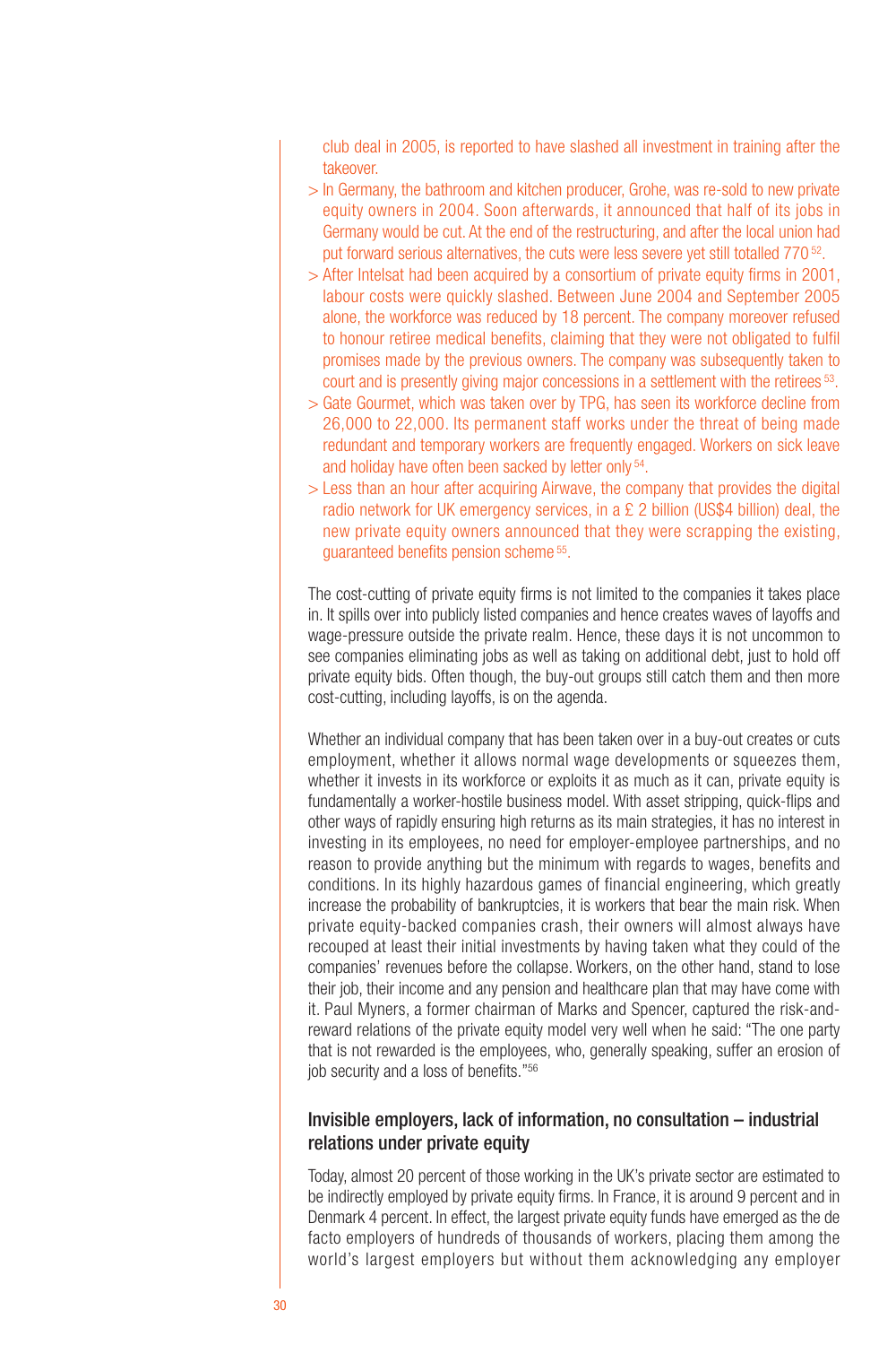club deal in 2005, is reported to have slashed all investment in training after the takeover.

> In Germany, the bathroom and kitchen producer, Grohe, was re-sold to new private equity owners in 2004. Soon afterwards, it announced that half of its jobs in Germany would be cut. At the end of the restructuring, and after the local union had put forward serious alternatives, the cuts were less severe yet still totalled 770[52].

> After Intelsat had been acquired by a consortium of private equity firms in 2001, labour costs were quickly slashed. Between June 2004 and September 2005 alone, the workforce was reduced by 18 percent. The company moreover refused to honour retiree medical benefits, claiming that they were not obligated to fulfil promises made by the previous owners. The company was subsequently taken to court and is presently giving major concessions in a settlement with the retirees[53].

> Gate Gourmet, which was taken over by TPG, has seen its workforce decline from 26,000 to 22,000. Its permanent staff works under the threat of being made redundant and temporary workers are frequently engaged. Workers on sick leave and holiday have often been sacked by letter only[54].

> Less than an hour after acquiring Airwave, the company that provides the digital radio network for UK emergency services, in a £ 2 billion (US$4 billion) deal, the new private equity owners announced that they were scrapping the existing, guaranteed benefits pension scheme[55].

The cost-cutting of private equity firms is not limited to the companies it takes place in. It spills over into publicly listed companies and hence creates waves of layoffs and wage-pressure outside the private realm. Hence, these days it is not uncommon to see companies eliminating jobs as well as taking on additional debt, just to hold off private equity bids. Often though, the buy-out groups still catch them and then more cost-cutting, including layoffs, is on the agenda.

Whether an individual company that has been taken over in a buy-out creates or cuts employment, whether it allows normal wage developments or squeezes them, whether it invests in its workforce or exploits it as much as it can, private equity is fundamentally a worker-hostile business model. With asset stripping, quick-flips and other ways of rapidly ensuring high returns as its main strategies, it has no interest in investing in its employees, no need for employer-employee partnerships, and no reason to provide anything but the minimum with regards to wages, benefits and conditions. In its highly hazardous games of financial engineering, which greatly increase the probability of bankruptcies, it is workers that bear the main risk. When private equity-backed companies crash, their owners will almost always have recouped at least their initial investments by having taken what they could of the companies' revenues before the collapse. Workers, on the other hand, stand to lose their job, their income and any pension and healthcare plan that may have come with it. Paul Myners, a former chairman of Marks and Spencer, captured the risk-and-reward relations of the private equity model very well when he said: "The one party that is not rewarded is the employees, who, generally speaking, suffer an erosion of job security and a loss of benefits."[56]

## Invisible employers, lack of information, no consultation – industrial relations under private equity

Today, almost 20 percent of those working in the UK's private sector are estimated to be indirectly employed by private equity firms. In France, it is around 9 percent and in Denmark 4 percent. In effect, the largest private equity funds have emerged as the de facto employers of hundreds of thousands of workers, placing them among the world's largest employers but without them acknowledging any employer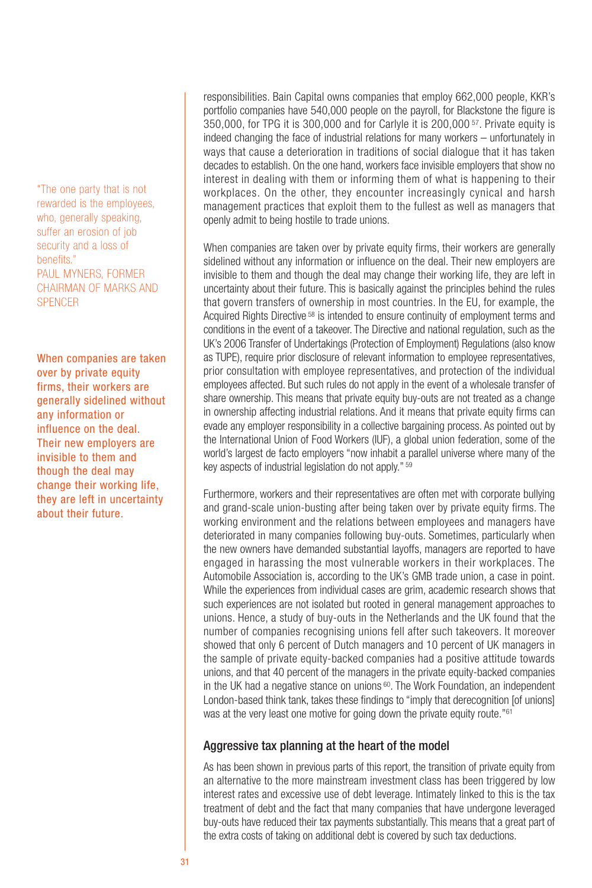"The one party that is not rewarded is the employees, who, generally speaking, suffer an erosion of job security and a loss of benefits."
PAUL MYNERS, FORMER CHAIRMAN OF MARKS AND SPENCER

When companies are taken over by private equity firms, their workers are generally sidelined without any information or influence on the deal. Their new employers are invisible to them and though the deal may change their working life, they are left in uncertainty about their future.

responsibilities. Bain Capital owns companies that employ 662,000 people, KKR's portfolio companies have 540,000 people on the payroll, for Blackstone the figure is 350,000, for TPG it is 300,000 and for Carlyle it is 200,000 [57]. Private equity is indeed changing the face of industrial relations for many workers – unfortunately in ways that cause a deterioration in traditions of social dialogue that it has taken decades to establish. On the one hand, workers face invisible employers that show no interest in dealing with them or informing them of what is happening to their workplaces. On the other, they encounter increasingly cynical and harsh management practices that exploit them to the fullest as well as managers that openly admit to being hostile to trade unions.

When companies are taken over by private equity firms, their workers are generally sidelined without any information or influence on the deal. Their new employers are invisible to them and though the deal may change their working life, they are left in uncertainty about their future. This is basically against the principles behind the rules that govern transfers of ownership in most countries. In the EU, for example, the Acquired Rights Directive [58] is intended to ensure continuity of employment terms and conditions in the event of a takeover. The Directive and national regulation, such as the UK's 2006 Transfer of Undertakings (Protection of Employment) Regulations (also know as TUPE), require prior disclosure of relevant information to employee representatives, prior consultation with employee representatives, and protection of the individual employees affected. But such rules do not apply in the event of a wholesale transfer of share ownership. This means that private equity buy-outs are not treated as a change in ownership affecting industrial relations. And it means that private equity firms can evade any employer responsibility in a collective bargaining process. As pointed out by the International Union of Food Workers (IUF), a global union federation, some of the world's largest de facto employers "now inhabit a parallel universe where many of the key aspects of industrial legislation do not apply." [59]

Furthermore, workers and their representatives are often met with corporate bullying and grand-scale union-busting after being taken over by private equity firms. The working environment and the relations between employees and managers have deteriorated in many companies following buy-outs. Sometimes, particularly when the new owners have demanded substantial layoffs, managers are reported to have engaged in harassing the most vulnerable workers in their workplaces. The Automobile Association is, according to the UK's GMB trade union, a case in point. While the experiences from individual cases are grim, academic research shows that such experiences are not isolated but rooted in general management approaches to unions. Hence, a study of buy-outs in the Netherlands and the UK found that the number of companies recognising unions fell after such takeovers. It moreover showed that only 6 percent of Dutch managers and 10 percent of UK managers in the sample of private equity-backed companies had a positive attitude towards unions, and that 40 percent of the managers in the private equity-backed companies in the UK had a negative stance on unions [60]. The Work Foundation, an independent London-based think tank, takes these findings to "imply that derecognition [of unions] was at the very least one motive for going down the private equity route." [61]

## Aggressive tax planning at the heart of the model

As has been shown in previous parts of this report, the transition of private equity from an alternative to the more mainstream investment class has been triggered by low interest rates and excessive use of debt leverage. Intimately linked to this is the tax treatment of debt and the fact that many companies that have undergone leveraged buy-outs have reduced their tax payments substantially. This means that a great part of the extra costs of taking on additional debt is covered by such tax deductions.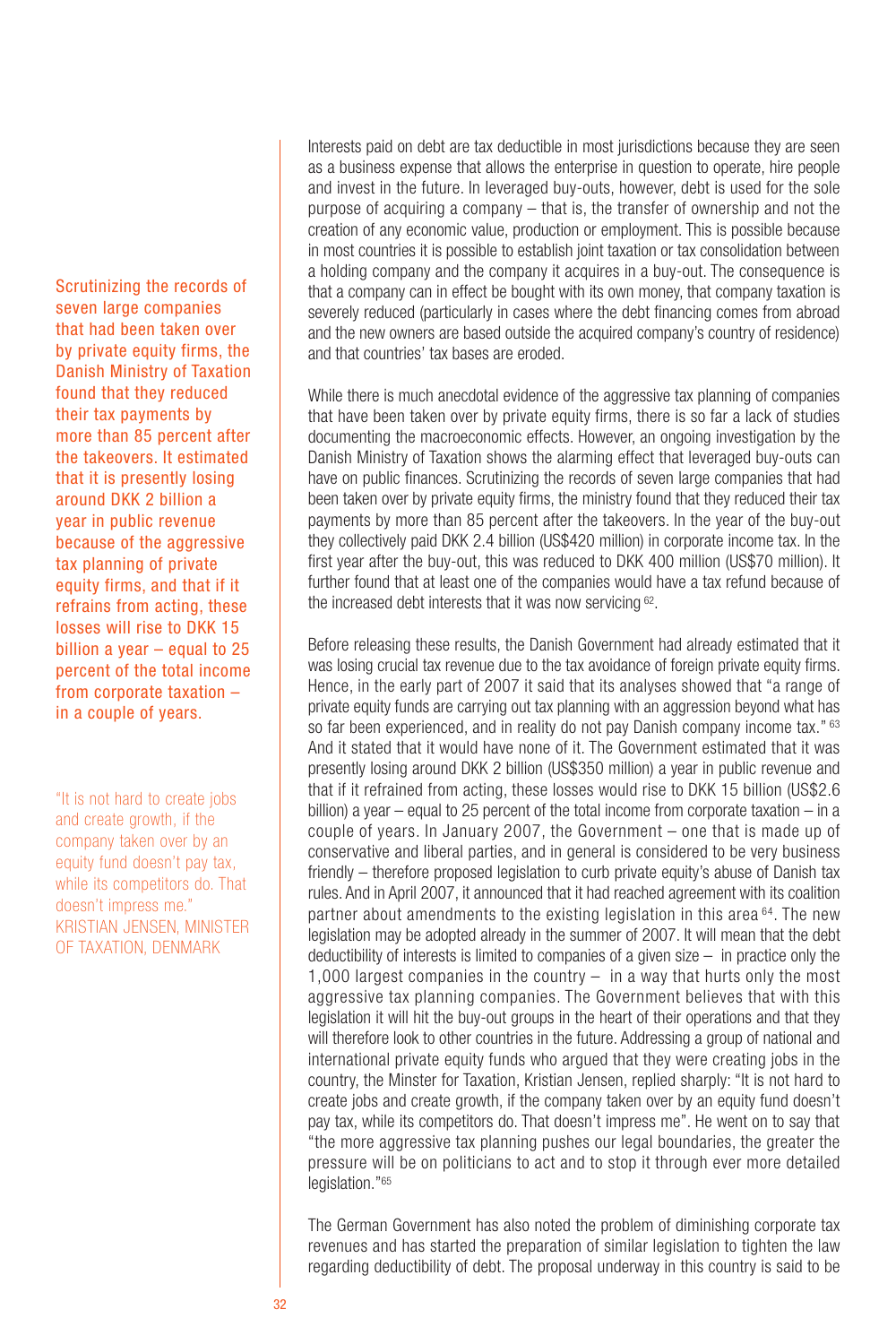Scrutinizing the records of seven large companies that had been taken over by private equity firms, the Danish Ministry of Taxation found that they reduced their tax payments by more than 85 percent after the takeovers. It estimated that it is presently losing around DKK 2 billion a year in public revenue because of the aggressive tax planning of private equity firms, and that if it refrains from acting, these losses will rise to DKK 15 billion a year – equal to 25 percent of the total income from corporate taxation – in a couple of years.

"It is not hard to create jobs and create growth, if the company taken over by an equity fund doesn't pay tax, while its competitors do. That doesn't impress me."
KRISTIAN JENSEN, MINISTER OF TAXATION, DENMARK

Interests paid on debt are tax deductible in most jurisdictions because they are seen as a business expense that allows the enterprise in question to operate, hire people and invest in the future. In leveraged buy-outs, however, debt is used for the sole purpose of acquiring a company – that is, the transfer of ownership and not the creation of any economic value, production or employment. This is possible because in most countries it is possible to establish joint taxation or tax consolidation between a holding company and the company it acquires in a buy-out. The consequence is that a company can in effect be bought with its own money, that company taxation is severely reduced (particularly in cases where the debt financing comes from abroad and the new owners are based outside the acquired company's country of residence) and that countries' tax bases are eroded.

While there is much anecdotal evidence of the aggressive tax planning of companies that have been taken over by private equity firms, there is so far a lack of studies documenting the macroeconomic effects. However, an ongoing investigation by the Danish Ministry of Taxation shows the alarming effect that leveraged buy-outs can have on public finances. Scrutinizing the records of seven large companies that had been taken over by private equity firms, the ministry found that they reduced their tax payments by more than 85 percent after the takeovers. In the year of the buy-out they collectively paid DKK 2.4 billion (US$420 million) in corporate income tax. In the first year after the buy-out, this was reduced to DKK 400 million (US$70 million). It further found that at least one of the companies would have a tax refund because of the increased debt interests that it was now servicing [62].

Before releasing these results, the Danish Government had already estimated that it was losing crucial tax revenue due to the tax avoidance of foreign private equity firms. Hence, in the early part of 2007 it said that its analyses showed that "a range of private equity funds are carrying out tax planning with an aggression beyond what has so far been experienced, and in reality do not pay Danish company income tax." [63] And it stated that it would have none of it. The Government estimated that it was presently losing around DKK 2 billion (US$350 million) a year in public revenue and that if it refrained from acting, these losses would rise to DKK 15 billion (US$2.6 billion) a year – equal to 25 percent of the total income from corporate taxation – in a couple of years. In January 2007, the Government – one that is made up of conservative and liberal parties, and in general is considered to be very business friendly – therefore proposed legislation to curb private equity's abuse of Danish tax rules. And in April 2007, it announced that it had reached agreement with its coalition partner about amendments to the existing legislation in this area [64]. The new legislation may be adopted already in the summer of 2007. It will mean that the debt deductibility of interests is limited to companies of a given size – in practice only the 1,000 largest companies in the country – in a way that hurts only the most aggressive tax planning companies. The Government believes that with this legislation it will hit the buy-out groups in the heart of their operations and that they will therefore look to other countries in the future. Addressing a group of national and international private equity funds who argued that they were creating jobs in the country, the Minster for Taxation, Kristian Jensen, replied sharply: "It is not hard to create jobs and create growth, if the company taken over by an equity fund doesn't pay tax, while its competitors do. That doesn't impress me". He went on to say that "the more aggressive tax planning pushes our legal boundaries, the greater the pressure will be on politicians to act and to stop it through ever more detailed legislation."[65]

The German Government has also noted the problem of diminishing corporate tax revenues and has started the preparation of similar legislation to tighten the law regarding deductibility of debt. The proposal underway in this country is said to be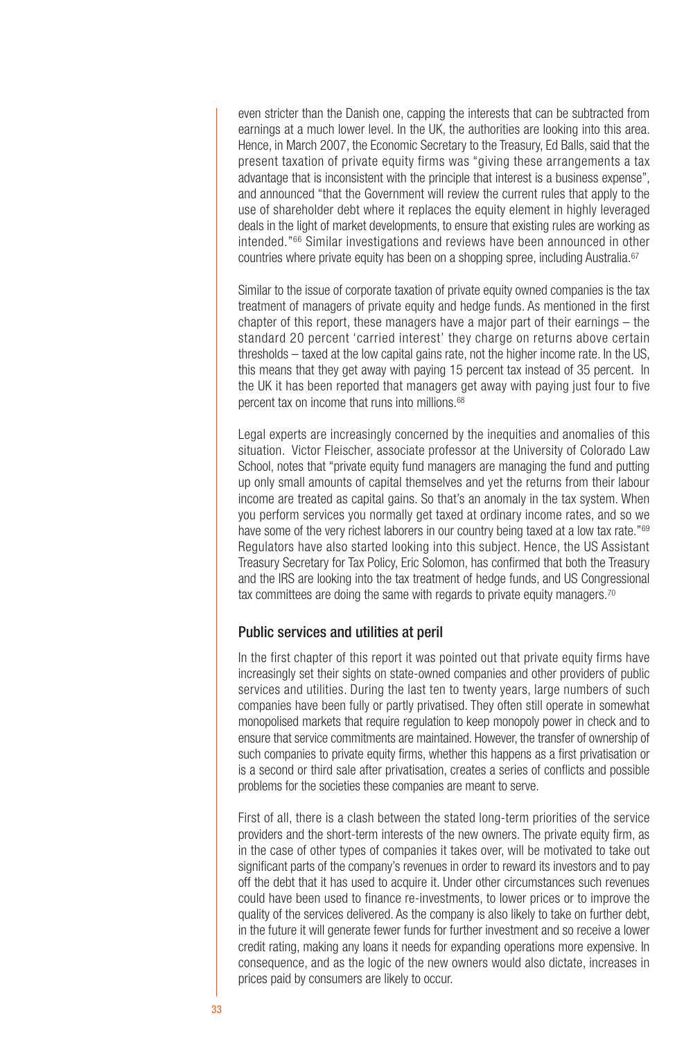even stricter than the Danish one, capping the interests that can be subtracted from earnings at a much lower level. In the UK, the authorities are looking into this area. Hence, in March 2007, the Economic Secretary to the Treasury, Ed Balls, said that the present taxation of private equity firms was "giving these arrangements a tax advantage that is inconsistent with the principle that interest is a business expense", and announced "that the Government will review the current rules that apply to the use of shareholder debt where it replaces the equity element in highly leveraged deals in the light of market developments, to ensure that existing rules are working as intended."[66] Similar investigations and reviews have been announced in other countries where private equity has been on a shopping spree, including Australia.[67]

Similar to the issue of corporate taxation of private equity owned companies is the tax treatment of managers of private equity and hedge funds. As mentioned in the first chapter of this report, these managers have a major part of their earnings – the standard 20 percent 'carried interest' they charge on returns above certain thresholds – taxed at the low capital gains rate, not the higher income rate. In the US, this means that they get away with paying 15 percent tax instead of 35 percent. In the UK it has been reported that managers get away with paying just four to five percent tax on income that runs into millions.[68]

Legal experts are increasingly concerned by the inequities and anomalies of this situation. Victor Fleischer, associate professor at the University of Colorado Law School, notes that "private equity fund managers are managing the fund and putting up only small amounts of capital themselves and yet the returns from their labour income are treated as capital gains. So that's an anomaly in the tax system. When you perform services you normally get taxed at ordinary income rates, and so we have some of the very richest laborers in our country being taxed at a low tax rate."[69] Regulators have also started looking into this subject. Hence, the US Assistant Treasury Secretary for Tax Policy, Eric Solomon, has confirmed that both the Treasury and the IRS are looking into the tax treatment of hedge funds, and US Congressional tax committees are doing the same with regards to private equity managers.[70]

## Public services and utilities at peril

In the first chapter of this report it was pointed out that private equity firms have increasingly set their sights on state-owned companies and other providers of public services and utilities. During the last ten to twenty years, large numbers of such companies have been fully or partly privatised. They often still operate in somewhat monopolised markets that require regulation to keep monopoly power in check and to ensure that service commitments are maintained. However, the transfer of ownership of such companies to private equity firms, whether this happens as a first privatisation or is a second or third sale after privatisation, creates a series of conflicts and possible problems for the societies these companies are meant to serve.

First of all, there is a clash between the stated long-term priorities of the service providers and the short-term interests of the new owners. The private equity firm, as in the case of other types of companies it takes over, will be motivated to take out significant parts of the company's revenues in order to reward its investors and to pay off the debt that it has used to acquire it. Under other circumstances such revenues could have been used to finance re-investments, to lower prices or to improve the quality of the services delivered. As the company is also likely to take on further debt, in the future it will generate fewer funds for further investment and so receive a lower credit rating, making any loans it needs for expanding operations more expensive. In consequence, and as the logic of the new owners would also dictate, increases in prices paid by consumers are likely to occur.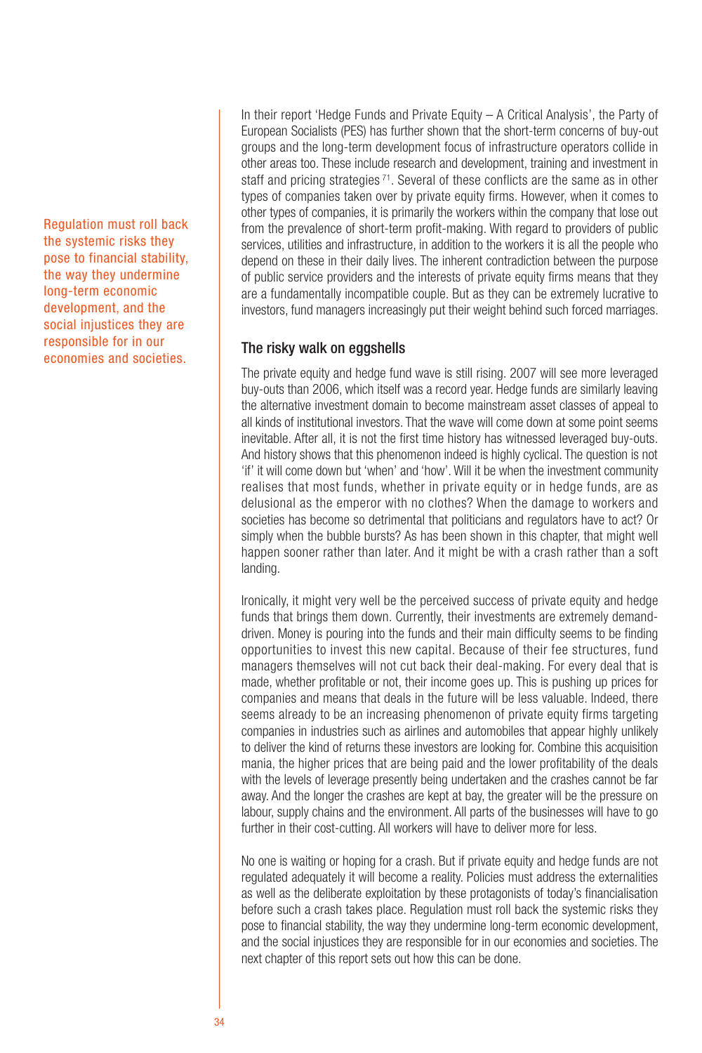Regulation must roll back the systemic risks they pose to financial stability, the way they undermine long-term economic development, and the social injustices they are responsible for in our economies and societies.

In their report 'Hedge Funds and Private Equity – A Critical Analysis', the Party of European Socialists (PES) has further shown that the short-term concerns of buy-out groups and the long-term development focus of infrastructure operators collide in other areas too. These include research and development, training and investment in staff and pricing strategies [71]. Several of these conflicts are the same as in other types of companies taken over by private equity firms. However, when it comes to other types of companies, it is primarily the workers within the company that lose out from the prevalence of short-term profit-making. With regard to providers of public services, utilities and infrastructure, in addition to the workers it is all the people who depend on these in their daily lives. The inherent contradiction between the purpose of public service providers and the interests of private equity firms means that they are a fundamentally incompatible couple. But as they can be extremely lucrative to investors, fund managers increasingly put their weight behind such forced marriages.

## The risky walk on eggshells

The private equity and hedge fund wave is still rising. 2007 will see more leveraged buy-outs than 2006, which itself was a record year. Hedge funds are similarly leaving the alternative investment domain to become mainstream asset classes of appeal to all kinds of institutional investors. That the wave will come down at some point seems inevitable. After all, it is not the first time history has witnessed leveraged buy-outs. And history shows that this phenomenon indeed is highly cyclical. The question is not 'if' it will come down but 'when' and 'how'. Will it be when the investment community realises that most funds, whether in private equity or in hedge funds, are as delusional as the emperor with no clothes? When the damage to workers and societies has become so detrimental that politicians and regulators have to act? Or simply when the bubble bursts? As has been shown in this chapter, that might well happen sooner rather than later. And it might be with a crash rather than a soft landing.

Ironically, it might very well be the perceived success of private equity and hedge funds that brings them down. Currently, their investments are extremely demand-driven. Money is pouring into the funds and their main difficulty seems to be finding opportunities to invest this new capital. Because of their fee structures, fund managers themselves will not cut back their deal-making. For every deal that is made, whether profitable or not, their income goes up. This is pushing up prices for companies and means that deals in the future will be less valuable. Indeed, there seems already to be an increasing phenomenon of private equity firms targeting companies in industries such as airlines and automobiles that appear highly unlikely to deliver the kind of returns these investors are looking for. Combine this acquisition mania, the higher prices that are being paid and the lower profitability of the deals with the levels of leverage presently being undertaken and the crashes cannot be far away. And the longer the crashes are kept at bay, the greater will be the pressure on labour, supply chains and the environment. All parts of the businesses will have to go further in their cost-cutting. All workers will have to deliver more for less.

No one is waiting or hoping for a crash. But if private equity and hedge funds are not regulated adequately it will become a reality. Policies must address the externalities as well as the deliberate exploitation by these protagonists of today's financialisation before such a crash takes place. Regulation must roll back the systemic risks they pose to financial stability, the way they undermine long-term economic development, and the social injustices they are responsible for in our economies and societies. The next chapter of this report sets out how this can be done.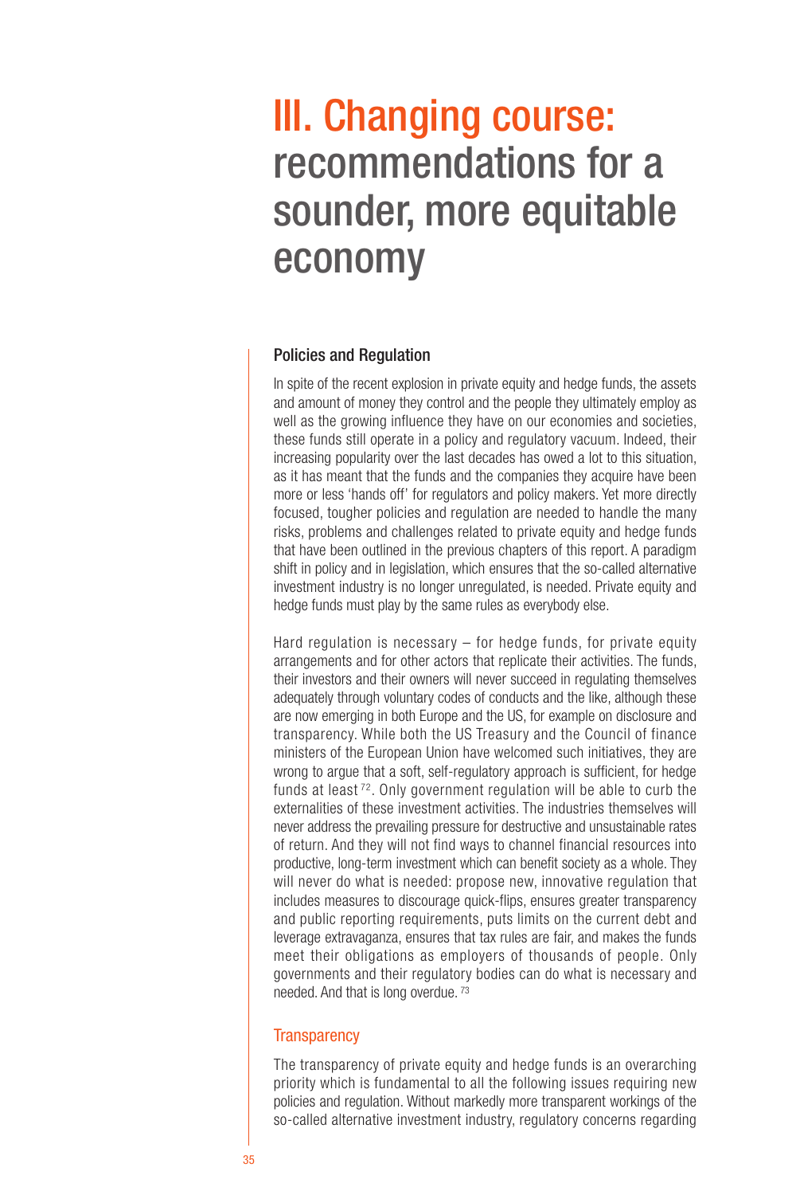# III. Changing course: recommendations for a sounder, more equitable economy

## Policies and Regulation

In spite of the recent explosion in private equity and hedge funds, the assets and amount of money they control and the people they ultimately employ as well as the growing influence they have on our economies and societies, these funds still operate in a policy and regulatory vacuum. Indeed, their increasing popularity over the last decades has owed a lot to this situation, as it has meant that the funds and the companies they acquire have been more or less 'hands off' for regulators and policy makers. Yet more directly focused, tougher policies and regulation are needed to handle the many risks, problems and challenges related to private equity and hedge funds that have been outlined in the previous chapters of this report. A paradigm shift in policy and in legislation, which ensures that the so-called alternative investment industry is no longer unregulated, is needed. Private equity and hedge funds must play by the same rules as everybody else.

Hard regulation is necessary – for hedge funds, for private equity arrangements and for other actors that replicate their activities. The funds, their investors and their owners will never succeed in regulating themselves adequately through voluntary codes of conducts and the like, although these are now emerging in both Europe and the US, for example on disclosure and transparency. While both the US Treasury and the Council of finance ministers of the European Union have welcomed such initiatives, they are wrong to argue that a soft, self-regulatory approach is sufficient, for hedge funds at least [72]. Only government regulation will be able to curb the externalities of these investment activities. The industries themselves will never address the prevailing pressure for destructive and unsustainable rates of return. And they will not find ways to channel financial resources into productive, long-term investment which can benefit society as a whole. They will never do what is needed: propose new, innovative regulation that includes measures to discourage quick-flips, ensures greater transparency and public reporting requirements, puts limits on the current debt and leverage extravaganza, ensures that tax rules are fair, and makes the funds meet their obligations as employers of thousands of people. Only governments and their regulatory bodies can do what is necessary and needed. And that is long overdue. [73]

### Transparency

The transparency of private equity and hedge funds is an overarching priority which is fundamental to all the following issues requiring new policies and regulation. Without markedly more transparent workings of the so-called alternative investment industry, regulatory concerns regarding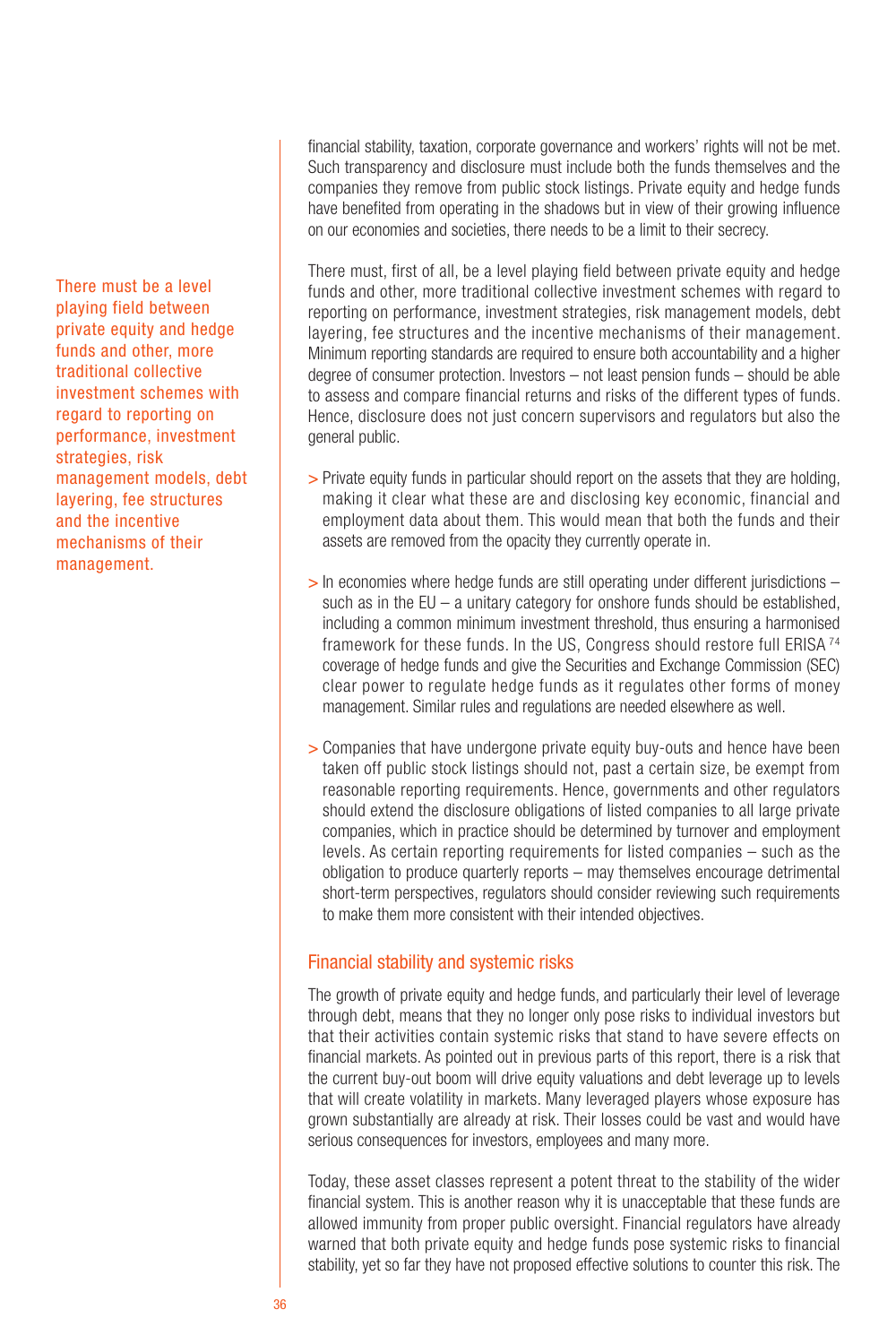financial stability, taxation, corporate governance and workers' rights will not be met. Such transparency and disclosure must include both the funds themselves and the companies they remove from public stock listings. Private equity and hedge funds have benefited from operating in the shadows but in view of their growing influence on our economies and societies, there needs to be a limit to their secrecy.

There must be a level playing field between private equity and hedge funds and other, more traditional collective investment schemes with regard to reporting on performance, investment strategies, risk management models, debt layering, fee structures and the incentive mechanisms of their management.

There must, first of all, be a level playing field between private equity and hedge funds and other, more traditional collective investment schemes with regard to reporting on performance, investment strategies, risk management models, debt layering, fee structures and the incentive mechanisms of their management. Minimum reporting standards are required to ensure both accountability and a higher degree of consumer protection. Investors – not least pension funds – should be able to assess and compare financial returns and risks of the different types of funds. Hence, disclosure does not just concern supervisors and regulators but also the general public.

> Private equity funds in particular should report on the assets that they are holding, making it clear what these are and disclosing key economic, financial and employment data about them. This would mean that both the funds and their assets are removed from the opacity they currently operate in.

> In economies where hedge funds are still operating under different jurisdictions – such as in the EU – a unitary category for onshore funds should be established, including a common minimum investment threshold, thus ensuring a harmonised framework for these funds. In the US, Congress should restore full ERISA [74] coverage of hedge funds and give the Securities and Exchange Commission (SEC) clear power to regulate hedge funds as it regulates other forms of money management. Similar rules and regulations are needed elsewhere as well.

> Companies that have undergone private equity buy-outs and hence have been taken off public stock listings should not, past a certain size, be exempt from reasonable reporting requirements. Hence, governments and other regulators should extend the disclosure obligations of listed companies to all large private companies, which in practice should be determined by turnover and employment levels. As certain reporting requirements for listed companies – such as the obligation to produce quarterly reports – may themselves encourage detrimental short-term perspectives, regulators should consider reviewing such requirements to make them more consistent with their intended objectives.

## Financial stability and systemic risks

The growth of private equity and hedge funds, and particularly their level of leverage through debt, means that they no longer only pose risks to individual investors but that their activities contain systemic risks that stand to have severe effects on financial markets. As pointed out in previous parts of this report, there is a risk that the current buy-out boom will drive equity valuations and debt leverage up to levels that will create volatility in markets. Many leveraged players whose exposure has grown substantially are already at risk. Their losses could be vast and would have serious consequences for investors, employees and many more.

Today, these asset classes represent a potent threat to the stability of the wider financial system. This is another reason why it is unacceptable that these funds are allowed immunity from proper public oversight. Financial regulators have already warned that both private equity and hedge funds pose systemic risks to financial stability, yet so far they have not proposed effective solutions to counter this risk. The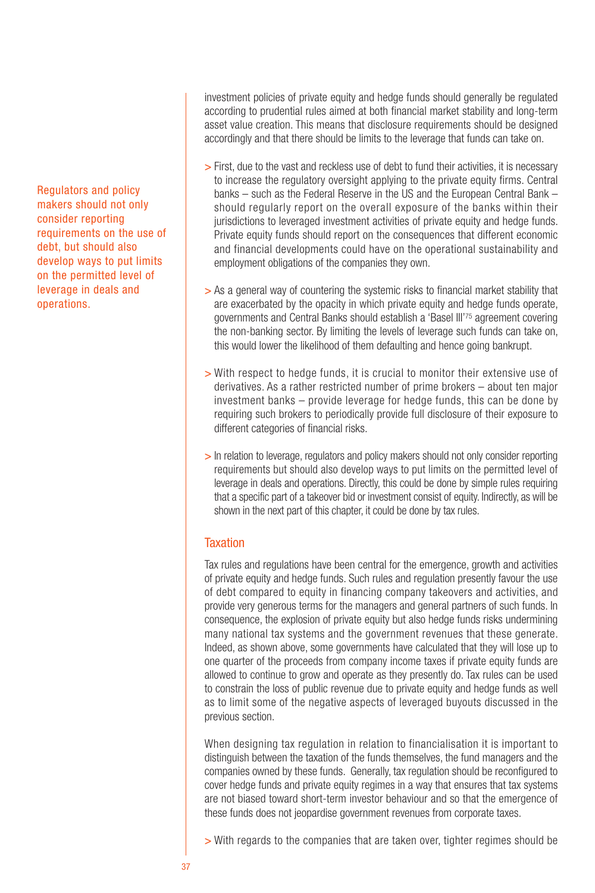investment policies of private equity and hedge funds should generally be regulated according to prudential rules aimed at both financial market stability and long-term asset value creation. This means that disclosure requirements should be designed accordingly and that there should be limits to the leverage that funds can take on.

Regulators and policy makers should not only consider reporting requirements on the use of debt, but should also develop ways to put limits on the permitted level of leverage in deals and operations.

- First, due to the vast and reckless use of debt to fund their activities, it is necessary to increase the regulatory oversight applying to the private equity firms. Central banks – such as the Federal Reserve in the US and the European Central Bank – should regularly report on the overall exposure of the banks within their jurisdictions to leveraged investment activities of private equity and hedge funds. Private equity funds should report on the consequences that different economic and financial developments could have on the operational sustainability and employment obligations of the companies they own.

- As a general way of countering the systemic risks to financial market stability that are exacerbated by the opacity in which private equity and hedge funds operate, governments and Central Banks should establish a 'Basel III'[75] agreement covering the non-banking sector. By limiting the levels of leverage such funds can take on, this would lower the likelihood of them defaulting and hence going bankrupt.

- With respect to hedge funds, it is crucial to monitor their extensive use of derivatives. As a rather restricted number of prime brokers – about ten major investment banks – provide leverage for hedge funds, this can be done by requiring such brokers to periodically provide full disclosure of their exposure to different categories of financial risks.

- In relation to leverage, regulators and policy makers should not only consider reporting requirements but should also develop ways to put limits on the permitted level of leverage in deals and operations. Directly, this could be done by simple rules requiring that a specific part of a takeover bid or investment consist of equity. Indirectly, as will be shown in the next part of this chapter, it could be done by tax rules.

## Taxation

Tax rules and regulations have been central for the emergence, growth and activities of private equity and hedge funds. Such rules and regulation presently favour the use of debt compared to equity in financing company takeovers and activities, and provide very generous terms for the managers and general partners of such funds. In consequence, the explosion of private equity but also hedge funds risks undermining many national tax systems and the government revenues that these generate. Indeed, as shown above, some governments have calculated that they will lose up to one quarter of the proceeds from company income taxes if private equity funds are allowed to continue to grow and operate as they presently do. Tax rules can be used to constrain the loss of public revenue due to private equity and hedge funds as well as to limit some of the negative aspects of leveraged buyouts discussed in the previous section.

When designing tax regulation in relation to financialisation it is important to distinguish between the taxation of the funds themselves, the fund managers and the companies owned by these funds. Generally, tax regulation should be reconfigured to cover hedge funds and private equity regimes in a way that ensures that tax systems are not biased toward short-term investor behaviour and so that the emergence of these funds does not jeopardise government revenues from corporate taxes.

- With regards to the companies that are taken over, tighter regimes should be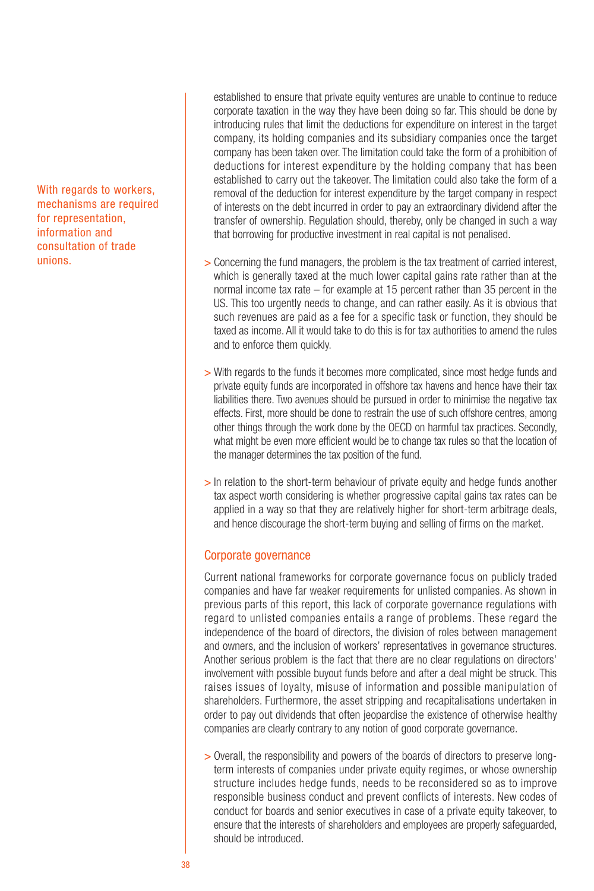With regards to workers, mechanisms are required for representation, information and consultation of trade unions.

established to ensure that private equity ventures are unable to continue to reduce corporate taxation in the way they have been doing so far. This should be done by introducing rules that limit the deductions for expenditure on interest in the target company, its holding companies and its subsidiary companies once the target company has been taken over. The limitation could take the form of a prohibition of deductions for interest expenditure by the holding company that has been established to carry out the takeover. The limitation could also take the form of a removal of the deduction for interest expenditure by the target company in respect of interests on the debt incurred in order to pay an extraordinary dividend after the transfer of ownership. Regulation should, thereby, only be changed in such a way that borrowing for productive investment in real capital is not penalised.

> Concerning the fund managers, the problem is the tax treatment of carried interest, which is generally taxed at the much lower capital gains rate rather than at the normal income tax rate – for example at 15 percent rather than 35 percent in the US. This too urgently needs to change, and can rather easily. As it is obvious that such revenues are paid as a fee for a specific task or function, they should be taxed as income. All it would take to do this is for tax authorities to amend the rules and to enforce them quickly.

> With regards to the funds it becomes more complicated, since most hedge funds and private equity funds are incorporated in offshore tax havens and hence have their tax liabilities there. Two avenues should be pursued in order to minimise the negative tax effects. First, more should be done to restrain the use of such offshore centres, among other things through the work done by the OECD on harmful tax practices. Secondly, what might be even more efficient would be to change tax rules so that the location of the manager determines the tax position of the fund.

> In relation to the short-term behaviour of private equity and hedge funds another tax aspect worth considering is whether progressive capital gains tax rates can be applied in a way so that they are relatively higher for short-term arbitrage deals, and hence discourage the short-term buying and selling of firms on the market.

## Corporate governance

Current national frameworks for corporate governance focus on publicly traded companies and have far weaker requirements for unlisted companies. As shown in previous parts of this report, this lack of corporate governance regulations with regard to unlisted companies entails a range of problems. These regard the independence of the board of directors, the division of roles between management and owners, and the inclusion of workers' representatives in governance structures. Another serious problem is the fact that there are no clear regulations on directors' involvement with possible buyout funds before and after a deal might be struck. This raises issues of loyalty, misuse of information and possible manipulation of shareholders. Furthermore, the asset stripping and recapitalisations undertaken in order to pay out dividends that often jeopardise the existence of otherwise healthy companies are clearly contrary to any notion of good corporate governance.

> Overall, the responsibility and powers of the boards of directors to preserve long-term interests of companies under private equity regimes, or whose ownership structure includes hedge funds, needs to be reconsidered so as to improve responsible business conduct and prevent conflicts of interests. New codes of conduct for boards and senior executives in case of a private equity takeover, to ensure that the interests of shareholders and employees are properly safeguarded, should be introduced.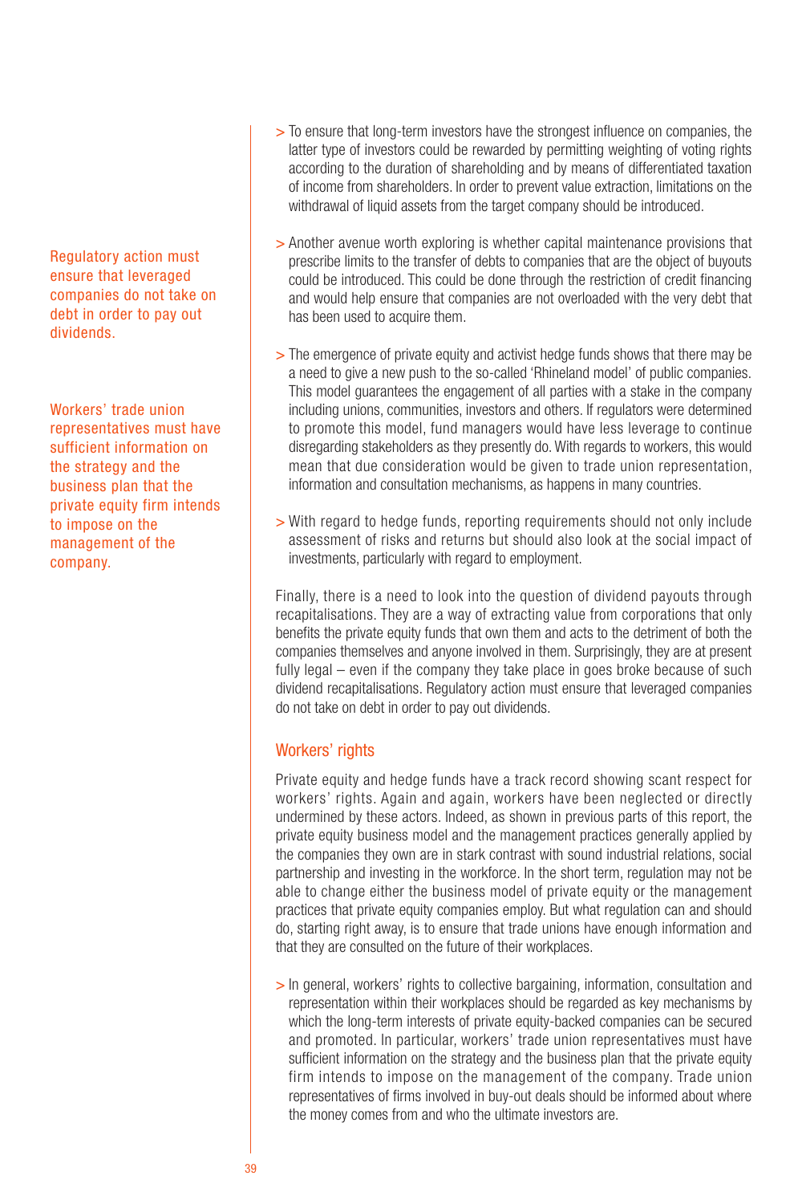> To ensure that long-term investors have the strongest influence on companies, the latter type of investors could be rewarded by permitting weighting of voting rights according to the duration of shareholding and by means of differentiated taxation of income from shareholders. In order to prevent value extraction, limitations on the withdrawal of liquid assets from the target company should be introduced.

> Another avenue worth exploring is whether capital maintenance provisions that prescribe limits to the transfer of debts to companies that are the object of buyouts could be introduced. This could be done through the restriction of credit financing and would help ensure that companies are not overloaded with the very debt that has been used to acquire them.

> The emergence of private equity and activist hedge funds shows that there may be a need to give a new push to the so-called 'Rhineland model' of public companies. This model guarantees the engagement of all parties with a stake in the company including unions, communities, investors and others. If regulators were determined to promote this model, fund managers would have less leverage to continue disregarding stakeholders as they presently do. With regards to workers, this would mean that due consideration would be given to trade union representation, information and consultation mechanisms, as happens in many countries.

> With regard to hedge funds, reporting requirements should not only include assessment of risks and returns but should also look at the social impact of investments, particularly with regard to employment.

Finally, there is a need to look into the question of dividend payouts through recapitalisations. They are a way of extracting value from corporations that only benefits the private equity funds that own them and acts to the detriment of both the companies themselves and anyone involved in them. Surprisingly, they are at present fully legal – even if the company they take place in goes broke because of such dividend recapitalisations. Regulatory action must ensure that leveraged companies do not take on debt in order to pay out dividends.

Regulatory action must ensure that leveraged companies do not take on debt in order to pay out dividends.

## Workers' rights

Private equity and hedge funds have a track record showing scant respect for workers' rights. Again and again, workers have been neglected or directly undermined by these actors. Indeed, as shown in previous parts of this report, the private equity business model and the management practices generally applied by the companies they own are in stark contrast with sound industrial relations, social partnership and investing in the workforce. In the short term, regulation may not be able to change either the business model of private equity or the management practices that private equity companies employ. But what regulation can and should do, starting right away, is to ensure that trade unions have enough information and that they are consulted on the future of their workplaces.

Workers' trade union representatives must have sufficient information on the strategy and the business plan that the private equity firm intends to impose on the management of the company.

> In general, workers' rights to collective bargaining, information, consultation and representation within their workplaces should be regarded as key mechanisms by which the long-term interests of private equity-backed companies can be secured and promoted. In particular, workers' trade union representatives must have sufficient information on the strategy and the business plan that the private equity firm intends to impose on the management of the company. Trade union representatives of firms involved in buy-out deals should be informed about where the money comes from and who the ultimate investors are.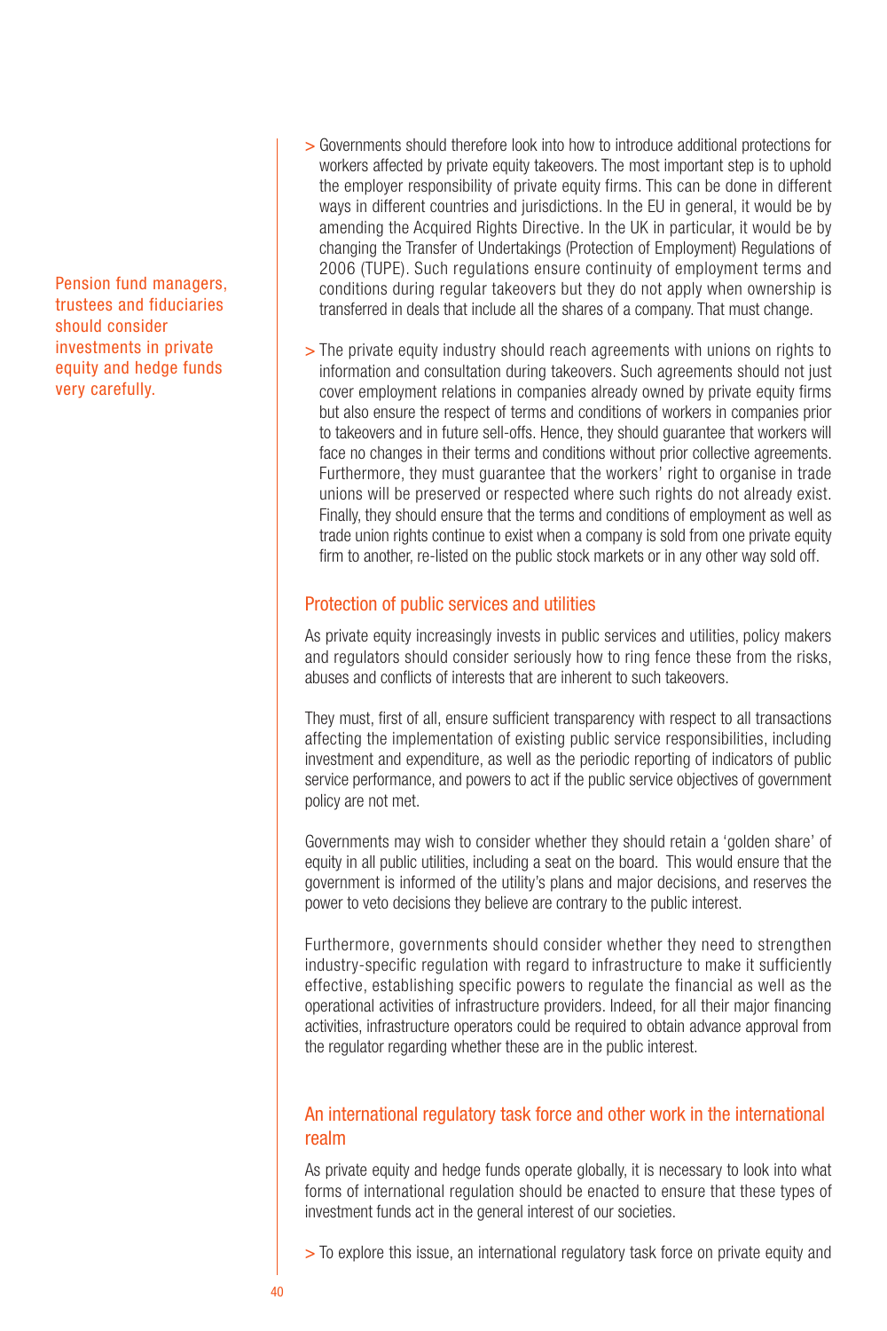Pension fund managers, trustees and fiduciaries should consider investments in private equity and hedge funds very carefully.

> Governments should therefore look into how to introduce additional protections for workers affected by private equity takeovers. The most important step is to uphold the employer responsibility of private equity firms. This can be done in different ways in different countries and jurisdictions. In the EU in general, it would be by amending the Acquired Rights Directive. In the UK in particular, it would be by changing the Transfer of Undertakings (Protection of Employment) Regulations of 2006 (TUPE). Such regulations ensure continuity of employment terms and conditions during regular takeovers but they do not apply when ownership is transferred in deals that include all the shares of a company. That must change.

> The private equity industry should reach agreements with unions on rights to information and consultation during takeovers. Such agreements should not just cover employment relations in companies already owned by private equity firms but also ensure the respect of terms and conditions of workers in companies prior to takeovers and in future sell-offs. Hence, they should guarantee that workers will face no changes in their terms and conditions without prior collective agreements. Furthermore, they must guarantee that the workers' right to organise in trade unions will be preserved or respected where such rights do not already exist. Finally, they should ensure that the terms and conditions of employment as well as trade union rights continue to exist when a company is sold from one private equity firm to another, re-listed on the public stock markets or in any other way sold off.

## Protection of public services and utilities

As private equity increasingly invests in public services and utilities, policy makers and regulators should consider seriously how to ring fence these from the risks, abuses and conflicts of interests that are inherent to such takeovers.

They must, first of all, ensure sufficient transparency with respect to all transactions affecting the implementation of existing public service responsibilities, including investment and expenditure, as well as the periodic reporting of indicators of public service performance, and powers to act if the public service objectives of government policy are not met.

Governments may wish to consider whether they should retain a 'golden share' of equity in all public utilities, including a seat on the board. This would ensure that the government is informed of the utility's plans and major decisions, and reserves the power to veto decisions they believe are contrary to the public interest.

Furthermore, governments should consider whether they need to strengthen industry-specific regulation with regard to infrastructure to make it sufficiently effective, establishing specific powers to regulate the financial as well as the operational activities of infrastructure providers. Indeed, for all their major financing activities, infrastructure operators could be required to obtain advance approval from the regulator regarding whether these are in the public interest.

## An international regulatory task force and other work in the international realm

As private equity and hedge funds operate globally, it is necessary to look into what forms of international regulation should be enacted to ensure that these types of investment funds act in the general interest of our societies.

> To explore this issue, an international regulatory task force on private equity and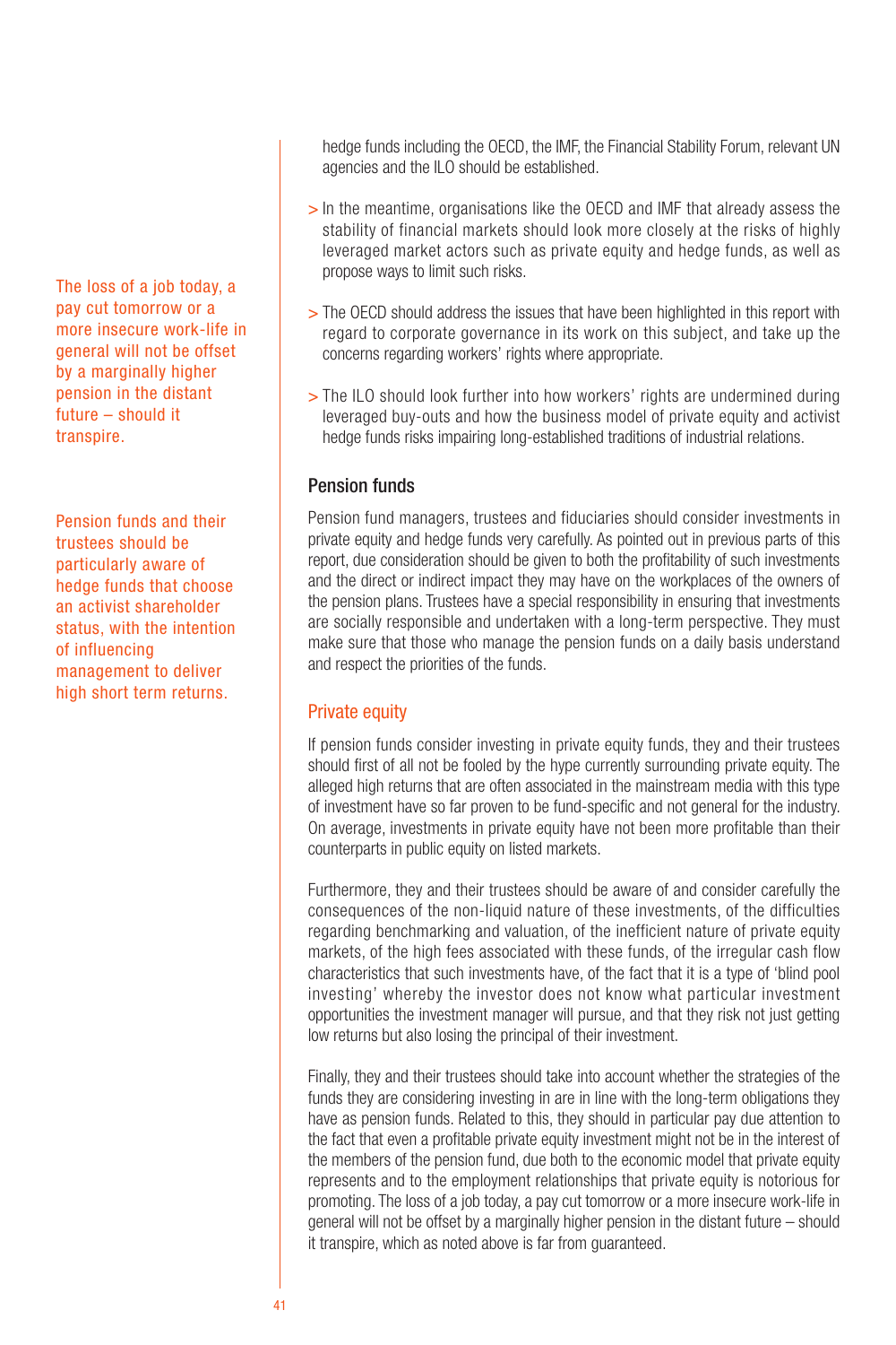hedge funds including the OECD, the IMF, the Financial Stability Forum, relevant UN agencies and the ILO should be established.

> In the meantime, organisations like the OECD and IMF that already assess the stability of financial markets should look more closely at the risks of highly leveraged market actors such as private equity and hedge funds, as well as propose ways to limit such risks.

> The OECD should address the issues that have been highlighted in this report with regard to corporate governance in its work on this subject, and take up the concerns regarding workers' rights where appropriate.

> The ILO should look further into how workers' rights are undermined during leveraged buy-outs and how the business model of private equity and activist hedge funds risks impairing long-established traditions of industrial relations.

The loss of a job today, a pay cut tomorrow or a more insecure work-life in general will not be offset by a marginally higher pension in the distant future – should it transpire.

Pension funds and their trustees should be particularly aware of hedge funds that choose an activist shareholder status, with the intention of influencing management to deliver high short term returns.

## Pension funds

Pension fund managers, trustees and fiduciaries should consider investments in private equity and hedge funds very carefully. As pointed out in previous parts of this report, due consideration should be given to both the profitability of such investments and the direct or indirect impact they may have on the workplaces of the owners of the pension plans. Trustees have a special responsibility in ensuring that investments are socially responsible and undertaken with a long-term perspective. They must make sure that those who manage the pension funds on a daily basis understand and respect the priorities of the funds.

### Private equity

If pension funds consider investing in private equity funds, they and their trustees should first of all not be fooled by the hype currently surrounding private equity. The alleged high returns that are often associated in the mainstream media with this type of investment have so far proven to be fund-specific and not general for the industry. On average, investments in private equity have not been more profitable than their counterparts in public equity on listed markets.

Furthermore, they and their trustees should be aware of and consider carefully the consequences of the non-liquid nature of these investments, of the difficulties regarding benchmarking and valuation, of the inefficient nature of private equity markets, of the high fees associated with these funds, of the irregular cash flow characteristics that such investments have, of the fact that it is a type of 'blind pool investing' whereby the investor does not know what particular investment opportunities the investment manager will pursue, and that they risk not just getting low returns but also losing the principal of their investment.

Finally, they and their trustees should take into account whether the strategies of the funds they are considering investing in are in line with the long-term obligations they have as pension funds. Related to this, they should in particular pay due attention to the fact that even a profitable private equity investment might not be in the interest of the members of the pension fund, due both to the economic model that private equity represents and to the employment relationships that private equity is notorious for promoting. The loss of a job today, a pay cut tomorrow or a more insecure work-life in general will not be offset by a marginally higher pension in the distant future – should it transpire, which as noted above is far from guaranteed.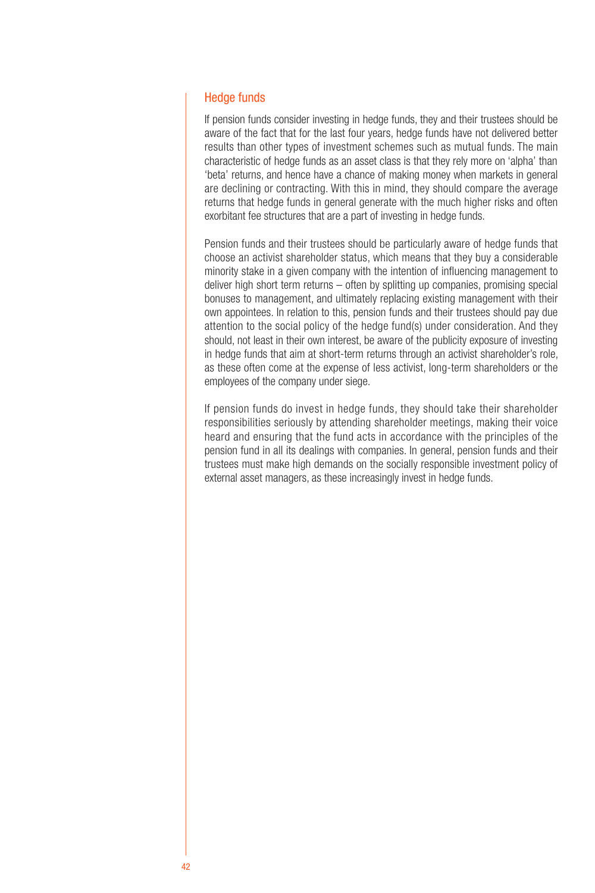## Hedge funds

If pension funds consider investing in hedge funds, they and their trustees should be aware of the fact that for the last four years, hedge funds have not delivered better results than other types of investment schemes such as mutual funds. The main characteristic of hedge funds as an asset class is that they rely more on 'alpha' than 'beta' returns, and hence have a chance of making money when markets in general are declining or contracting. With this in mind, they should compare the average returns that hedge funds in general generate with the much higher risks and often exorbitant fee structures that are a part of investing in hedge funds.

Pension funds and their trustees should be particularly aware of hedge funds that choose an activist shareholder status, which means that they buy a considerable minority stake in a given company with the intention of influencing management to deliver high short term returns – often by splitting up companies, promising special bonuses to management, and ultimately replacing existing management with their own appointees. In relation to this, pension funds and their trustees should pay due attention to the social policy of the hedge fund(s) under consideration. And they should, not least in their own interest, be aware of the publicity exposure of investing in hedge funds that aim at short-term returns through an activist shareholder's role, as these often come at the expense of less activist, long-term shareholders or the employees of the company under siege.

If pension funds do invest in hedge funds, they should take their shareholder responsibilities seriously by attending shareholder meetings, making their voice heard and ensuring that the fund acts in accordance with the principles of the pension fund in all its dealings with companies. In general, pension funds and their trustees must make high demands on the socially responsible investment policy of external asset managers, as these increasingly invest in hedge funds.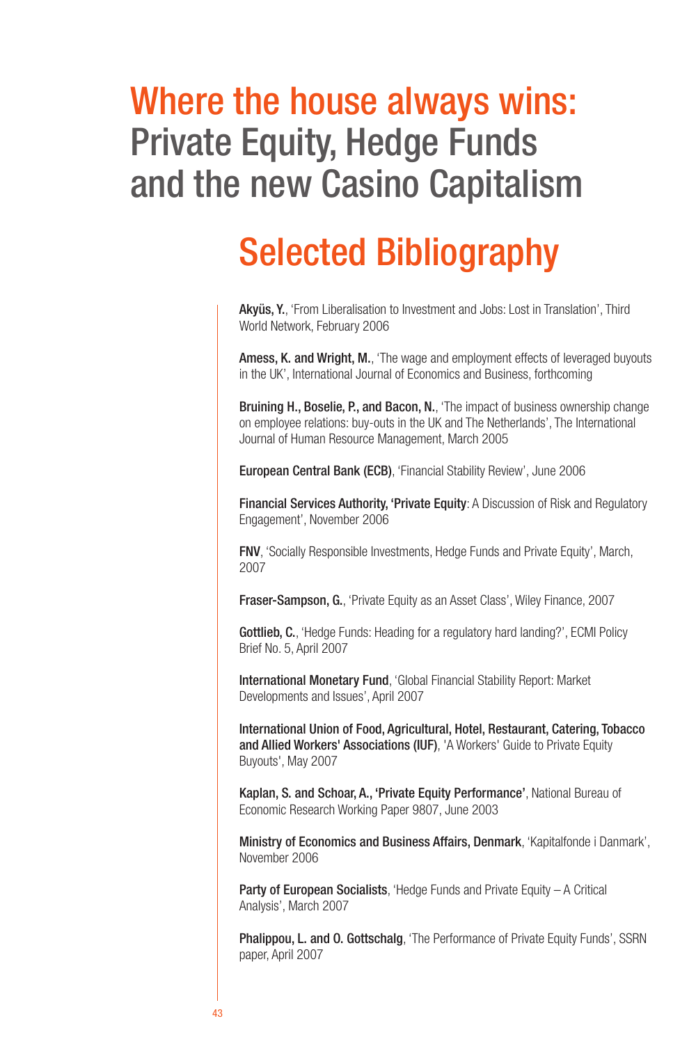# Where the house always wins: Private Equity, Hedge Funds and the new Casino Capitalism

## Selected Bibliography

**Akyüs, Y.**, 'From Liberalisation to Investment and Jobs: Lost in Translation', Third World Network, February 2006

**Amess, K. and Wright, M.**, 'The wage and employment effects of leveraged buyouts in the UK', International Journal of Economics and Business, forthcoming

**Bruining H., Boselie, P., and Bacon, N.**, 'The impact of business ownership change on employee relations: buy-outs in the UK and The Netherlands', The International Journal of Human Resource Management, March 2005

**European Central Bank (ECB)**, 'Financial Stability Review', June 2006

**Financial Services Authority, 'Private Equity**: A Discussion of Risk and Regulatory Engagement', November 2006

**FNV**, 'Socially Responsible Investments, Hedge Funds and Private Equity', March, 2007

**Fraser-Sampson, G.**, 'Private Equity as an Asset Class', Wiley Finance, 2007

**Gottlieb, C.**, 'Hedge Funds: Heading for a regulatory hard landing?', ECMI Policy Brief No. 5, April 2007

**International Monetary Fund**, 'Global Financial Stability Report: Market Developments and Issues', April 2007

**International Union of Food, Agricultural, Hotel, Restaurant, Catering, Tobacco and Allied Workers' Associations (IUF)**, 'A Workers' Guide to Private Equity Buyouts', May 2007

**Kaplan, S. and Schoar, A., 'Private Equity Performance'**, National Bureau of Economic Research Working Paper 9807, June 2003

**Ministry of Economics and Business Affairs, Denmark**, 'Kapitalfonde i Danmark', November 2006

**Party of European Socialists**, 'Hedge Funds and Private Equity – A Critical Analysis', March 2007

**Phalippou, L. and O. Gottschalg**, 'The Performance of Private Equity Funds', SSRN paper, April 2007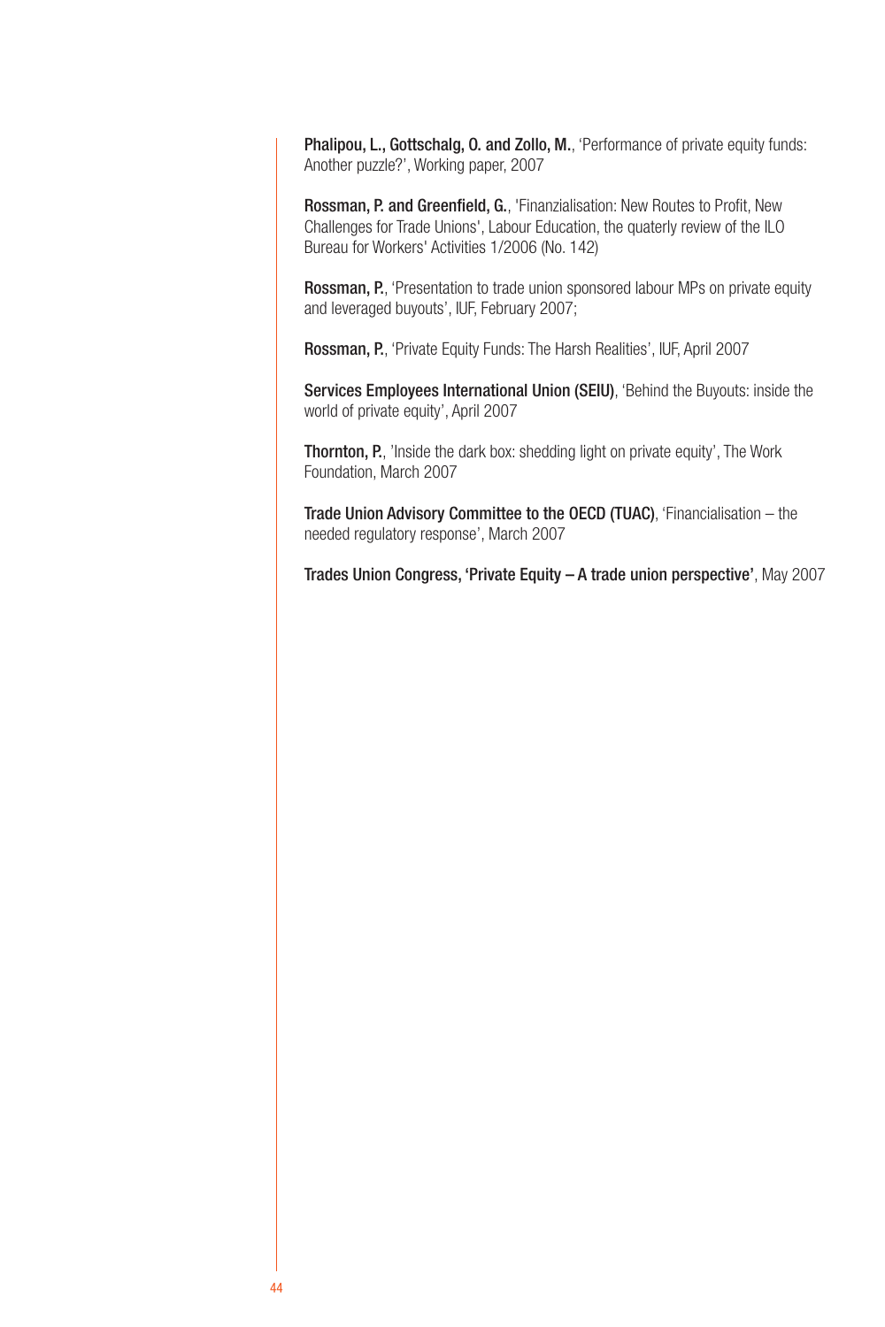**Phalipou, L., Gottschalg, O. and Zollo, M.**, 'Performance of private equity funds: Another puzzle?', Working paper, 2007

**Rossman, P. and Greenfield, G.**, 'Finanzialisation: New Routes to Profit, New Challenges for Trade Unions', Labour Education, the quaterly review of the ILO Bureau for Workers' Activities 1/2006 (No. 142)

**Rossman, P.**, 'Presentation to trade union sponsored labour MPs on private equity and leveraged buyouts', IUF, February 2007;

**Rossman, P.**, 'Private Equity Funds: The Harsh Realities', IUF, April 2007

**Services Employees International Union (SEIU)**, 'Behind the Buyouts: inside the world of private equity', April 2007

**Thornton, P.**, 'Inside the dark box: shedding light on private equity', The Work Foundation, March 2007

**Trade Union Advisory Committee to the OECD (TUAC)**, 'Financialisation – the needed regulatory response', March 2007

**Trades Union Congress, 'Private Equity – A trade union perspective'**, May 2007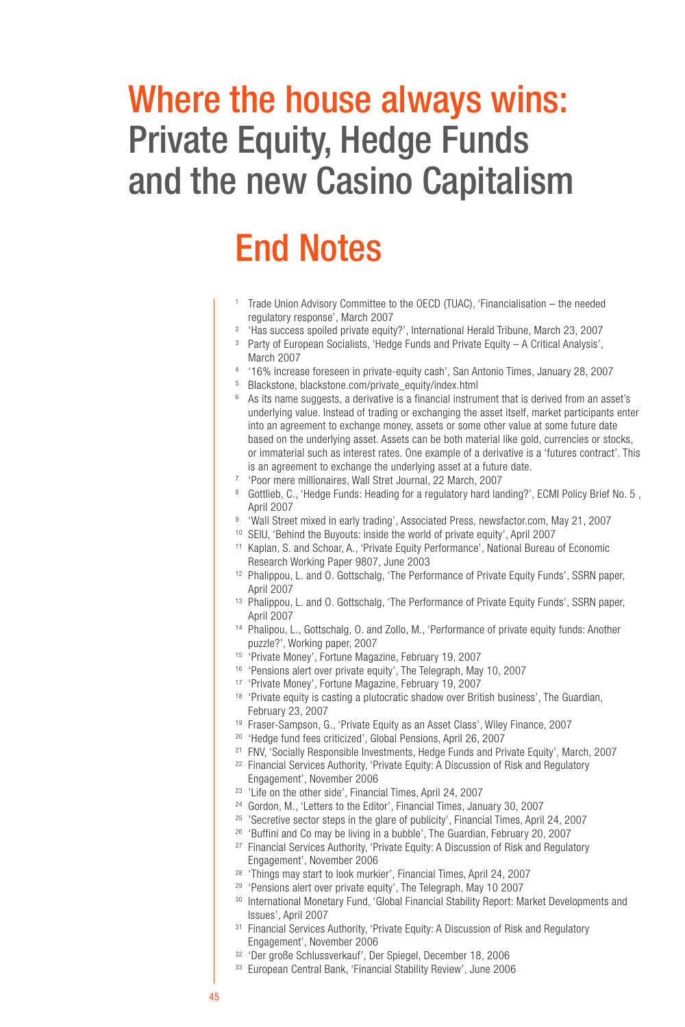# Where the house always wins: Private Equity, Hedge Funds and the new Casino Capitalism

## End Notes

1. Trade Union Advisory Committee to the OECD (TUAC), 'Financialisation – the needed regulatory response', March 2007
2. 'Has success spoiled private equity?', International Herald Tribune, March 23, 2007
3. Party of European Socialists, 'Hedge Funds and Private Equity – A Critical Analysis', March 2007
4. '16% increase foreseen in private-equity cash', San Antonio Times, January 28, 2007
5. Blackstone, blackstone.com/private_equity/index.html
6. As its name suggests, a derivative is a financial instrument that is derived from an asset's underlying value. Instead of trading or exchanging the asset itself, market participants enter into an agreement to exchange money, assets or some other value at some future date based on the underlying asset. Assets can be both material like gold, currencies or stocks, or immaterial such as interest rates. One example of a derivative is a 'futures contract'. This is an agreement to exchange the underlying asset at a future date.
7. 'Poor mere millionaires, Wall Stret Journal, 22 March, 2007
8. Gottlieb, C., 'Hedge Funds: Heading for a regulatory hard landing?', ECMI Policy Brief No. 5 , April 2007
9. 'Wall Street mixed in early trading', Associated Press, newsfactor.com, May 21, 2007
10. SEIU, 'Behind the Buyouts: inside the world of private equity', April 2007
11. Kaplan, S. and Schoar, A., 'Private Equity Performance', National Bureau of Economic Research Working Paper 9807, June 2003
12. Phalippou, L. and O. Gottschalg, 'The Performance of Private Equity Funds', SSRN paper, April 2007
13. Phalippou, L. and O. Gottschalg, 'The Performance of Private Equity Funds', SSRN paper, April 2007
14. Phalipou, L., Gottschalg, O. and Zollo, M., 'Performance of private equity funds: Another puzzle?', Working paper, 2007
15. 'Private Money', Fortune Magazine, February 19, 2007
16. 'Pensions alert over private equity', The Telegraph, May 10, 2007
17. 'Private Money', Fortune Magazine, February 19, 2007
18. 'Private equity is casting a plutocratic shadow over British business', The Guardian, February 23, 2007
19. Fraser-Sampson, G., 'Private Equity as an Asset Class', Wiley Finance, 2007
20. 'Hedge fund fees criticized', Global Pensions, April 26, 2007
21. FNV, 'Socially Responsible Investments, Hedge Funds and Private Equity', March, 2007
22. Financial Services Authority, 'Private Equity: A Discussion of Risk and Regulatory Engagement', November 2006
23. 'Life on the other side', Financial Times, April 24, 2007
24. Gordon, M., 'Letters to the Editor', Financial Times, January 30, 2007
25. 'Secretive sector steps in the glare of publicity', Financial Times, April 24, 2007
26. 'Buffini and Co may be living in a bubble', The Guardian, February 20, 2007
27. Financial Services Authority, 'Private Equity: A Discussion of Risk and Regulatory Engagement', November 2006
28. 'Things may start to look murkier', Financial Times, April 24, 2007
29. 'Pensions alert over private equity', The Telegraph, May 10 2007
30. International Monetary Fund, 'Global Financial Stability Report: Market Developments and Issues', April 2007
31. Financial Services Authority, 'Private Equity: A Discussion of Risk and Regulatory Engagement', November 2006
32. 'Der große Schlussverkauf', Der Spiegel, December 18, 2006
33. European Central Bank, 'Financial Stability Review', June 2006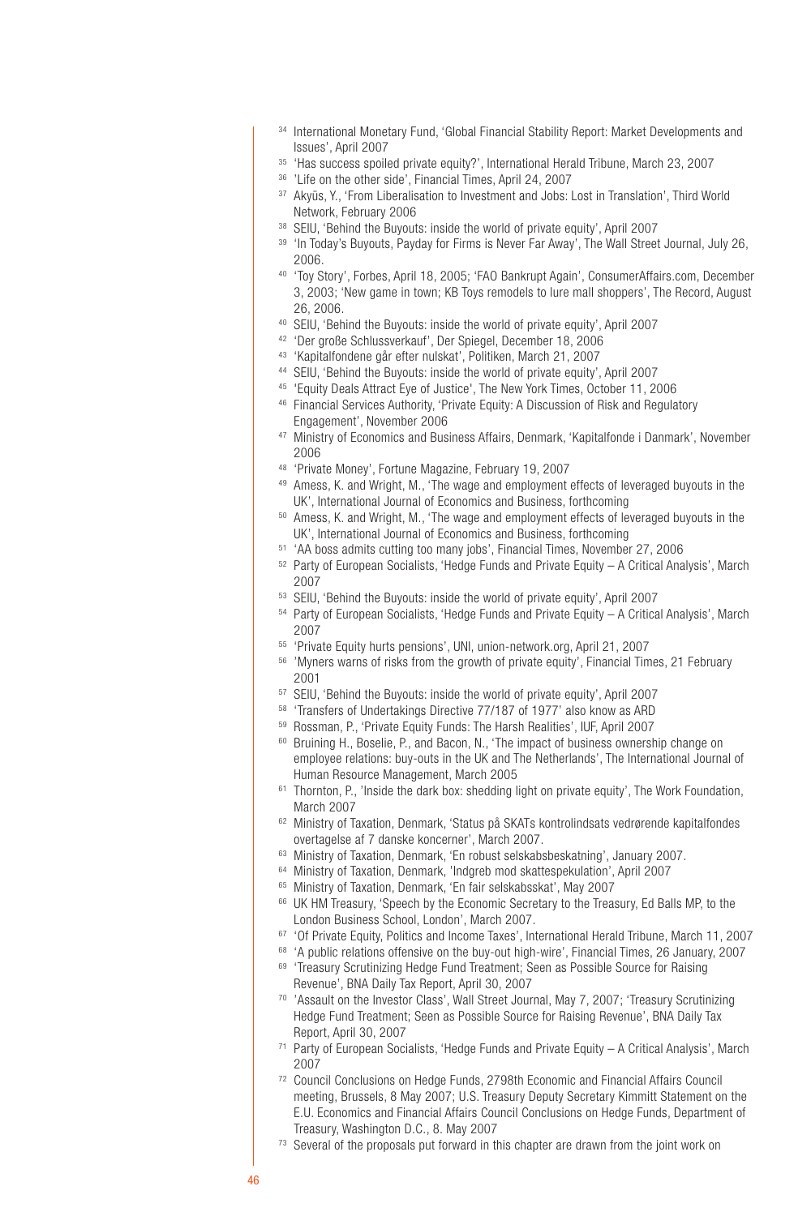[34] International Monetary Fund, 'Global Financial Stability Report: Market Developments and Issues', April 2007

[35] 'Has success spoiled private equity?', International Herald Tribune, March 23, 2007

[36] 'Life on the other side', Financial Times, April 24, 2007

[37] Akyüs, Y., 'From Liberalisation to Investment and Jobs: Lost in Translation', Third World Network, February 2006

[38] SEIU, 'Behind the Buyouts: inside the world of private equity', April 2007

[39] 'In Today's Buyouts, Payday for Firms is Never Far Away', The Wall Street Journal, July 26, 2006.

[40] 'Toy Story', Forbes, April 18, 2005; 'FAO Bankrupt Again', ConsumerAffairs.com, December 3, 2003; 'New game in town; KB Toys remodels to lure mall shoppers', The Record, August 26, 2006.

[40] SEIU, 'Behind the Buyouts: inside the world of private equity', April 2007

[42] 'Der große Schlussverkauf', Der Spiegel, December 18, 2006

[43] 'Kapitalfondene går efter nulskat', Politiken, March 21, 2007

[44] SEIU, 'Behind the Buyouts: inside the world of private equity', April 2007

[45] 'Equity Deals Attract Eye of Justice', The New York Times, October 11, 2006

[46] Financial Services Authority, 'Private Equity: A Discussion of Risk and Regulatory Engagement', November 2006

[47] Ministry of Economics and Business Affairs, Denmark, 'Kapitalfonde i Danmark', November 2006

[48] 'Private Money', Fortune Magazine, February 19, 2007

[49] Amess, K. and Wright, M., 'The wage and employment effects of leveraged buyouts in the UK', International Journal of Economics and Business, forthcoming

[50] Amess, K. and Wright, M., 'The wage and employment effects of leveraged buyouts in the UK', International Journal of Economics and Business, forthcoming

[51] 'AA boss admits cutting too many jobs', Financial Times, November 27, 2006

[52] Party of European Socialists, 'Hedge Funds and Private Equity – A Critical Analysis', March 2007

[53] SEIU, 'Behind the Buyouts: inside the world of private equity', April 2007

[54] Party of European Socialists, 'Hedge Funds and Private Equity – A Critical Analysis', March 2007

[55] 'Private Equity hurts pensions', UNI, union-network.org, April 21, 2007

[56] 'Myners warns of risks from the growth of private equity', Financial Times, 21 February 2001

[57] SEIU, 'Behind the Buyouts: inside the world of private equity', April 2007

[58] 'Transfers of Undertakings Directive 77/187 of 1977' also know as ARD

[59] Rossman, P., 'Private Equity Funds: The Harsh Realities', IUF, April 2007

[60] Bruining H., Boselie, P., and Bacon, N., 'The impact of business ownership change on employee relations: buy-outs in the UK and The Netherlands', The International Journal of Human Resource Management, March 2005

[61] Thornton, P., 'Inside the dark box: shedding light on private equity', The Work Foundation, March 2007

[62] Ministry of Taxation, Denmark, 'Status på SKATs kontrolindsats vedrørende kapitalfondes overtagelse af 7 danske koncerner', March 2007.

[63] Ministry of Taxation, Denmark, 'En robust selskabsbeskatning', January 2007.

[64] Ministry of Taxation, Denmark, 'Indgreb mod skattespekulation', April 2007

[65] Ministry of Taxation, Denmark, 'En fair selskabsskat', May 2007

[66] UK HM Treasury, 'Speech by the Economic Secretary to the Treasury, Ed Balls MP, to the London Business School, London', March 2007.

[67] 'Of Private Equity, Politics and Income Taxes', International Herald Tribune, March 11, 2007

[68] 'A public relations offensive on the buy-out high-wire', Financial Times, 26 January, 2007

[69] 'Treasury Scrutinizing Hedge Fund Treatment; Seen as Possible Source for Raising Revenue', BNA Daily Tax Report, April 30, 2007

[70] 'Assault on the Investor Class', Wall Street Journal, May 7, 2007; 'Treasury Scrutinizing Hedge Fund Treatment; Seen as Possible Source for Raising Revenue', BNA Daily Tax Report, April 30, 2007

[71] Party of European Socialists, 'Hedge Funds and Private Equity – A Critical Analysis', March 2007

[72] Council Conclusions on Hedge Funds, 2798th Economic and Financial Affairs Council meeting, Brussels, 8 May 2007; U.S. Treasury Deputy Secretary Kimmitt Statement on the E.U. Economics and Financial Affairs Council Conclusions on Hedge Funds, Department of Treasury, Washington D.C., 8. May 2007

[73] Several of the proposals put forward in this chapter are drawn from the joint work on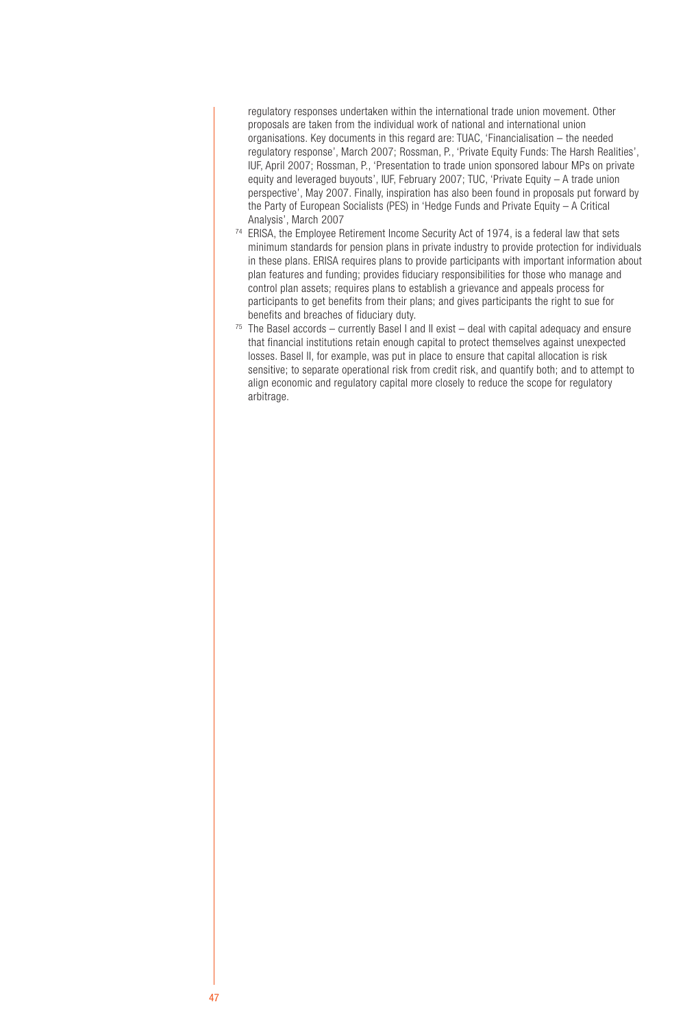regulatory responses undertaken within the international trade union movement. Other proposals are taken from the individual work of national and international union organisations. Key documents in this regard are: TUAC, 'Financialisation – the needed regulatory response', March 2007; Rossman, P., 'Private Equity Funds: The Harsh Realities', IUF, April 2007; Rossman, P., 'Presentation to trade union sponsored labour MPs on private equity and leveraged buyouts', IUF, February 2007; TUC, 'Private Equity – A trade union perspective', May 2007. Finally, inspiration has also been found in proposals put forward by the Party of European Socialists (PES) in 'Hedge Funds and Private Equity – A Critical Analysis', March 2007

[74] ERISA, the Employee Retirement Income Security Act of 1974, is a federal law that sets minimum standards for pension plans in private industry to provide protection for individuals in these plans. ERISA requires plans to provide participants with important information about plan features and funding; provides fiduciary responsibilities for those who manage and control plan assets; requires plans to establish a grievance and appeals process for participants to get benefits from their plans; and gives participants the right to sue for benefits and breaches of fiduciary duty.

[75] The Basel accords – currently Basel I and II exist – deal with capital adequacy and ensure that financial institutions retain enough capital to protect themselves against unexpected losses. Basel II, for example, was put in place to ensure that capital allocation is risk sensitive; to separate operational risk from credit risk, and quantify both; and to attempt to align economic and regulatory capital more closely to reduce the scope for regulatory arbitrage.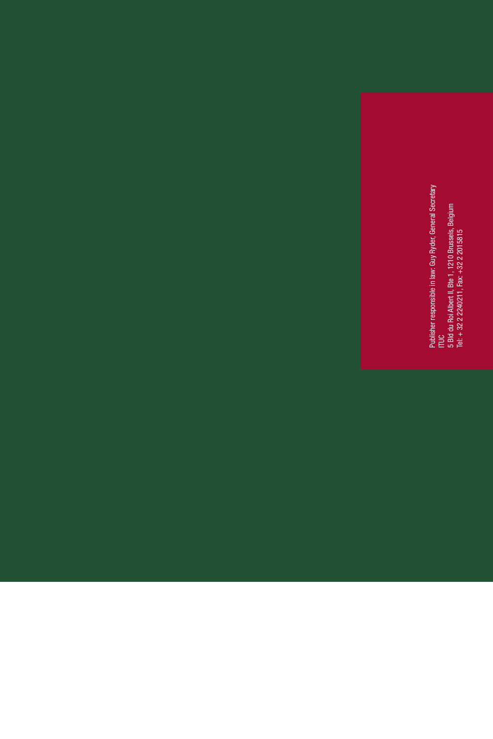Publisher responsible in law: Guy Ryder, General Secretary
ITUC
5 Bld du Roi Albert II, Bte 1, 1210 Brussels, Belgium
Tel: + 32 2 2240211, Fax: +32 2 2015815